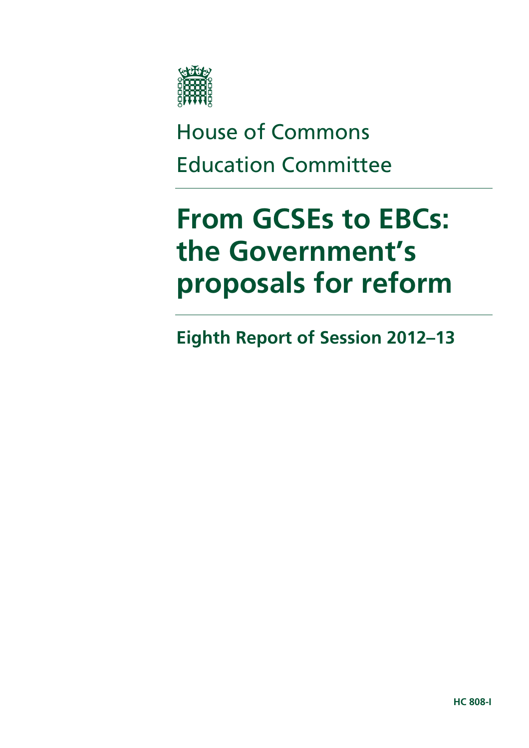House of Commons

Education Committee

# From GCSEs to EBCs: the Government's proposals for reform

## Eighth Report of Session 2012–13

HC 808-I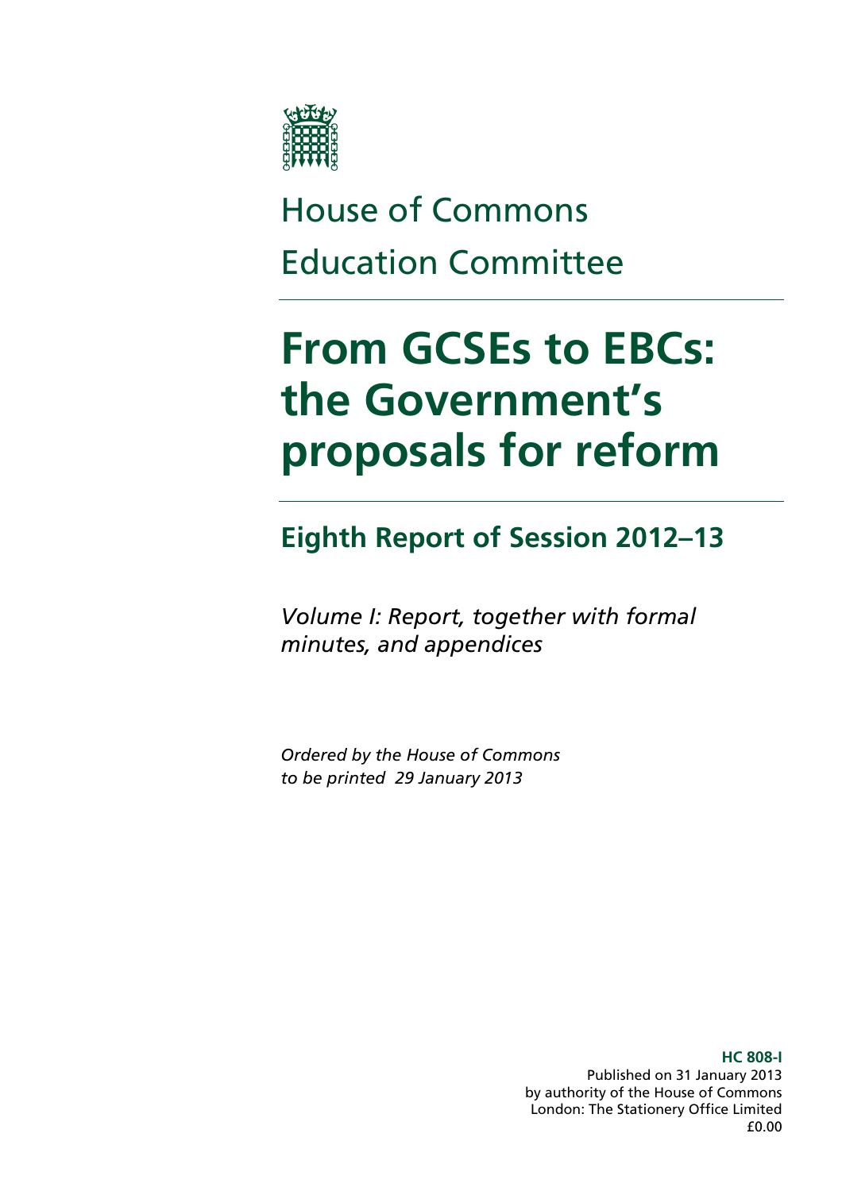House of Commons
Education Committee

# From GCSEs to EBCs: the Government's proposals for reform

## Eighth Report of Session 2012–13

*Volume I: Report, together with formal minutes, and appendices*

*Ordered by the House of Commons to be printed 29 January 2013*

**HC 808-I**
Published on 31 January 2013
by authority of the House of Commons
London: The Stationery Office Limited
£0.00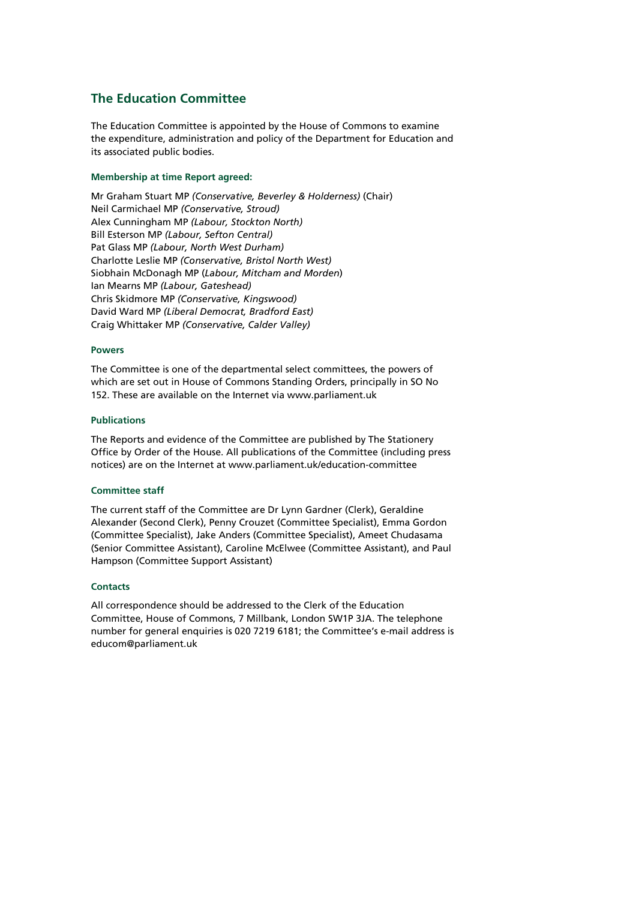## The Education Committee

The Education Committee is appointed by the House of Commons to examine the expenditure, administration and policy of the Department for Education and its associated public bodies.

### Membership at time Report agreed:

Mr Graham Stuart MP *(Conservative, Beverley & Holderness)* (Chair)
Neil Carmichael MP *(Conservative, Stroud)*
Alex Cunningham MP *(Labour, Stockton North)*
Bill Esterson MP *(Labour, Sefton Central)*
Pat Glass MP *(Labour, North West Durham)*
Charlotte Leslie MP *(Conservative, Bristol North West)*
Siobhain McDonagh MP (*Labour, Mitcham and Morden*)
Ian Mearns MP *(Labour, Gateshead)*
Chris Skidmore MP *(Conservative, Kingswood)*
David Ward MP *(Liberal Democrat, Bradford East)*
Craig Whittaker MP *(Conservative, Calder Valley)*

### Powers

The Committee is one of the departmental select committees, the powers of which are set out in House of Commons Standing Orders, principally in SO No 152. These are available on the Internet via www.parliament.uk

### Publications

The Reports and evidence of the Committee are published by The Stationery Office by Order of the House. All publications of the Committee (including press notices) are on the Internet at www.parliament.uk/education-committee

### Committee staff

The current staff of the Committee are Dr Lynn Gardner (Clerk), Geraldine Alexander (Second Clerk), Penny Crouzet (Committee Specialist), Emma Gordon (Committee Specialist), Jake Anders (Committee Specialist), Ameet Chudasama (Senior Committee Assistant), Caroline McElwee (Committee Assistant), and Paul Hampson (Committee Support Assistant)

### Contacts

All correspondence should be addressed to the Clerk of the Education Committee, House of Commons, 7 Millbank, London SW1P 3JA. The telephone number for general enquiries is 020 7219 6181; the Committee's e-mail address is educom@parliament.uk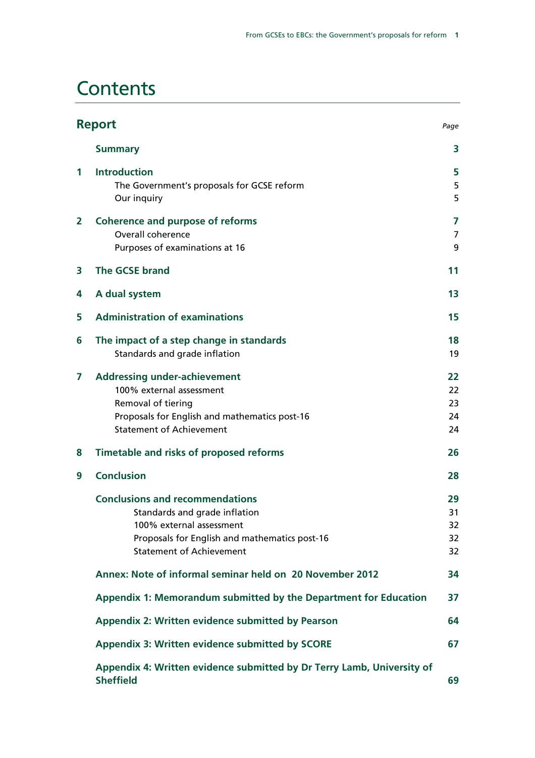# Contents

| **Report** | | *Page* |
|---|---|---|
| | **Summary** | **3** |
| **1** | **Introduction** | **5** |
| | The Government's proposals for GCSE reform | 5 |
| | Our inquiry | 5 |
| **2** | **Coherence and purpose of reforms** | **7** |
| | Overall coherence | 7 |
| | Purposes of examinations at 16 | 9 |
| **3** | **The GCSE brand** | **11** |
| **4** | **A dual system** | **13** |
| **5** | **Administration of examinations** | **15** |
| **6** | **The impact of a step change in standards** | **18** |
| | Standards and grade inflation | 19 |
| **7** | **Addressing under-achievement** | **22** |
| | 100% external assessment | 22 |
| | Removal of tiering | 23 |
| | Proposals for English and mathematics post-16 | 24 |
| | Statement of Achievement | 24 |
| **8** | **Timetable and risks of proposed reforms** | **26** |
| **9** | **Conclusion** | **28** |
| | **Conclusions and recommendations** | **29** |
| | Standards and grade inflation | 31 |
| | 100% external assessment | 32 |
| | Proposals for English and mathematics post-16 | 32 |
| | Statement of Achievement | 32 |
| | **Annex: Note of informal seminar held on 20 November 2012** | **34** |
| | **Appendix 1: Memorandum submitted by the Department for Education** | **37** |
| | **Appendix 2: Written evidence submitted by Pearson** | **64** |
| | **Appendix 3: Written evidence submitted by SCORE** | **67** |
| | **Appendix 4: Written evidence submitted by Dr Terry Lamb, University of Sheffield** | **69** |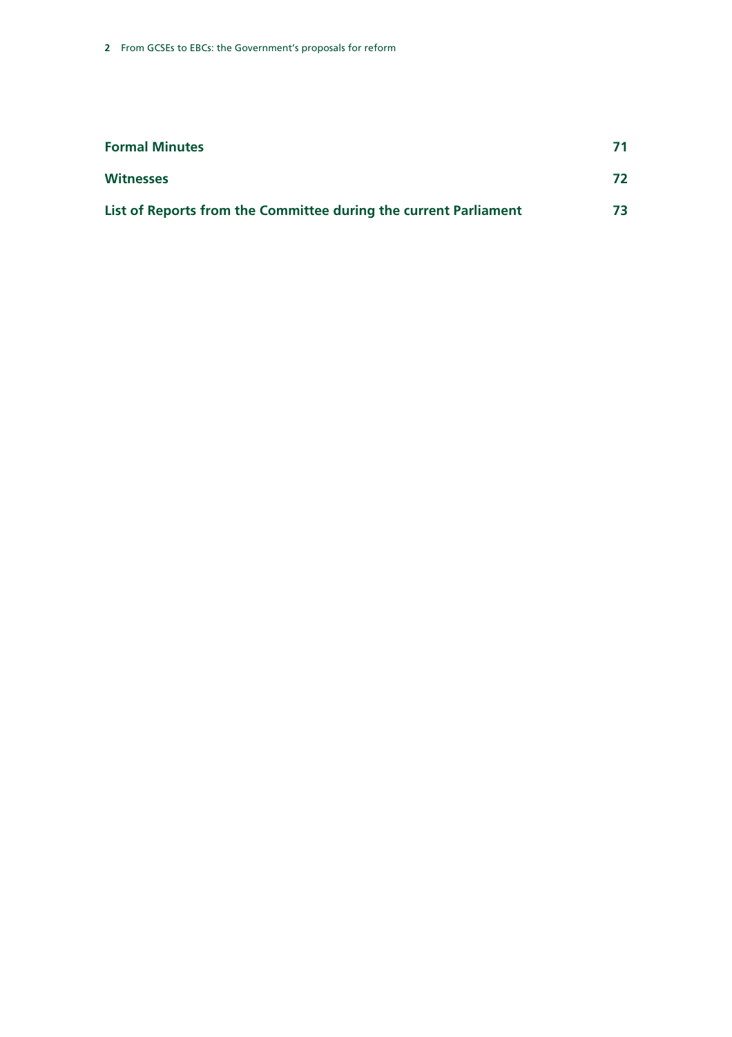**Formal Minutes** 71

**Witnesses** 72

**List of Reports from the Committee during the current Parliament** 73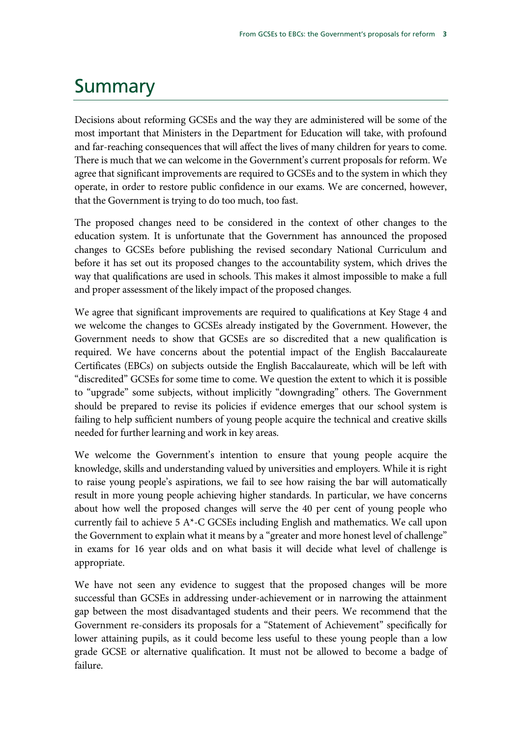# Summary

Decisions about reforming GCSEs and the way they are administered will be some of the most important that Ministers in the Department for Education will take, with profound and far-reaching consequences that will affect the lives of many children for years to come. There is much that we can welcome in the Government's current proposals for reform. We agree that significant improvements are required to GCSEs and to the system in which they operate, in order to restore public confidence in our exams. We are concerned, however, that the Government is trying to do too much, too fast.

The proposed changes need to be considered in the context of other changes to the education system. It is unfortunate that the Government has announced the proposed changes to GCSEs before publishing the revised secondary National Curriculum and before it has set out its proposed changes to the accountability system, which drives the way that qualifications are used in schools. This makes it almost impossible to make a full and proper assessment of the likely impact of the proposed changes.

We agree that significant improvements are required to qualifications at Key Stage 4 and we welcome the changes to GCSEs already instigated by the Government. However, the Government needs to show that GCSEs are so discredited that a new qualification is required. We have concerns about the potential impact of the English Baccalaureate Certificates (EBCs) on subjects outside the English Baccalaureate, which will be left with "discredited" GCSEs for some time to come. We question the extent to which it is possible to "upgrade" some subjects, without implicitly "downgrading" others. The Government should be prepared to revise its policies if evidence emerges that our school system is failing to help sufficient numbers of young people acquire the technical and creative skills needed for further learning and work in key areas.

We welcome the Government's intention to ensure that young people acquire the knowledge, skills and understanding valued by universities and employers. While it is right to raise young people's aspirations, we fail to see how raising the bar will automatically result in more young people achieving higher standards. In particular, we have concerns about how well the proposed changes will serve the 40 per cent of young people who currently fail to achieve 5 A*-C GCSEs including English and mathematics. We call upon the Government to explain what it means by a "greater and more honest level of challenge" in exams for 16 year olds and on what basis it will decide what level of challenge is appropriate.

We have not seen any evidence to suggest that the proposed changes will be more successful than GCSEs in addressing under-achievement or in narrowing the attainment gap between the most disadvantaged students and their peers. We recommend that the Government re-considers its proposals for a "Statement of Achievement" specifically for lower attaining pupils, as it could become less useful to these young people than a low grade GCSE or alternative qualification. It must not be allowed to become a badge of failure.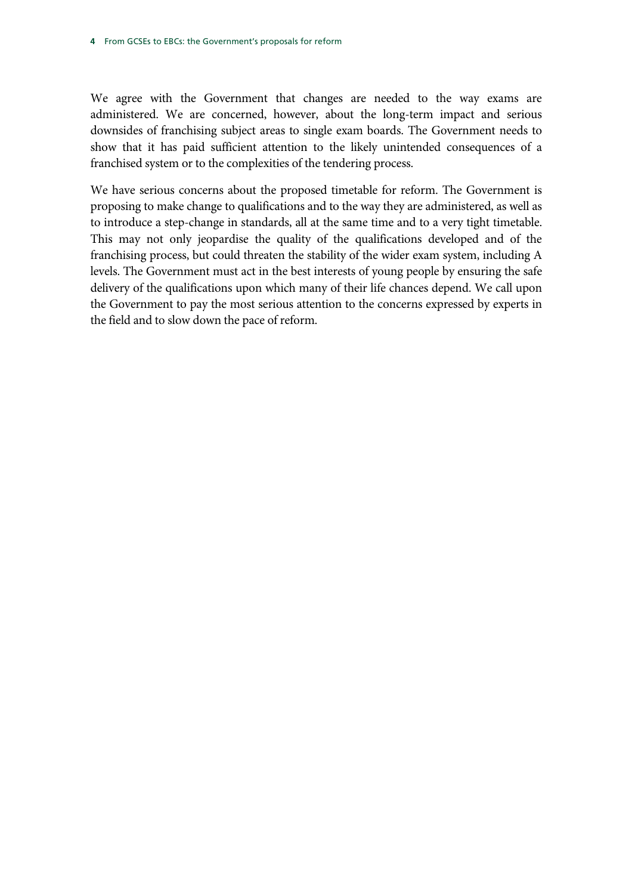We agree with the Government that changes are needed to the way exams are administered. We are concerned, however, about the long-term impact and serious downsides of franchising subject areas to single exam boards. The Government needs to show that it has paid sufficient attention to the likely unintended consequences of a franchised system or to the complexities of the tendering process.

We have serious concerns about the proposed timetable for reform. The Government is proposing to make change to qualifications and to the way they are administered, as well as to introduce a step-change in standards, all at the same time and to a very tight timetable. This may not only jeopardise the quality of the qualifications developed and of the franchising process, but could threaten the stability of the wider exam system, including A levels. The Government must act in the best interests of young people by ensuring the safe delivery of the qualifications upon which many of their life chances depend. We call upon the Government to pay the most serious attention to the concerns expressed by experts in the field and to slow down the pace of reform.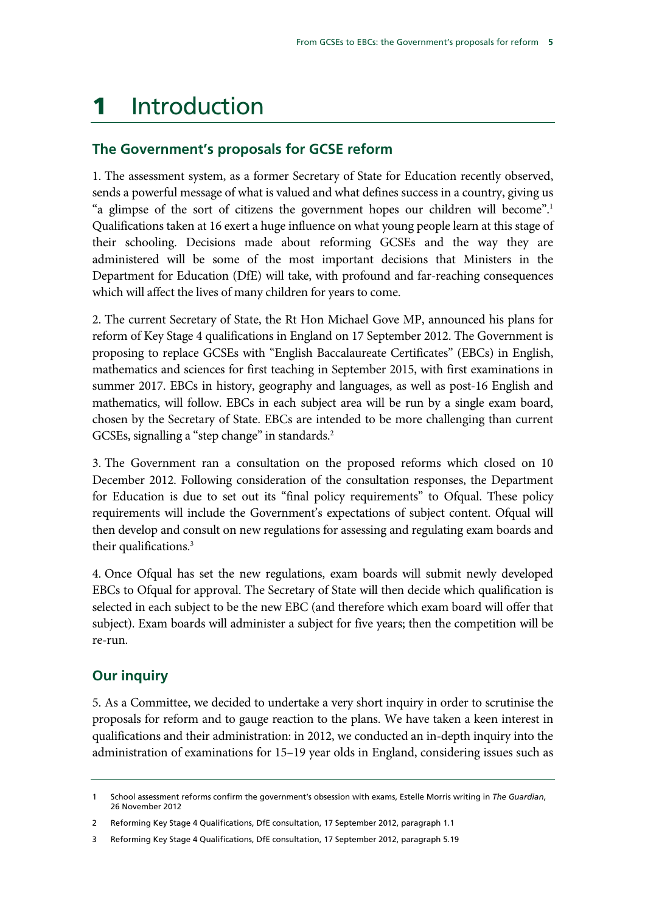# 1 Introduction

## The Government's proposals for GCSE reform

1. The assessment system, as a former Secretary of State for Education recently observed, sends a powerful message of what is valued and what defines success in a country, giving us "a glimpse of the sort of citizens the government hopes our children will become".[1] Qualifications taken at 16 exert a huge influence on what young people learn at this stage of their schooling. Decisions made about reforming GCSEs and the way they are administered will be some of the most important decisions that Ministers in the Department for Education (DfE) will take, with profound and far-reaching consequences which will affect the lives of many children for years to come.

2. The current Secretary of State, the Rt Hon Michael Gove MP, announced his plans for reform of Key Stage 4 qualifications in England on 17 September 2012. The Government is proposing to replace GCSEs with "English Baccalaureate Certificates" (EBCs) in English, mathematics and sciences for first teaching in September 2015, with first examinations in summer 2017. EBCs in history, geography and languages, as well as post-16 English and mathematics, will follow. EBCs in each subject area will be run by a single exam board, chosen by the Secretary of State. EBCs are intended to be more challenging than current GCSEs, signalling a "step change" in standards.[2]

3. The Government ran a consultation on the proposed reforms which closed on 10 December 2012. Following consideration of the consultation responses, the Department for Education is due to set out its "final policy requirements" to Ofqual. These policy requirements will include the Government's expectations of subject content. Ofqual will then develop and consult on new regulations for assessing and regulating exam boards and their qualifications.[3]

4. Once Ofqual has set the new regulations, exam boards will submit newly developed EBCs to Ofqual for approval. The Secretary of State will then decide which qualification is selected in each subject to be the new EBC (and therefore which exam board will offer that subject). Exam boards will administer a subject for five years; then the competition will be re-run.

## Our inquiry

5. As a Committee, we decided to undertake a very short inquiry in order to scrutinise the proposals for reform and to gauge reaction to the plans. We have taken a keen interest in qualifications and their administration: in 2012, we conducted an in-depth inquiry into the administration of examinations for 15–19 year olds in England, considering issues such as

---

1 School assessment reforms confirm the government's obsession with exams, Estelle Morris writing in *The Guardian*, 26 November 2012

2 Reforming Key Stage 4 Qualifications, DfE consultation, 17 September 2012, paragraph 1.1

3 Reforming Key Stage 4 Qualifications, DfE consultation, 17 September 2012, paragraph 5.19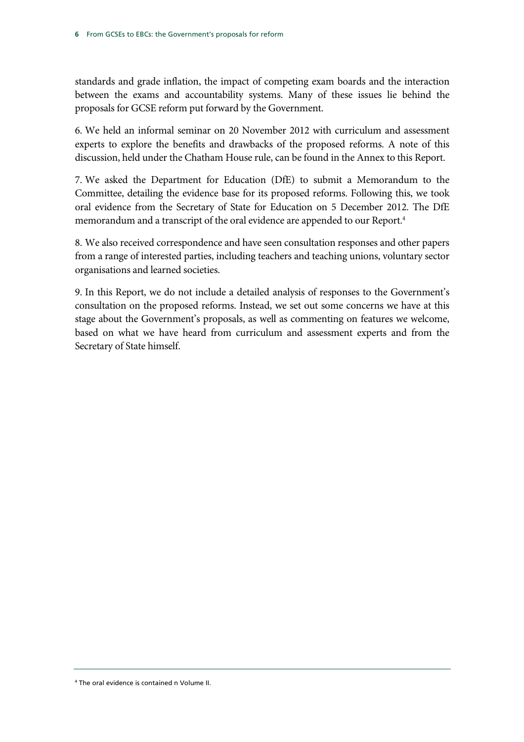standards and grade inflation, the impact of competing exam boards and the interaction between the exams and accountability systems. Many of these issues lie behind the proposals for GCSE reform put forward by the Government.

6. We held an informal seminar on 20 November 2012 with curriculum and assessment experts to explore the benefits and drawbacks of the proposed reforms. A note of this discussion, held under the Chatham House rule, can be found in the Annex to this Report.

7. We asked the Department for Education (DfE) to submit a Memorandum to the Committee, detailing the evidence base for its proposed reforms. Following this, we took oral evidence from the Secretary of State for Education on 5 December 2012. The DfE memorandum and a transcript of the oral evidence are appended to our Report.[4]

8. We also received correspondence and have seen consultation responses and other papers from a range of interested parties, including teachers and teaching unions, voluntary sector organisations and learned societies.

9. In this Report, we do not include a detailed analysis of responses to the Government's consultation on the proposed reforms. Instead, we set out some concerns we have at this stage about the Government's proposals, as well as commenting on features we welcome, based on what we have heard from curriculum and assessment experts and from the Secretary of State himself.

---

[4] The oral evidence is contained n Volume II.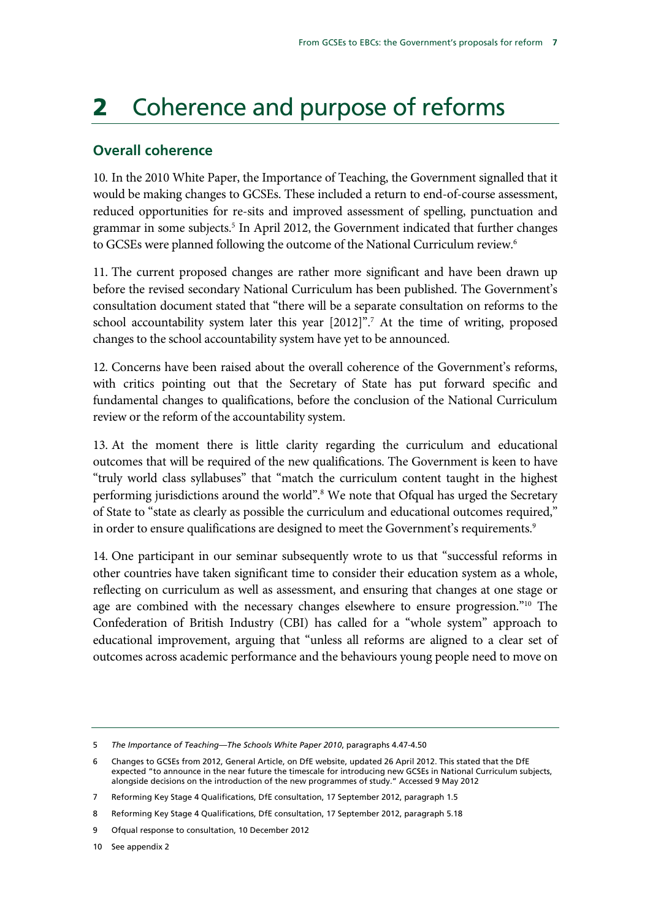# 2 Coherence and purpose of reforms

## Overall coherence

10. In the 2010 White Paper, the Importance of Teaching, the Government signalled that it would be making changes to GCSEs. These included a return to end-of-course assessment, reduced opportunities for re-sits and improved assessment of spelling, punctuation and grammar in some subjects.[5] In April 2012, the Government indicated that further changes to GCSEs were planned following the outcome of the National Curriculum review.[6]

11. The current proposed changes are rather more significant and have been drawn up before the revised secondary National Curriculum has been published. The Government's consultation document stated that "there will be a separate consultation on reforms to the school accountability system later this year [2012]".[7] At the time of writing, proposed changes to the school accountability system have yet to be announced.

12. Concerns have been raised about the overall coherence of the Government's reforms, with critics pointing out that the Secretary of State has put forward specific and fundamental changes to qualifications, before the conclusion of the National Curriculum review or the reform of the accountability system.

13. At the moment there is little clarity regarding the curriculum and educational outcomes that will be required of the new qualifications. The Government is keen to have "truly world class syllabuses" that "match the curriculum content taught in the highest performing jurisdictions around the world".[8] We note that Ofqual has urged the Secretary of State to "state as clearly as possible the curriculum and educational outcomes required," in order to ensure qualifications are designed to meet the Government's requirements.[9]

14. One participant in our seminar subsequently wrote to us that "successful reforms in other countries have taken significant time to consider their education system as a whole, reflecting on curriculum as well as assessment, and ensuring that changes at one stage or age are combined with the necessary changes elsewhere to ensure progression."[10] The Confederation of British Industry (CBI) has called for a "whole system" approach to educational improvement, arguing that "unless all reforms are aligned to a clear set of outcomes across academic performance and the behaviours young people need to move on

---

5 *The Importance of Teaching—The Schools White Paper 2010*, paragraphs 4.47-4.50

6 Changes to GCSEs from 2012, General Article, on DfE website, updated 26 April 2012. This stated that the DfE expected "to announce in the near future the timescale for introducing new GCSEs in National Curriculum subjects, alongside decisions on the introduction of the new programmes of study." Accessed 9 May 2012

7 Reforming Key Stage 4 Qualifications, DfE consultation, 17 September 2012, paragraph 1.5

8 Reforming Key Stage 4 Qualifications, DfE consultation, 17 September 2012, paragraph 5.18

9 Ofqual response to consultation, 10 December 2012

10 See appendix 2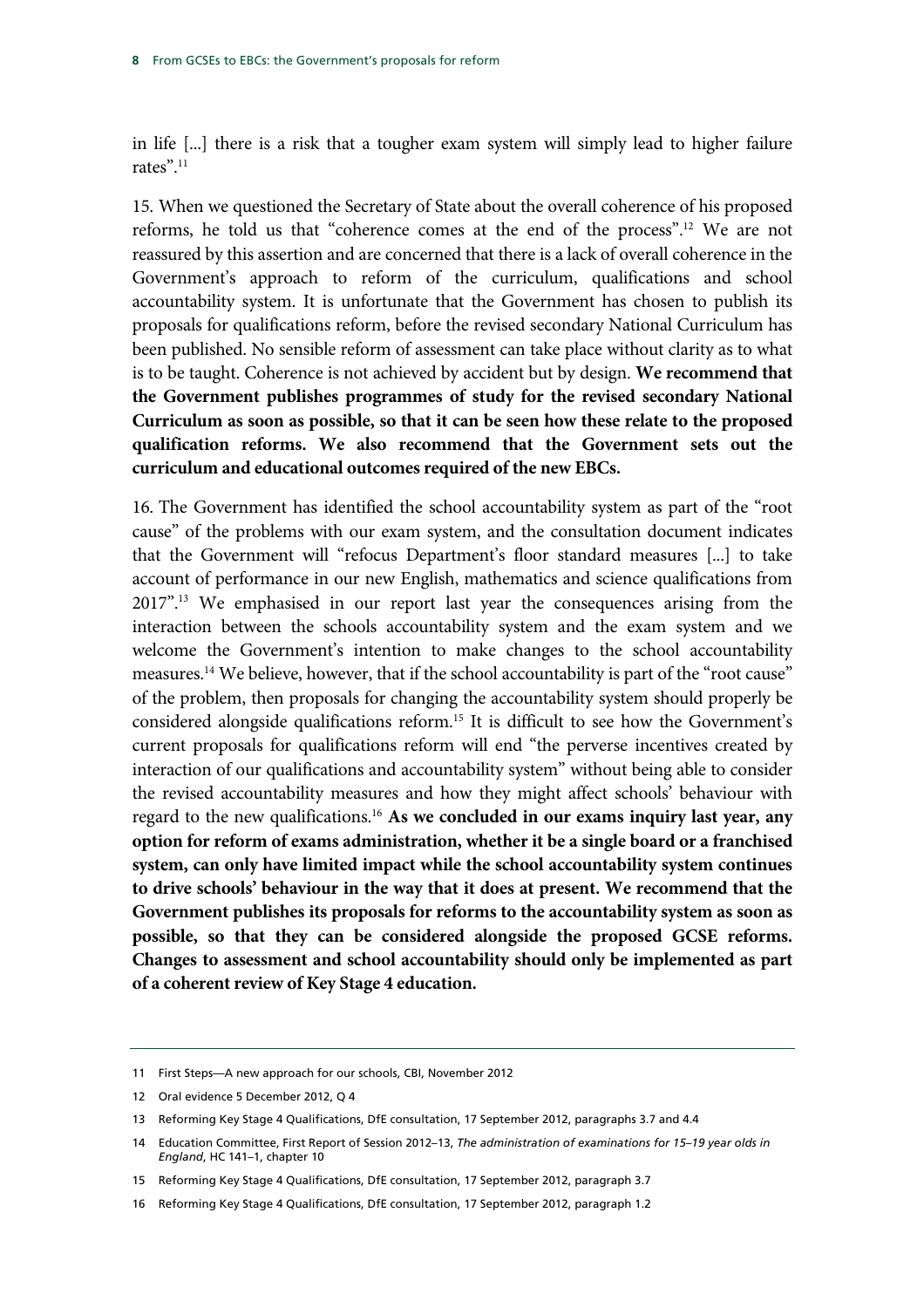in life [...] there is a risk that a tougher exam system will simply lead to higher failure rates".[11]

15. When we questioned the Secretary of State about the overall coherence of his proposed reforms, he told us that "coherence comes at the end of the process".[12] We are not reassured by this assertion and are concerned that there is a lack of overall coherence in the Government's approach to reform of the curriculum, qualifications and school accountability system. It is unfortunate that the Government has chosen to publish its proposals for qualifications reform, before the revised secondary National Curriculum has been published. No sensible reform of assessment can take place without clarity as to what is to be taught. Coherence is not achieved by accident but by design. **We recommend that the Government publishes programmes of study for the revised secondary National Curriculum as soon as possible, so that it can be seen how these relate to the proposed qualification reforms. We also recommend that the Government sets out the curriculum and educational outcomes required of the new EBCs.**

16. The Government has identified the school accountability system as part of the "root cause" of the problems with our exam system, and the consultation document indicates that the Government will "refocus Department's floor standard measures [...] to take account of performance in our new English, mathematics and science qualifications from 2017".[13] We emphasised in our report last year the consequences arising from the interaction between the schools accountability system and the exam system and we welcome the Government's intention to make changes to the school accountability measures.[14] We believe, however, that if the school accountability is part of the "root cause" of the problem, then proposals for changing the accountability system should properly be considered alongside qualifications reform.[15] It is difficult to see how the Government's current proposals for qualifications reform will end "the perverse incentives created by interaction of our qualifications and accountability system" without being able to consider the revised accountability measures and how they might affect schools' behaviour with regard to the new qualifications.[16] **As we concluded in our exams inquiry last year, any option for reform of exams administration, whether it be a single board or a franchised system, can only have limited impact while the school accountability system continues to drive schools' behaviour in the way that it does at present. We recommend that the Government publishes its proposals for reforms to the accountability system as soon as possible, so that they can be considered alongside the proposed GCSE reforms. Changes to assessment and school accountability should only be implemented as part of a coherent review of Key Stage 4 education.**

---

11 First Steps—A new approach for our schools, CBI, November 2012

12 Oral evidence 5 December 2012, Q 4

13 Reforming Key Stage 4 Qualifications, DfE consultation, 17 September 2012, paragraphs 3.7 and 4.4

14 Education Committee, First Report of Session 2012–13, *The administration of examinations for 15–19 year olds in England*, HC 141–1, chapter 10

15 Reforming Key Stage 4 Qualifications, DfE consultation, 17 September 2012, paragraph 3.7

16 Reforming Key Stage 4 Qualifications, DfE consultation, 17 September 2012, paragraph 1.2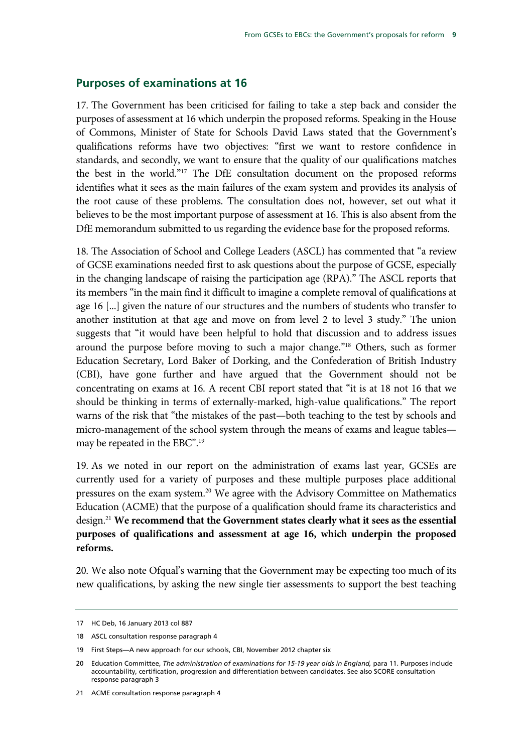## Purposes of examinations at 16

17. The Government has been criticised for failing to take a step back and consider the purposes of assessment at 16 which underpin the proposed reforms. Speaking in the House of Commons, Minister of State for Schools David Laws stated that the Government's qualifications reforms have two objectives: "first we want to restore confidence in standards, and secondly, we want to ensure that the quality of our qualifications matches the best in the world."[17] The DfE consultation document on the proposed reforms identifies what it sees as the main failures of the exam system and provides its analysis of the root cause of these problems. The consultation does not, however, set out what it believes to be the most important purpose of assessment at 16. This is also absent from the DfE memorandum submitted to us regarding the evidence base for the proposed reforms.

18. The Association of School and College Leaders (ASCL) has commented that "a review of GCSE examinations needed first to ask questions about the purpose of GCSE, especially in the changing landscape of raising the participation age (RPA)." The ASCL reports that its members "in the main find it difficult to imagine a complete removal of qualifications at age 16 [...] given the nature of our structures and the numbers of students who transfer to another institution at that age and move on from level 2 to level 3 study." The union suggests that "it would have been helpful to hold that discussion and to address issues around the purpose before moving to such a major change."[18] Others, such as former Education Secretary, Lord Baker of Dorking, and the Confederation of British Industry (CBI), have gone further and have argued that the Government should not be concentrating on exams at 16. A recent CBI report stated that "it is at 18 not 16 that we should be thinking in terms of externally-marked, high-value qualifications." The report warns of the risk that "the mistakes of the past—both teaching to the test by schools and micro-management of the school system through the means of exams and league tables—may be repeated in the EBC".[19]

19. As we noted in our report on the administration of exams last year, GCSEs are currently used for a variety of purposes and these multiple purposes place additional pressures on the exam system.[20] We agree with the Advisory Committee on Mathematics Education (ACME) that the purpose of a qualification should frame its characteristics and design.[21] **We recommend that the Government states clearly what it sees as the essential purposes of qualifications and assessment at age 16, which underpin the proposed reforms.**

20. We also note Ofqual's warning that the Government may be expecting too much of its new qualifications, by asking the new single tier assessments to support the best teaching

---

17 HC Deb, 16 January 2013 col 887

18 ASCL consultation response paragraph 4

19 First Steps—A new approach for our schools, CBI, November 2012 chapter six

20 Education Committee, *The administration of examinations for 15-19 year olds in England,* para 11. Purposes include accountability, certification, progression and differentiation between candidates. See also SCORE consultation response paragraph 3

21 ACME consultation response paragraph 4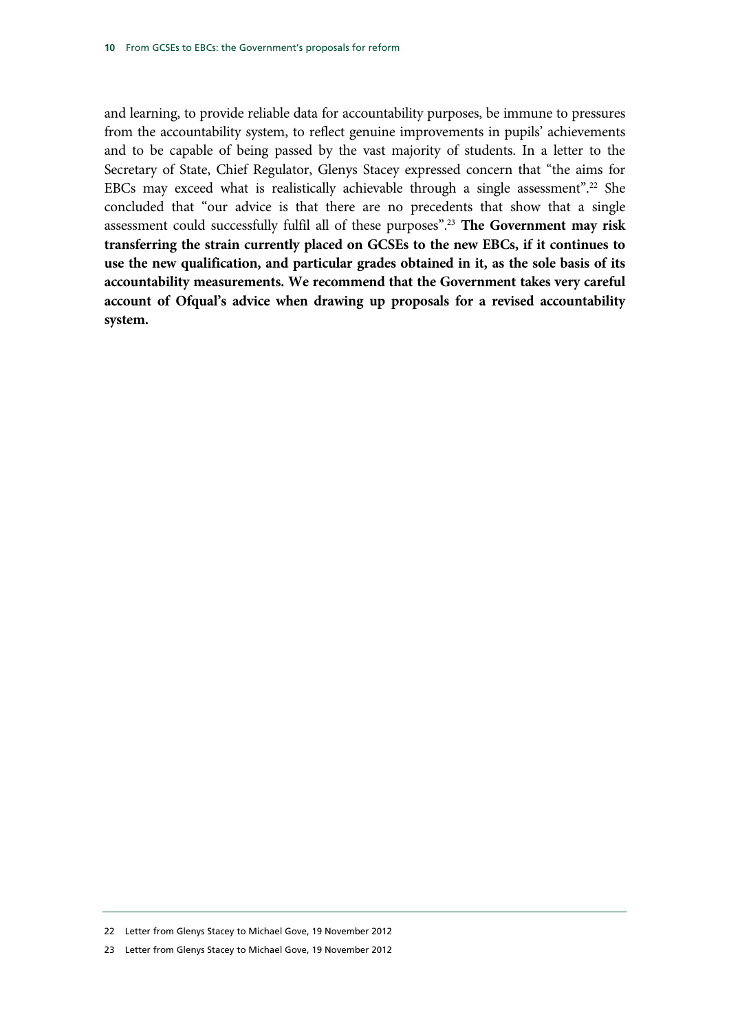and learning, to provide reliable data for accountability purposes, be immune to pressures from the accountability system, to reflect genuine improvements in pupils' achievements and to be capable of being passed by the vast majority of students. In a letter to the Secretary of State, Chief Regulator, Glenys Stacey expressed concern that "the aims for EBCs may exceed what is realistically achievable through a single assessment".[22] She concluded that "our advice is that there are no precedents that show that a single assessment could successfully fulfil all of these purposes".[23] **The Government may risk transferring the strain currently placed on GCSEs to the new EBCs, if it continues to use the new qualification, and particular grades obtained in it, as the sole basis of its accountability measurements. We recommend that the Government takes very careful account of Ofqual's advice when drawing up proposals for a revised accountability system.**

22 Letter from Glenys Stacey to Michael Gove, 19 November 2012

23 Letter from Glenys Stacey to Michael Gove, 19 November 2012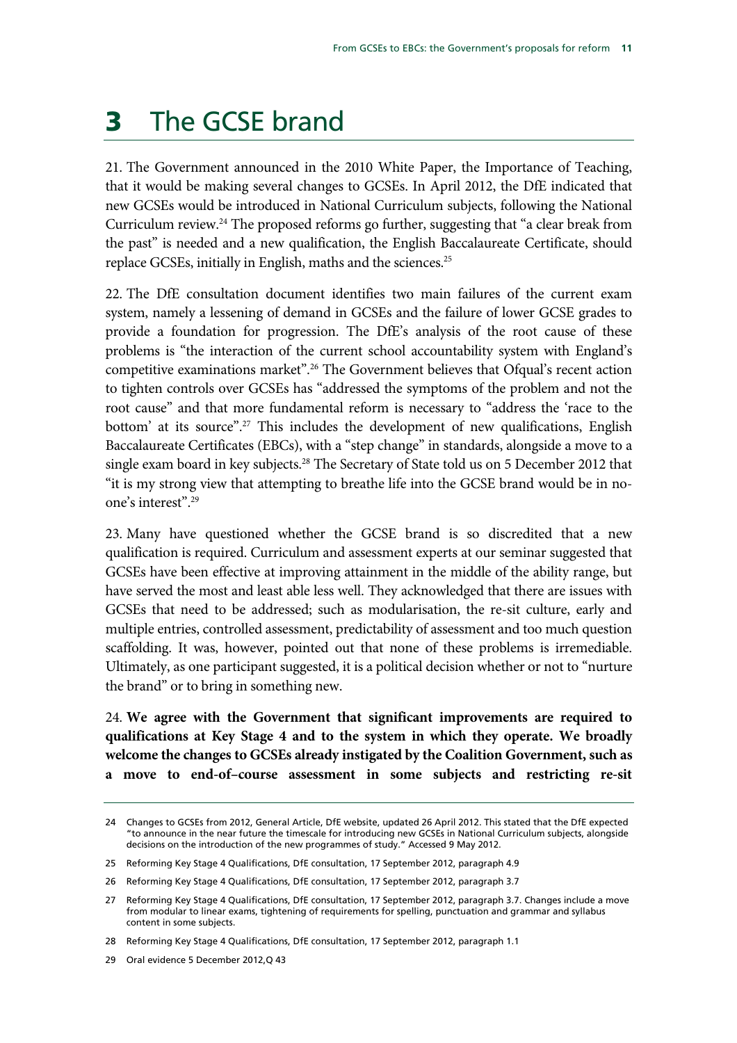# 3 The GCSE brand

21. The Government announced in the 2010 White Paper, the Importance of Teaching, that it would be making several changes to GCSEs. In April 2012, the DfE indicated that new GCSEs would be introduced in National Curriculum subjects, following the National Curriculum review.[24] The proposed reforms go further, suggesting that "a clear break from the past" is needed and a new qualification, the English Baccalaureate Certificate, should replace GCSEs, initially in English, maths and the sciences.[25]

22. The DfE consultation document identifies two main failures of the current exam system, namely a lessening of demand in GCSEs and the failure of lower GCSE grades to provide a foundation for progression. The DfE's analysis of the root cause of these problems is "the interaction of the current school accountability system with England's competitive examinations market".[26] The Government believes that Ofqual's recent action to tighten controls over GCSEs has "addressed the symptoms of the problem and not the root cause" and that more fundamental reform is necessary to "address the 'race to the bottom' at its source".[27] This includes the development of new qualifications, English Baccalaureate Certificates (EBCs), with a "step change" in standards, alongside a move to a single exam board in key subjects.[28] The Secretary of State told us on 5 December 2012 that "it is my strong view that attempting to breathe life into the GCSE brand would be in no-one's interest".[29]

23. Many have questioned whether the GCSE brand is so discredited that a new qualification is required. Curriculum and assessment experts at our seminar suggested that GCSEs have been effective at improving attainment in the middle of the ability range, but have served the most and least able less well. They acknowledged that there are issues with GCSEs that need to be addressed; such as modularisation, the re-sit culture, early and multiple entries, controlled assessment, predictability of assessment and too much question scaffolding. It was, however, pointed out that none of these problems is irremediable. Ultimately, as one participant suggested, it is a political decision whether or not to "nurture the brand" or to bring in something new.

24. **We agree with the Government that significant improvements are required to qualifications at Key Stage 4 and to the system in which they operate. We broadly welcome the changes to GCSEs already instigated by the Coalition Government, such as a move to end-of–course assessment in some subjects and restricting re-sit**

---

24 Changes to GCSEs from 2012, General Article, DfE website, updated 26 April 2012. This stated that the DfE expected "to announce in the near future the timescale for introducing new GCSEs in National Curriculum subjects, alongside decisions on the introduction of the new programmes of study." Accessed 9 May 2012.

25 Reforming Key Stage 4 Qualifications, DfE consultation, 17 September 2012, paragraph 4.9

26 Reforming Key Stage 4 Qualifications, DfE consultation, 17 September 2012, paragraph 3.7

27 Reforming Key Stage 4 Qualifications, DfE consultation, 17 September 2012, paragraph 3.7. Changes include a move from modular to linear exams, tightening of requirements for spelling, punctuation and grammar and syllabus content in some subjects.

28 Reforming Key Stage 4 Qualifications, DfE consultation, 17 September 2012, paragraph 1.1

29 Oral evidence 5 December 2012,Q 43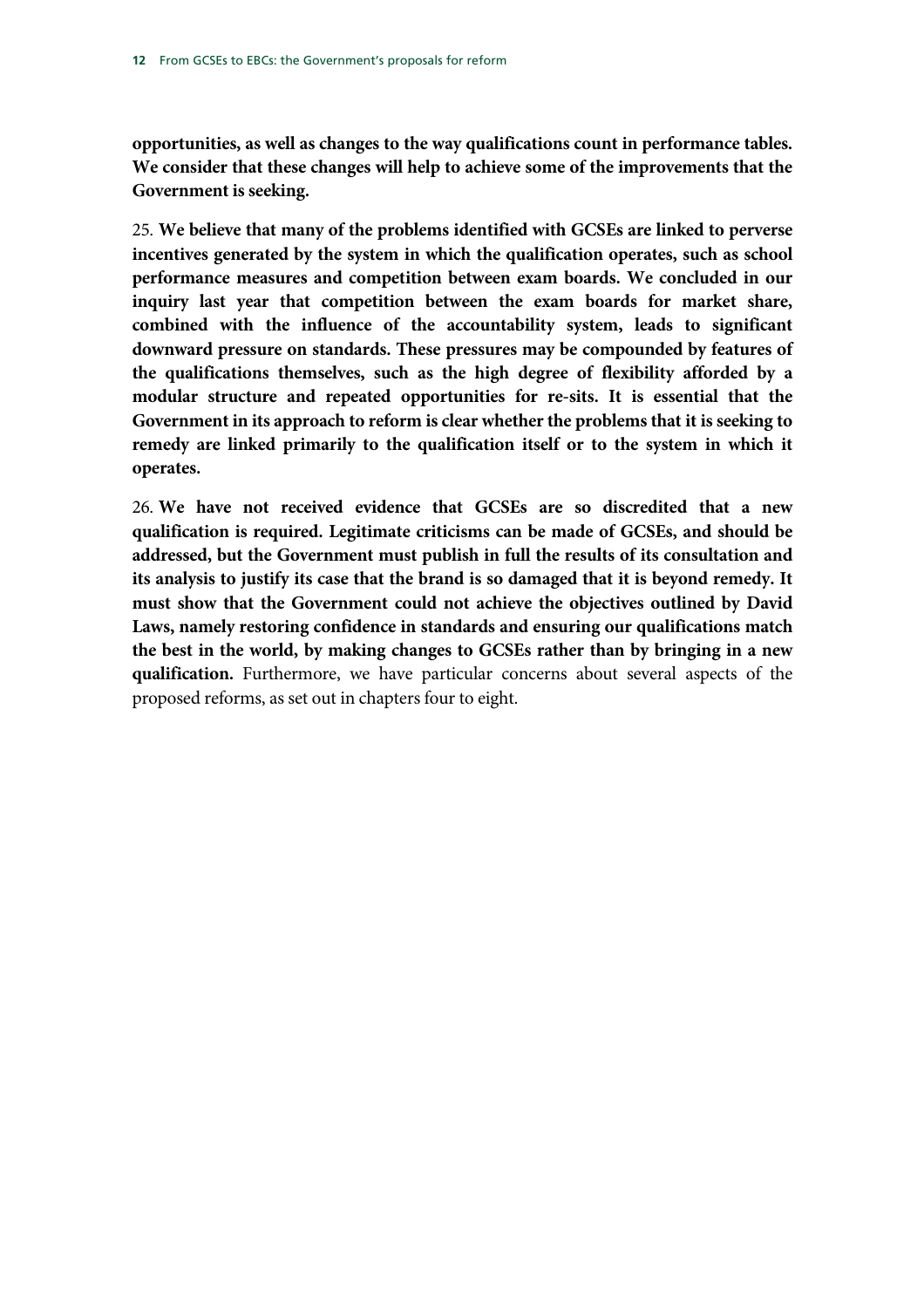**opportunities, as well as changes to the way qualifications count in performance tables. We consider that these changes will help to achieve some of the improvements that the Government is seeking.**

25. **We believe that many of the problems identified with GCSEs are linked to perverse incentives generated by the system in which the qualification operates, such as school performance measures and competition between exam boards. We concluded in our inquiry last year that competition between the exam boards for market share, combined with the influence of the accountability system, leads to significant downward pressure on standards. These pressures may be compounded by features of the qualifications themselves, such as the high degree of flexibility afforded by a modular structure and repeated opportunities for re-sits. It is essential that the Government in its approach to reform is clear whether the problems that it is seeking to remedy are linked primarily to the qualification itself or to the system in which it operates.**

26. **We have not received evidence that GCSEs are so discredited that a new qualification is required. Legitimate criticisms can be made of GCSEs, and should be addressed, but the Government must publish in full the results of its consultation and its analysis to justify its case that the brand is so damaged that it is beyond remedy. It must show that the Government could not achieve the objectives outlined by David Laws, namely restoring confidence in standards and ensuring our qualifications match the best in the world, by making changes to GCSEs rather than by bringing in a new qualification.** Furthermore, we have particular concerns about several aspects of the proposed reforms, as set out in chapters four to eight.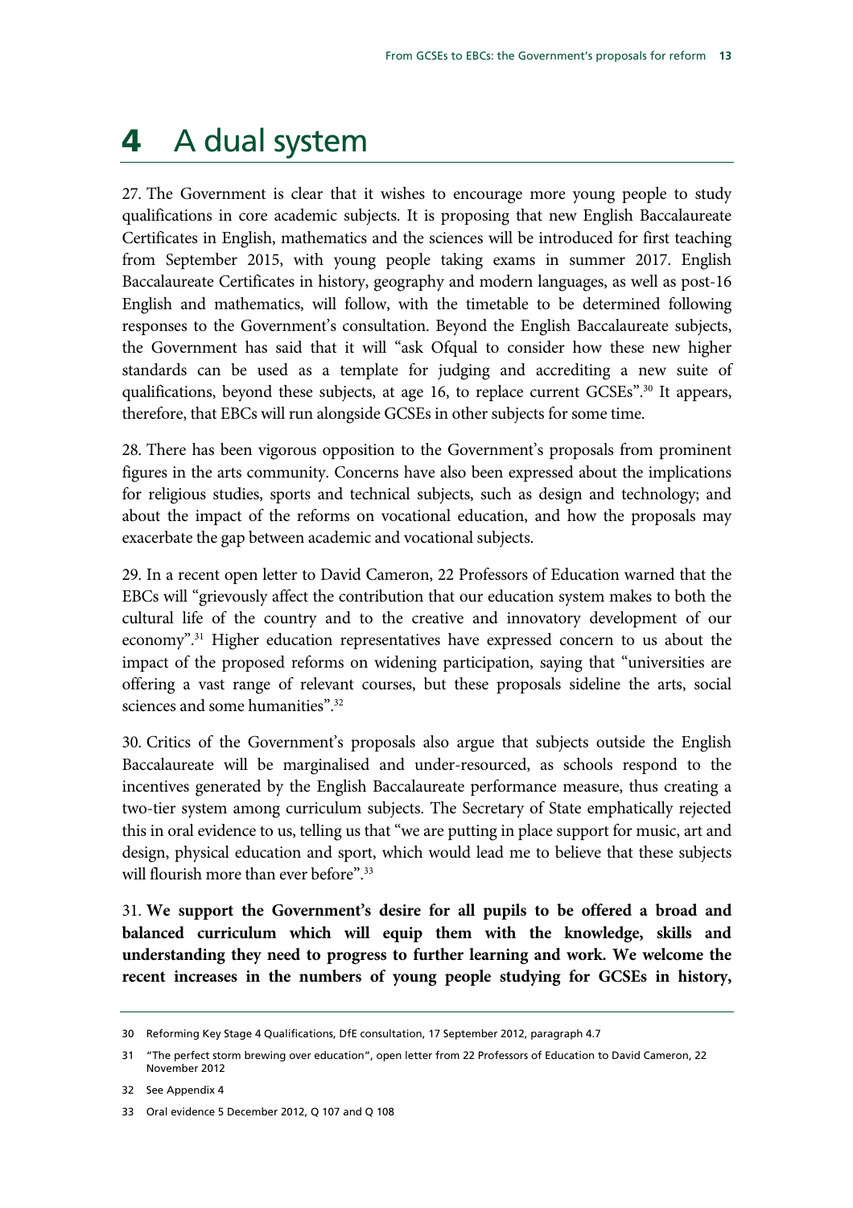# 4 A dual system

27. The Government is clear that it wishes to encourage more young people to study qualifications in core academic subjects. It is proposing that new English Baccalaureate Certificates in English, mathematics and the sciences will be introduced for first teaching from September 2015, with young people taking exams in summer 2017. English Baccalaureate Certificates in history, geography and modern languages, as well as post-16 English and mathematics, will follow, with the timetable to be determined following responses to the Government's consultation. Beyond the English Baccalaureate subjects, the Government has said that it will "ask Ofqual to consider how these new higher standards can be used as a template for judging and accrediting a new suite of qualifications, beyond these subjects, at age 16, to replace current GCSEs".[30] It appears, therefore, that EBCs will run alongside GCSEs in other subjects for some time.

28. There has been vigorous opposition to the Government's proposals from prominent figures in the arts community. Concerns have also been expressed about the implications for religious studies, sports and technical subjects, such as design and technology; and about the impact of the reforms on vocational education, and how the proposals may exacerbate the gap between academic and vocational subjects.

29. In a recent open letter to David Cameron, 22 Professors of Education warned that the EBCs will "grievously affect the contribution that our education system makes to both the cultural life of the country and to the creative and innovatory development of our economy".[31] Higher education representatives have expressed concern to us about the impact of the proposed reforms on widening participation, saying that "universities are offering a vast range of relevant courses, but these proposals sideline the arts, social sciences and some humanities".[32]

30. Critics of the Government's proposals also argue that subjects outside the English Baccalaureate will be marginalised and under-resourced, as schools respond to the incentives generated by the English Baccalaureate performance measure, thus creating a two-tier system among curriculum subjects. The Secretary of State emphatically rejected this in oral evidence to us, telling us that "we are putting in place support for music, art and design, physical education and sport, which would lead me to believe that these subjects will flourish more than ever before".[33]

31. **We support the Government's desire for all pupils to be offered a broad and balanced curriculum which will equip them with the knowledge, skills and understanding they need to progress to further learning and work. We welcome the recent increases in the numbers of young people studying for GCSEs in history,**

---

30 Reforming Key Stage 4 Qualifications, DfE consultation, 17 September 2012, paragraph 4.7

31 "The perfect storm brewing over education", open letter from 22 Professors of Education to David Cameron, 22 November 2012

32 See Appendix 4

33 Oral evidence 5 December 2012, Q 107 and Q 108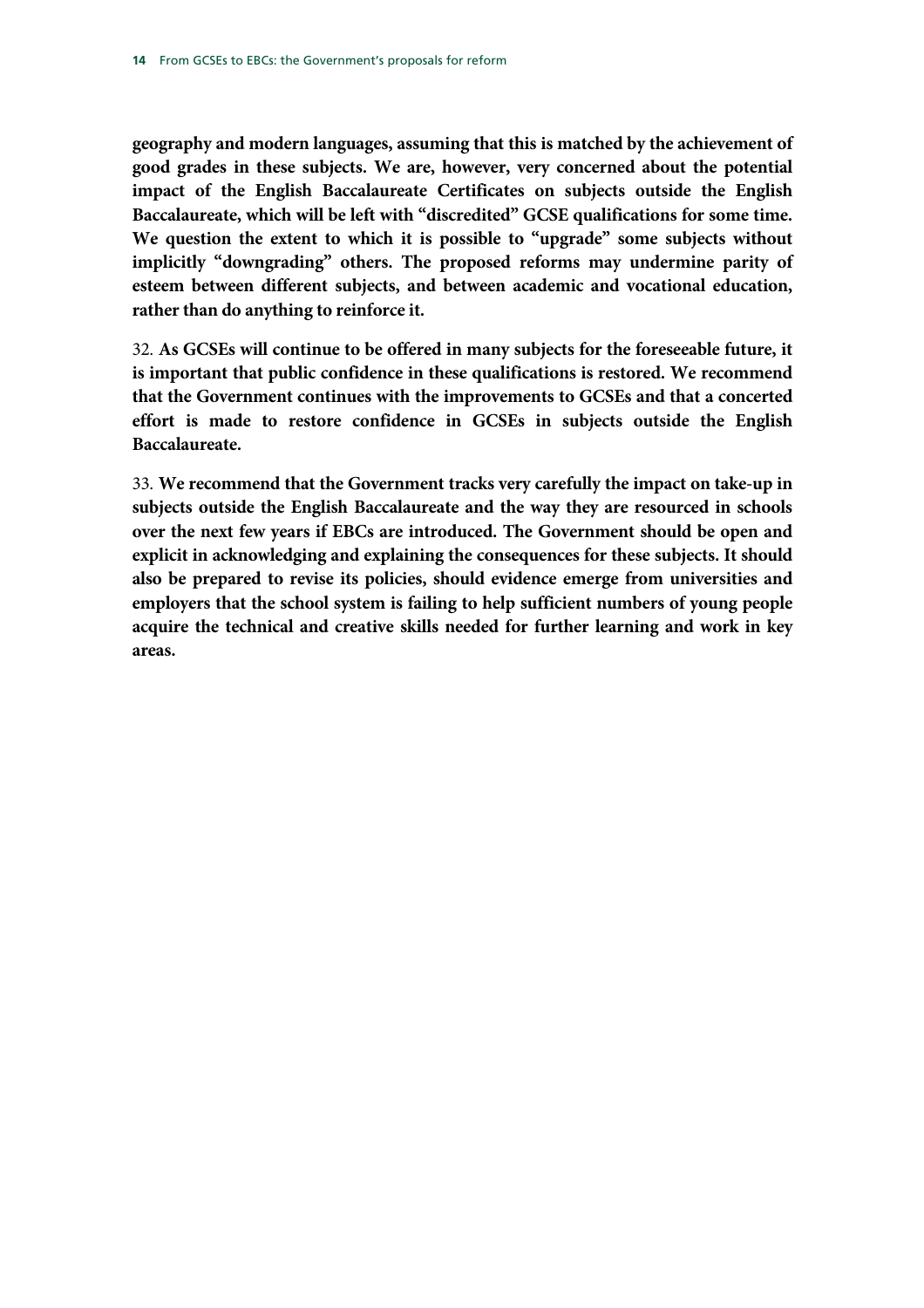**geography and modern languages, assuming that this is matched by the achievement of good grades in these subjects. We are, however, very concerned about the potential impact of the English Baccalaureate Certificates on subjects outside the English Baccalaureate, which will be left with "discredited" GCSE qualifications for some time. We question the extent to which it is possible to "upgrade" some subjects without implicitly "downgrading" others. The proposed reforms may undermine parity of esteem between different subjects, and between academic and vocational education, rather than do anything to reinforce it.**

32. **As GCSEs will continue to be offered in many subjects for the foreseeable future, it is important that public confidence in these qualifications is restored. We recommend that the Government continues with the improvements to GCSEs and that a concerted effort is made to restore confidence in GCSEs in subjects outside the English Baccalaureate.**

33. **We recommend that the Government tracks very carefully the impact on take-up in subjects outside the English Baccalaureate and the way they are resourced in schools over the next few years if EBCs are introduced. The Government should be open and explicit in acknowledging and explaining the consequences for these subjects. It should also be prepared to revise its policies, should evidence emerge from universities and employers that the school system is failing to help sufficient numbers of young people acquire the technical and creative skills needed for further learning and work in key areas.**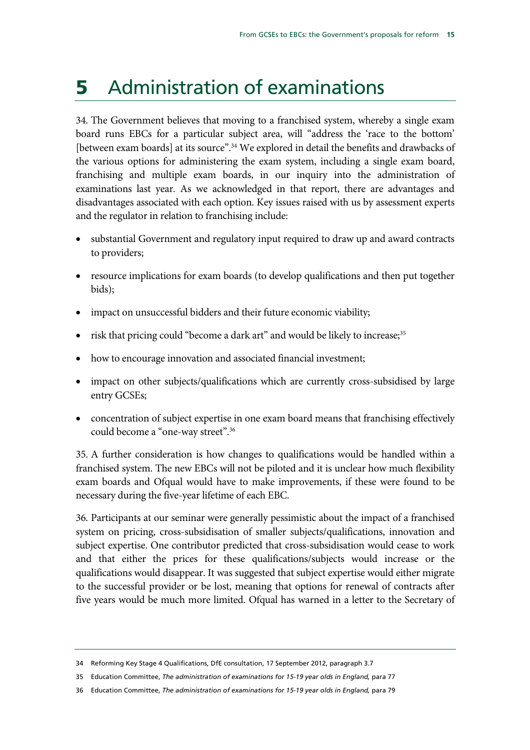# 5 Administration of examinations

34. The Government believes that moving to a franchised system, whereby a single exam board runs EBCs for a particular subject area, will "address the 'race to the bottom' [between exam boards] at its source".[34] We explored in detail the benefits and drawbacks of the various options for administering the exam system, including a single exam board, franchising and multiple exam boards, in our inquiry into the administration of examinations last year. As we acknowledged in that report, there are advantages and disadvantages associated with each option. Key issues raised with us by assessment experts and the regulator in relation to franchising include:

- substantial Government and regulatory input required to draw up and award contracts to providers;
- resource implications for exam boards (to develop qualifications and then put together bids);
- impact on unsuccessful bidders and their future economic viability;
- risk that pricing could "become a dark art" and would be likely to increase;[35]
- how to encourage innovation and associated financial investment;
- impact on other subjects/qualifications which are currently cross-subsidised by large entry GCSEs;
- concentration of subject expertise in one exam board means that franchising effectively could become a "one-way street".[36]

35. A further consideration is how changes to qualifications would be handled within a franchised system. The new EBCs will not be piloted and it is unclear how much flexibility exam boards and Ofqual would have to make improvements, if these were found to be necessary during the five-year lifetime of each EBC.

36. Participants at our seminar were generally pessimistic about the impact of a franchised system on pricing, cross-subsidisation of smaller subjects/qualifications, innovation and subject expertise. One contributor predicted that cross-subsidisation would cease to work and that either the prices for these qualifications/subjects would increase or the qualifications would disappear. It was suggested that subject expertise would either migrate to the successful provider or be lost, meaning that options for renewal of contracts after five years would be much more limited. Ofqual has warned in a letter to the Secretary of

34 Reforming Key Stage 4 Qualifications, DfE consultation, 17 September 2012, paragraph 3.7

35 Education Committee, *The administration of examinations for 15-19 year olds in England,* para 77

36 Education Committee, *The administration of examinations for 15-19 year olds in England,* para 79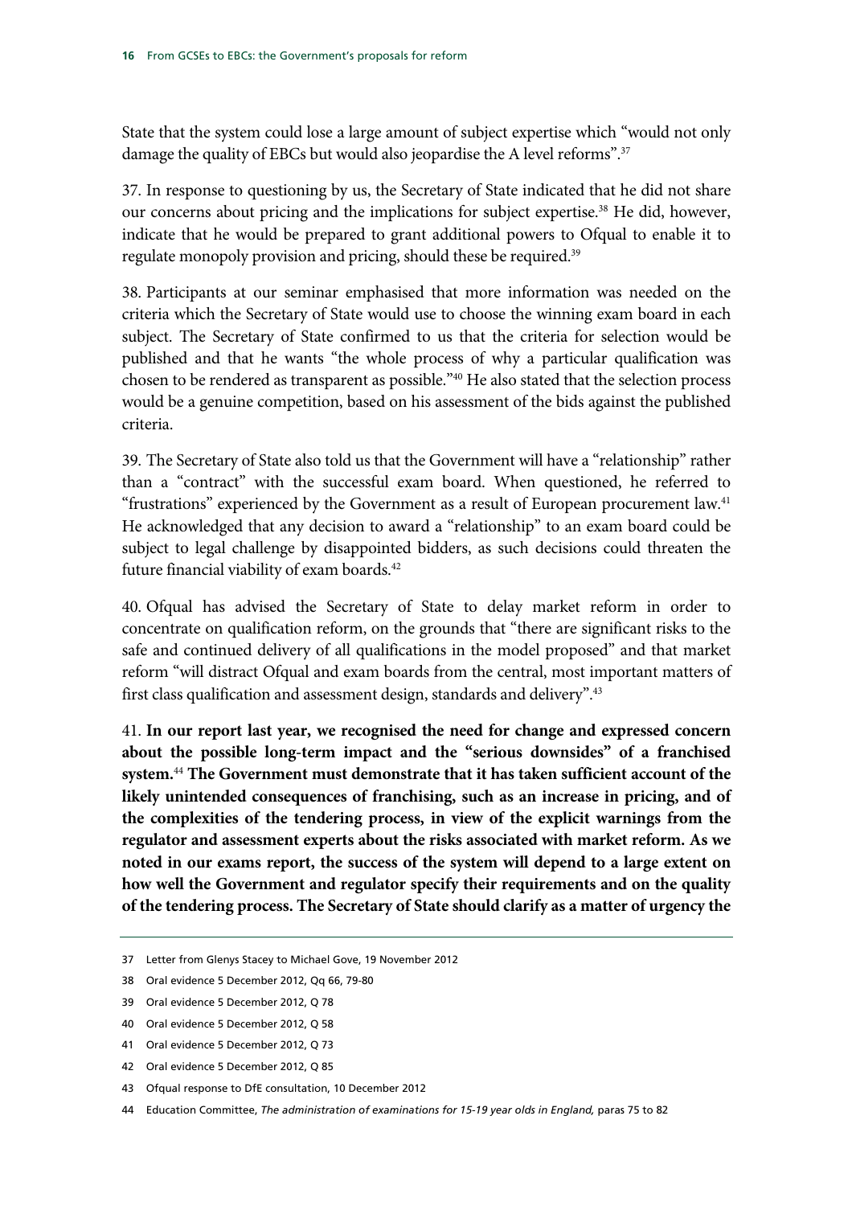State that the system could lose a large amount of subject expertise which "would not only damage the quality of EBCs but would also jeopardise the A level reforms".[37]

37. In response to questioning by us, the Secretary of State indicated that he did not share our concerns about pricing and the implications for subject expertise.[38] He did, however, indicate that he would be prepared to grant additional powers to Ofqual to enable it to regulate monopoly provision and pricing, should these be required.[39]

38. Participants at our seminar emphasised that more information was needed on the criteria which the Secretary of State would use to choose the winning exam board in each subject. The Secretary of State confirmed to us that the criteria for selection would be published and that he wants "the whole process of why a particular qualification was chosen to be rendered as transparent as possible."[40] He also stated that the selection process would be a genuine competition, based on his assessment of the bids against the published criteria.

39. The Secretary of State also told us that the Government will have a "relationship" rather than a "contract" with the successful exam board. When questioned, he referred to "frustrations" experienced by the Government as a result of European procurement law.[41] He acknowledged that any decision to award a "relationship" to an exam board could be subject to legal challenge by disappointed bidders, as such decisions could threaten the future financial viability of exam boards.[42]

40. Ofqual has advised the Secretary of State to delay market reform in order to concentrate on qualification reform, on the grounds that "there are significant risks to the safe and continued delivery of all qualifications in the model proposed" and that market reform "will distract Ofqual and exam boards from the central, most important matters of first class qualification and assessment design, standards and delivery".[43]

41. **In our report last year, we recognised the need for change and expressed concern about the possible long-term impact and the "serious downsides" of a franchised system.[44] The Government must demonstrate that it has taken sufficient account of the likely unintended consequences of franchising, such as an increase in pricing, and of the complexities of the tendering process, in view of the explicit warnings from the regulator and assessment experts about the risks associated with market reform. As we noted in our exams report, the success of the system will depend to a large extent on how well the Government and regulator specify their requirements and on the quality of the tendering process. The Secretary of State should clarify as a matter of urgency the**

37 Letter from Glenys Stacey to Michael Gove, 19 November 2012

38 Oral evidence 5 December 2012, Qq 66, 79-80

39 Oral evidence 5 December 2012, Q 78

40 Oral evidence 5 December 2012, Q 58

41 Oral evidence 5 December 2012, Q 73

42 Oral evidence 5 December 2012, Q 85

43 Ofqual response to DfE consultation, 10 December 2012

44 Education Committee, *The administration of examinations for 15-19 year olds in England,* paras 75 to 82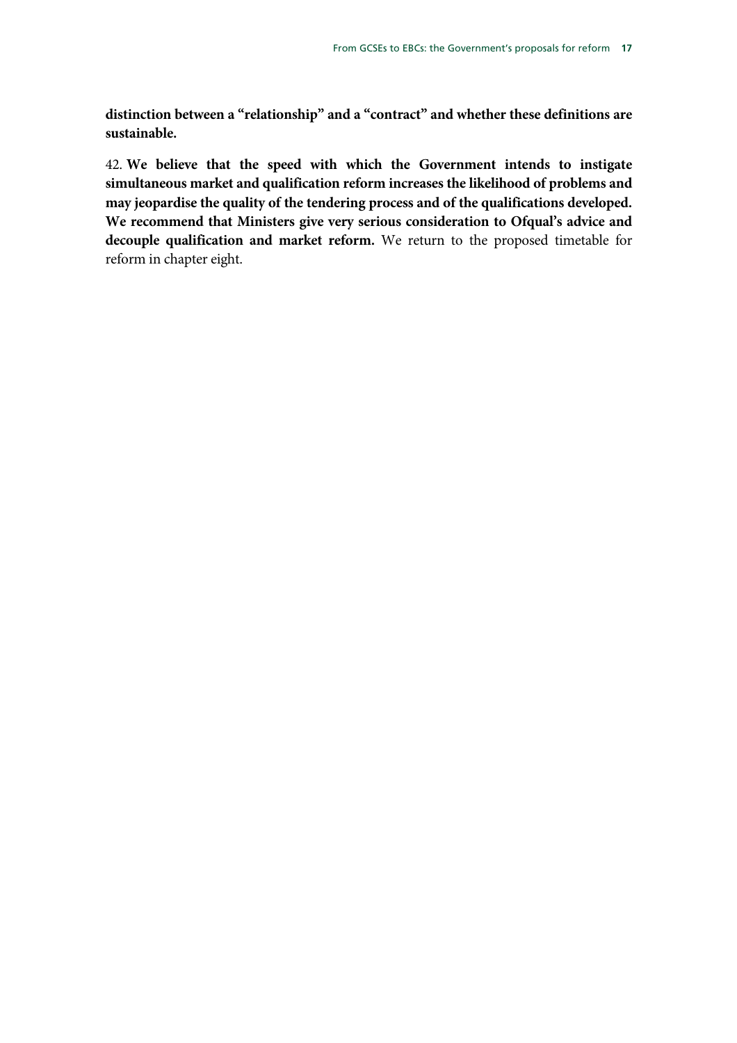**distinction between a "relationship" and a "contract" and whether these definitions are sustainable.**

42. **We believe that the speed with which the Government intends to instigate simultaneous market and qualification reform increases the likelihood of problems and may jeopardise the quality of the tendering process and of the qualifications developed. We recommend that Ministers give very serious consideration to Ofqual's advice and decouple qualification and market reform.** We return to the proposed timetable for reform in chapter eight.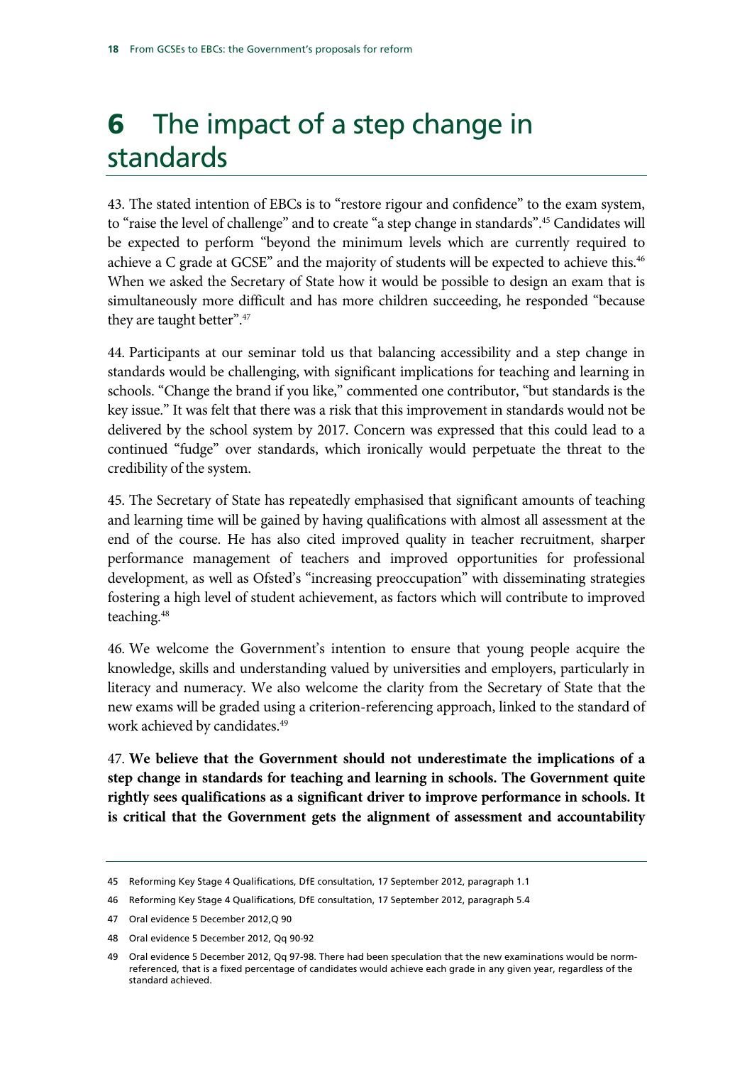# 6 The impact of a step change in standards

43. The stated intention of EBCs is to "restore rigour and confidence" to the exam system, to "raise the level of challenge" and to create "a step change in standards".[45] Candidates will be expected to perform "beyond the minimum levels which are currently required to achieve a C grade at GCSE" and the majority of students will be expected to achieve this.[46] When we asked the Secretary of State how it would be possible to design an exam that is simultaneously more difficult and has more children succeeding, he responded "because they are taught better".[47]

44. Participants at our seminar told us that balancing accessibility and a step change in standards would be challenging, with significant implications for teaching and learning in schools. "Change the brand if you like," commented one contributor, "but standards is the key issue." It was felt that there was a risk that this improvement in standards would not be delivered by the school system by 2017. Concern was expressed that this could lead to a continued "fudge" over standards, which ironically would perpetuate the threat to the credibility of the system.

45. The Secretary of State has repeatedly emphasised that significant amounts of teaching and learning time will be gained by having qualifications with almost all assessment at the end of the course. He has also cited improved quality in teacher recruitment, sharper performance management of teachers and improved opportunities for professional development, as well as Ofsted's "increasing preoccupation" with disseminating strategies fostering a high level of student achievement, as factors which will contribute to improved teaching.[48]

46. We welcome the Government's intention to ensure that young people acquire the knowledge, skills and understanding valued by universities and employers, particularly in literacy and numeracy. We also welcome the clarity from the Secretary of State that the new exams will be graded using a criterion-referencing approach, linked to the standard of work achieved by candidates.[49]

47. **We believe that the Government should not underestimate the implications of a step change in standards for teaching and learning in schools. The Government quite rightly sees qualifications as a significant driver to improve performance in schools. It is critical that the Government gets the alignment of assessment and accountability**

---

45 Reforming Key Stage 4 Qualifications, DfE consultation, 17 September 2012, paragraph 1.1

46 Reforming Key Stage 4 Qualifications, DfE consultation, 17 September 2012, paragraph 5.4

47 Oral evidence 5 December 2012,Q 90

48 Oral evidence 5 December 2012, Qq 90-92

49 Oral evidence 5 December 2012, Qq 97-98. There had been speculation that the new examinations would be norm-referenced, that is a fixed percentage of candidates would achieve each grade in any given year, regardless of the standard achieved.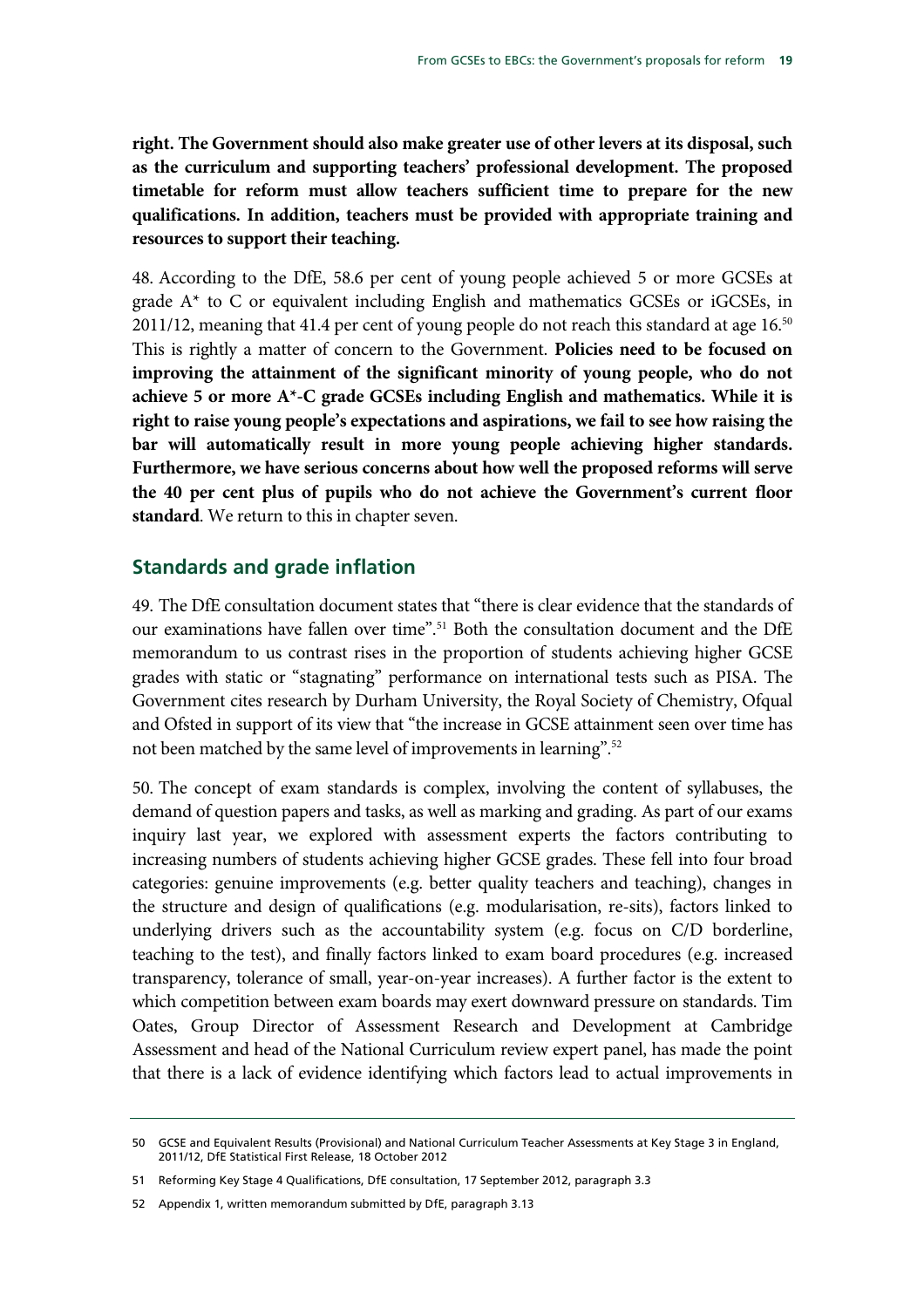**right. The Government should also make greater use of other levers at its disposal, such as the curriculum and supporting teachers' professional development. The proposed timetable for reform must allow teachers sufficient time to prepare for the new qualifications. In addition, teachers must be provided with appropriate training and resources to support their teaching.**

48. According to the DfE, 58.6 per cent of young people achieved 5 or more GCSEs at grade A* to C or equivalent including English and mathematics GCSEs or iGCSEs, in 2011/12, meaning that 41.4 per cent of young people do not reach this standard at age 16.[50] This is rightly a matter of concern to the Government. **Policies need to be focused on improving the attainment of the significant minority of young people, who do not achieve 5 or more A*-C grade GCSEs including English and mathematics. While it is right to raise young people's expectations and aspirations, we fail to see how raising the bar will automatically result in more young people achieving higher standards. Furthermore, we have serious concerns about how well the proposed reforms will serve the 40 per cent plus of pupils who do not achieve the Government's current floor standard**. We return to this in chapter seven.

## Standards and grade inflation

49. The DfE consultation document states that "there is clear evidence that the standards of our examinations have fallen over time".[51] Both the consultation document and the DfE memorandum to us contrast rises in the proportion of students achieving higher GCSE grades with static or "stagnating" performance on international tests such as PISA. The Government cites research by Durham University, the Royal Society of Chemistry, Ofqual and Ofsted in support of its view that "the increase in GCSE attainment seen over time has not been matched by the same level of improvements in learning".[52]

50. The concept of exam standards is complex, involving the content of syllabuses, the demand of question papers and tasks, as well as marking and grading. As part of our exams inquiry last year, we explored with assessment experts the factors contributing to increasing numbers of students achieving higher GCSE grades. These fell into four broad categories: genuine improvements (e.g. better quality teachers and teaching), changes in the structure and design of qualifications (e.g. modularisation, re-sits), factors linked to underlying drivers such as the accountability system (e.g. focus on C/D borderline, teaching to the test), and finally factors linked to exam board procedures (e.g. increased transparency, tolerance of small, year-on-year increases). A further factor is the extent to which competition between exam boards may exert downward pressure on standards. Tim Oates, Group Director of Assessment Research and Development at Cambridge Assessment and head of the National Curriculum review expert panel, has made the point that there is a lack of evidence identifying which factors lead to actual improvements in

---

50 GCSE and Equivalent Results (Provisional) and National Curriculum Teacher Assessments at Key Stage 3 in England, 2011/12, DfE Statistical First Release, 18 October 2012

51 Reforming Key Stage 4 Qualifications, DfE consultation, 17 September 2012, paragraph 3.3

52 Appendix 1, written memorandum submitted by DfE, paragraph 3.13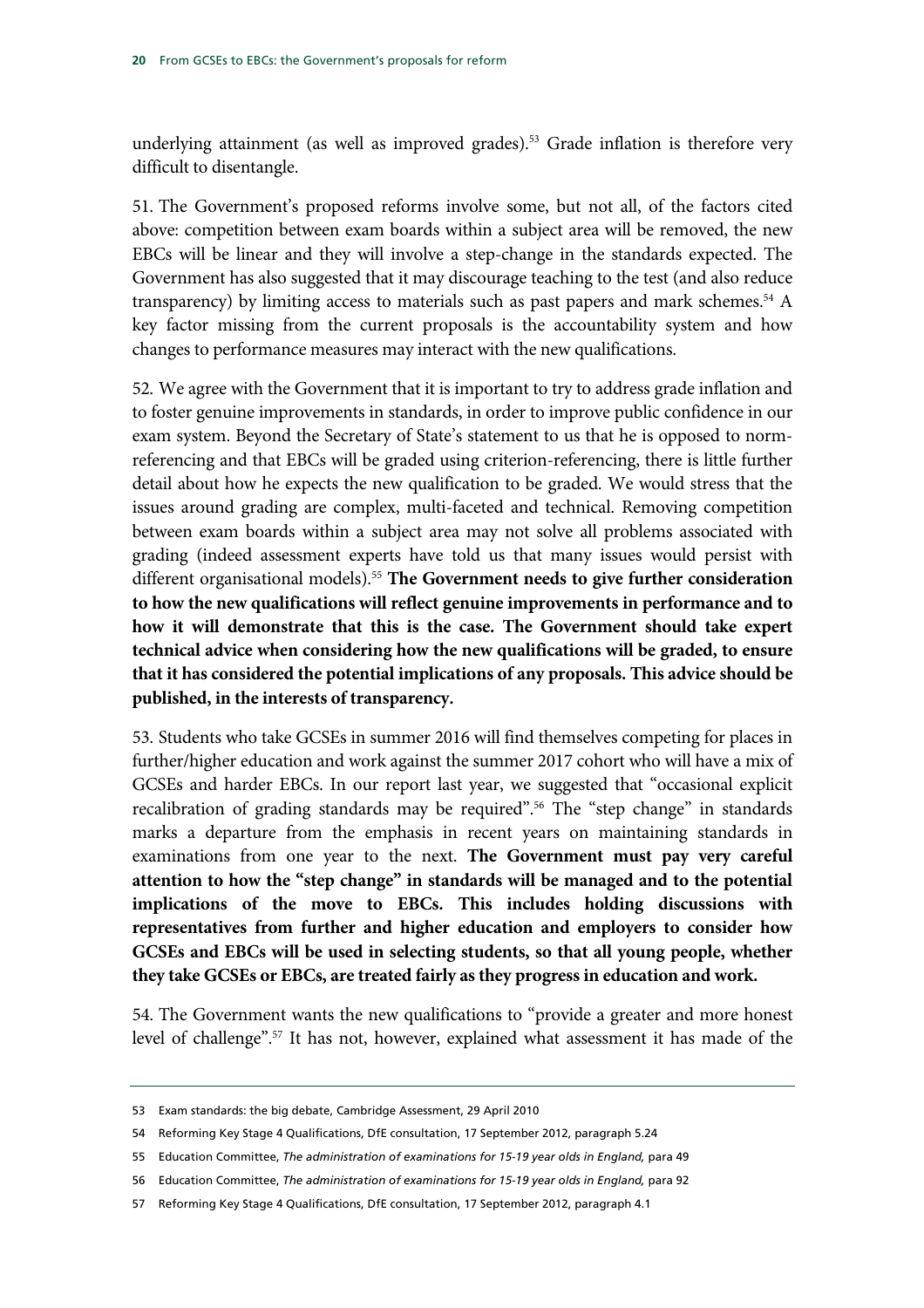underlying attainment (as well as improved grades).[53] Grade inflation is therefore very difficult to disentangle.

51. The Government's proposed reforms involve some, but not all, of the factors cited above: competition between exam boards within a subject area will be removed, the new EBCs will be linear and they will involve a step-change in the standards expected. The Government has also suggested that it may discourage teaching to the test (and also reduce transparency) by limiting access to materials such as past papers and mark schemes.[54] A key factor missing from the current proposals is the accountability system and how changes to performance measures may interact with the new qualifications.

52. We agree with the Government that it is important to try to address grade inflation and to foster genuine improvements in standards, in order to improve public confidence in our exam system. Beyond the Secretary of State's statement to us that he is opposed to norm-referencing and that EBCs will be graded using criterion-referencing, there is little further detail about how he expects the new qualification to be graded. We would stress that the issues around grading are complex, multi-faceted and technical. Removing competition between exam boards within a subject area may not solve all problems associated with grading (indeed assessment experts have told us that many issues would persist with different organisational models).[55] **The Government needs to give further consideration to how the new qualifications will reflect genuine improvements in performance and to how it will demonstrate that this is the case. The Government should take expert technical advice when considering how the new qualifications will be graded, to ensure that it has considered the potential implications of any proposals. This advice should be published, in the interests of transparency.**

53. Students who take GCSEs in summer 2016 will find themselves competing for places in further/higher education and work against the summer 2017 cohort who will have a mix of GCSEs and harder EBCs. In our report last year, we suggested that "occasional explicit recalibration of grading standards may be required".[56] The "step change" in standards marks a departure from the emphasis in recent years on maintaining standards in examinations from one year to the next. **The Government must pay very careful attention to how the "step change" in standards will be managed and to the potential implications of the move to EBCs. This includes holding discussions with representatives from further and higher education and employers to consider how GCSEs and EBCs will be used in selecting students, so that all young people, whether they take GCSEs or EBCs, are treated fairly as they progress in education and work.**

54. The Government wants the new qualifications to "provide a greater and more honest level of challenge".[57] It has not, however, explained what assessment it has made of the

---

53 Exam standards: the big debate, Cambridge Assessment, 29 April 2010

54 Reforming Key Stage 4 Qualifications, DfE consultation, 17 September 2012, paragraph 5.24

55 Education Committee, *The administration of examinations for 15-19 year olds in England,* para 49

56 Education Committee, *The administration of examinations for 15-19 year olds in England,* para 92

57 Reforming Key Stage 4 Qualifications, DfE consultation, 17 September 2012, paragraph 4.1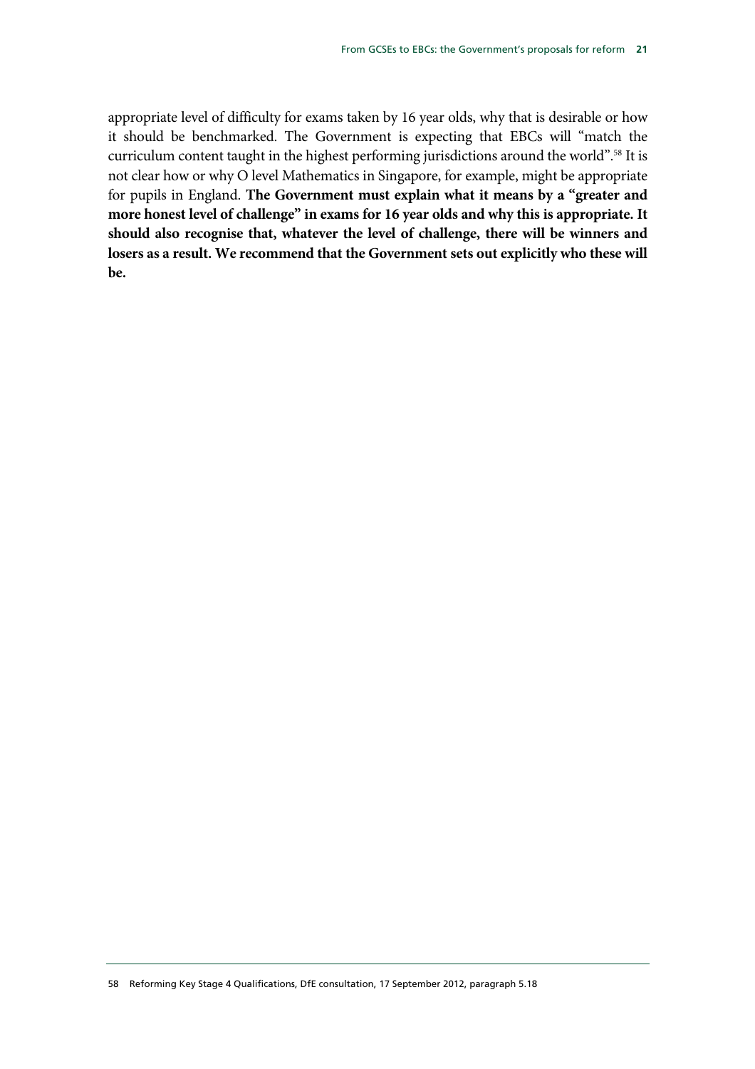appropriate level of difficulty for exams taken by 16 year olds, why that is desirable or how it should be benchmarked. The Government is expecting that EBCs will "match the curriculum content taught in the highest performing jurisdictions around the world".[58] It is not clear how or why O level Mathematics in Singapore, for example, might be appropriate for pupils in England. **The Government must explain what it means by a "greater and more honest level of challenge" in exams for 16 year olds and why this is appropriate. It should also recognise that, whatever the level of challenge, there will be winners and losers as a result. We recommend that the Government sets out explicitly who these will be.**

58 Reforming Key Stage 4 Qualifications, DfE consultation, 17 September 2012, paragraph 5.18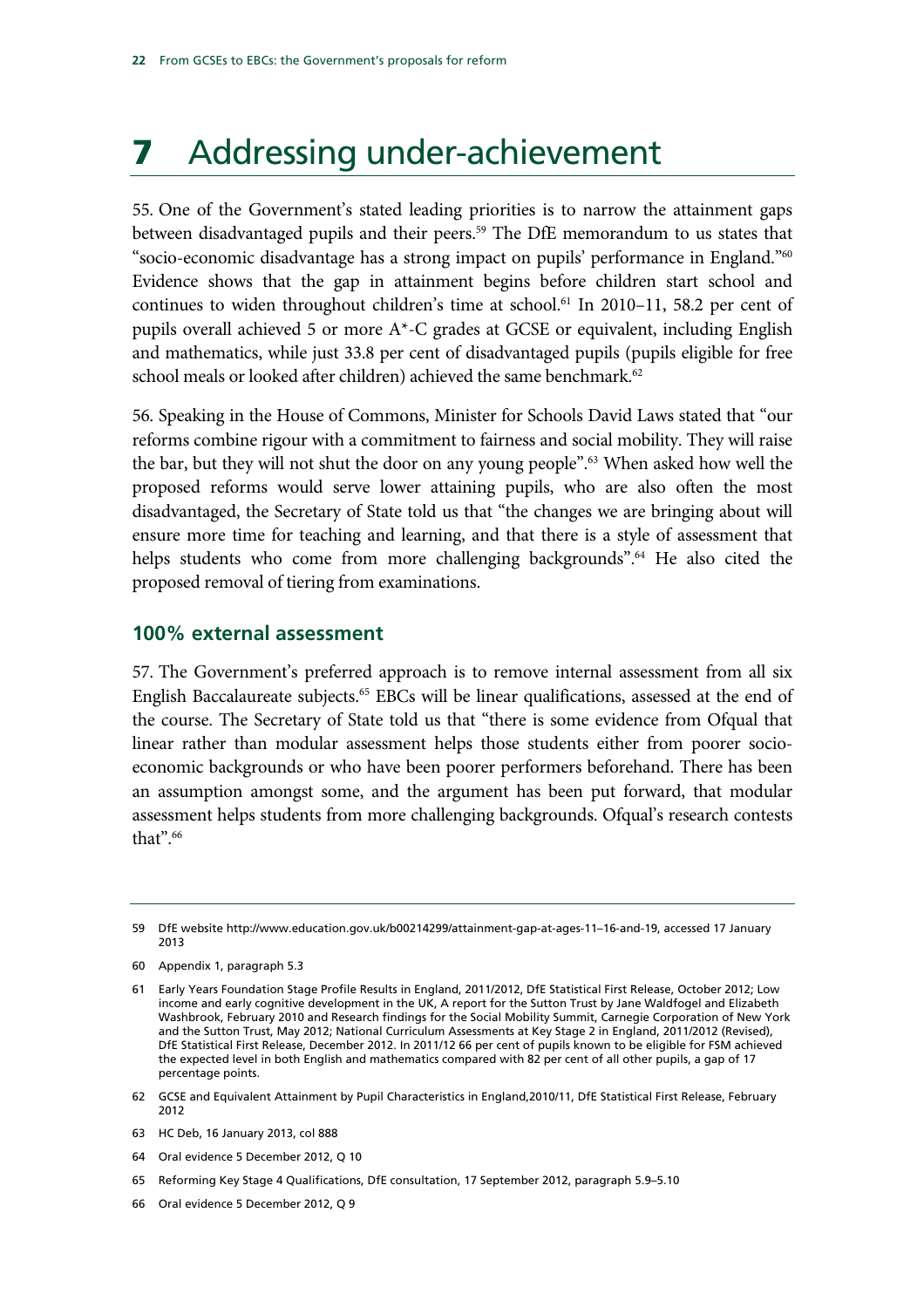# 7 Addressing under-achievement

55. One of the Government's stated leading priorities is to narrow the attainment gaps between disadvantaged pupils and their peers.[59] The DfE memorandum to us states that "socio-economic disadvantage has a strong impact on pupils' performance in England."[60] Evidence shows that the gap in attainment begins before children start school and continues to widen throughout children's time at school.[61] In 2010–11, 58.2 per cent of pupils overall achieved 5 or more A*-C grades at GCSE or equivalent, including English and mathematics, while just 33.8 per cent of disadvantaged pupils (pupils eligible for free school meals or looked after children) achieved the same benchmark.[62]

56. Speaking in the House of Commons, Minister for Schools David Laws stated that "our reforms combine rigour with a commitment to fairness and social mobility. They will raise the bar, but they will not shut the door on any young people".[63] When asked how well the proposed reforms would serve lower attaining pupils, who are also often the most disadvantaged, the Secretary of State told us that "the changes we are bringing about will ensure more time for teaching and learning, and that there is a style of assessment that helps students who come from more challenging backgrounds".[64] He also cited the proposed removal of tiering from examinations.

## 100% external assessment

57. The Government's preferred approach is to remove internal assessment from all six English Baccalaureate subjects.[65] EBCs will be linear qualifications, assessed at the end of the course. The Secretary of State told us that "there is some evidence from Ofqual that linear rather than modular assessment helps those students either from poorer socio-economic backgrounds or who have been poorer performers beforehand. There has been an assumption amongst some, and the argument has been put forward, that modular assessment helps students from more challenging backgrounds. Ofqual's research contests that".[66]

---

59 DfE website http://www.education.gov.uk/b00214299/attainment-gap-at-ages-11–16-and-19, accessed 17 January 2013

60 Appendix 1, paragraph 5.3

61 Early Years Foundation Stage Profile Results in England, 2011/2012, DfE Statistical First Release, October 2012; Low income and early cognitive development in the UK, A report for the Sutton Trust by Jane Waldfogel and Elizabeth Washbrook, February 2010 and Research findings for the Social Mobility Summit, Carnegie Corporation of New York and the Sutton Trust, May 2012; National Curriculum Assessments at Key Stage 2 in England, 2011/2012 (Revised), DfE Statistical First Release, December 2012. In 2011/12 66 per cent of pupils known to be eligible for FSM achieved the expected level in both English and mathematics compared with 82 per cent of all other pupils, a gap of 17 percentage points.

62 GCSE and Equivalent Attainment by Pupil Characteristics in England,2010/11, DfE Statistical First Release, February 2012

63 HC Deb, 16 January 2013, col 888

64 Oral evidence 5 December 2012, Q 10

65 Reforming Key Stage 4 Qualifications, DfE consultation, 17 September 2012, paragraph 5.9–5.10

66 Oral evidence 5 December 2012, Q 9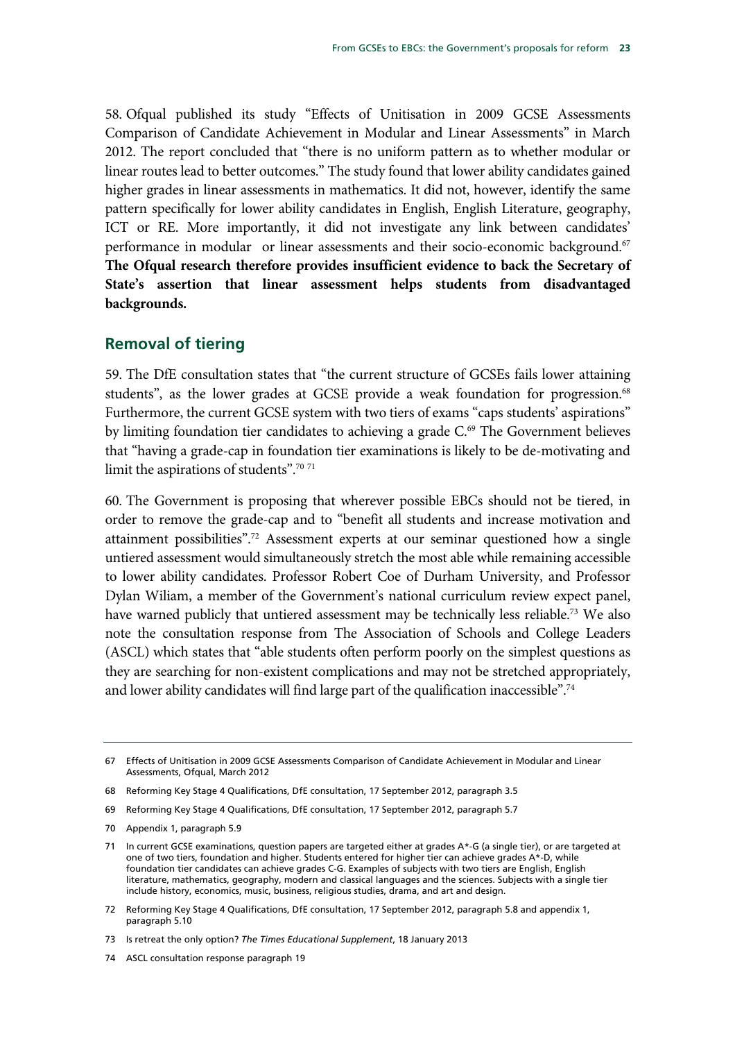58. Ofqual published its study "Effects of Unitisation in 2009 GCSE Assessments Comparison of Candidate Achievement in Modular and Linear Assessments" in March 2012. The report concluded that "there is no uniform pattern as to whether modular or linear routes lead to better outcomes." The study found that lower ability candidates gained higher grades in linear assessments in mathematics. It did not, however, identify the same pattern specifically for lower ability candidates in English, English Literature, geography, ICT or RE. More importantly, it did not investigate any link between candidates' performance in modular or linear assessments and their socio-economic background.[67] **The Ofqual research therefore provides insufficient evidence to back the Secretary of State's assertion that linear assessment helps students from disadvantaged backgrounds.**

## Removal of tiering

59. The DfE consultation states that "the current structure of GCSEs fails lower attaining students", as the lower grades at GCSE provide a weak foundation for progression.[68] Furthermore, the current GCSE system with two tiers of exams "caps students' aspirations" by limiting foundation tier candidates to achieving a grade C.[69] The Government believes that "having a grade-cap in foundation tier examinations is likely to be de-motivating and limit the aspirations of students".[70] [71]

60. The Government is proposing that wherever possible EBCs should not be tiered, in order to remove the grade-cap and to "benefit all students and increase motivation and attainment possibilities".[72] Assessment experts at our seminar questioned how a single untiered assessment would simultaneously stretch the most able while remaining accessible to lower ability candidates. Professor Robert Coe of Durham University, and Professor Dylan Wiliam, a member of the Government's national curriculum review expect panel, have warned publicly that untiered assessment may be technically less reliable.[73] We also note the consultation response from The Association of Schools and College Leaders (ASCL) which states that "able students often perform poorly on the simplest questions as they are searching for non-existent complications and may not be stretched appropriately, and lower ability candidates will find large part of the qualification inaccessible".[74]

---

67 Effects of Unitisation in 2009 GCSE Assessments Comparison of Candidate Achievement in Modular and Linear Assessments, Ofqual, March 2012

68 Reforming Key Stage 4 Qualifications, DfE consultation, 17 September 2012, paragraph 3.5

69 Reforming Key Stage 4 Qualifications, DfE consultation, 17 September 2012, paragraph 5.7

70 Appendix 1, paragraph 5.9

71 In current GCSE examinations, question papers are targeted either at grades A*-G (a single tier), or are targeted at one of two tiers, foundation and higher. Students entered for higher tier can achieve grades A*-D, while foundation tier candidates can achieve grades C-G. Examples of subjects with two tiers are English, English literature, mathematics, geography, modern and classical languages and the sciences. Subjects with a single tier include history, economics, music, business, religious studies, drama, and art and design.

72 Reforming Key Stage 4 Qualifications, DfE consultation, 17 September 2012, paragraph 5.8 and appendix 1, paragraph 5.10

73 Is retreat the only option? *The Times Educational Supplement*, 18 January 2013

74 ASCL consultation response paragraph 19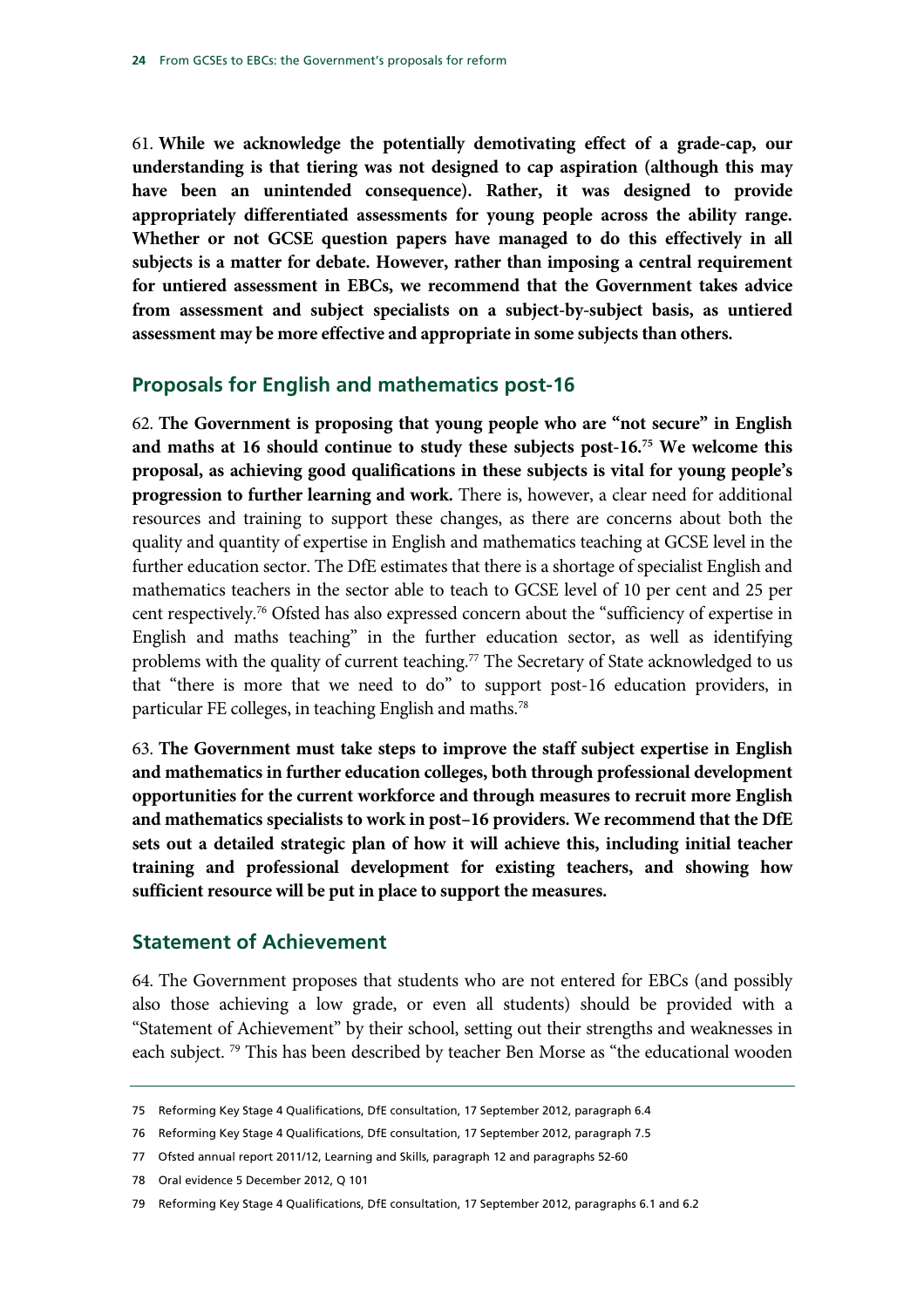61. **While we acknowledge the potentially demotivating effect of a grade-cap, our understanding is that tiering was not designed to cap aspiration (although this may have been an unintended consequence). Rather, it was designed to provide appropriately differentiated assessments for young people across the ability range. Whether or not GCSE question papers have managed to do this effectively in all subjects is a matter for debate. However, rather than imposing a central requirement for untiered assessment in EBCs, we recommend that the Government takes advice from assessment and subject specialists on a subject-by-subject basis, as untiered assessment may be more effective and appropriate in some subjects than others.**

## Proposals for English and mathematics post-16

62. **The Government is proposing that young people who are "not secure" in English and maths at 16 should continue to study these subjects post-16.[75] We welcome this proposal, as achieving good qualifications in these subjects is vital for young people's progression to further learning and work.** There is, however, a clear need for additional resources and training to support these changes, as there are concerns about both the quality and quantity of expertise in English and mathematics teaching at GCSE level in the further education sector. The DfE estimates that there is a shortage of specialist English and mathematics teachers in the sector able to teach to GCSE level of 10 per cent and 25 per cent respectively.[76] Ofsted has also expressed concern about the "sufficiency of expertise in English and maths teaching" in the further education sector, as well as identifying problems with the quality of current teaching.[77] The Secretary of State acknowledged to us that "there is more that we need to do" to support post-16 education providers, in particular FE colleges, in teaching English and maths.[78]

63. **The Government must take steps to improve the staff subject expertise in English and mathematics in further education colleges, both through professional development opportunities for the current workforce and through measures to recruit more English and mathematics specialists to work in post–16 providers. We recommend that the DfE sets out a detailed strategic plan of how it will achieve this, including initial teacher training and professional development for existing teachers, and showing how sufficient resource will be put in place to support the measures.**

## Statement of Achievement

64. The Government proposes that students who are not entered for EBCs (and possibly also those achieving a low grade, or even all students) should be provided with a "Statement of Achievement" by their school, setting out their strengths and weaknesses in each subject. [79] This has been described by teacher Ben Morse as "the educational wooden

---

75 Reforming Key Stage 4 Qualifications, DfE consultation, 17 September 2012, paragraph 6.4

76 Reforming Key Stage 4 Qualifications, DfE consultation, 17 September 2012, paragraph 7.5

77 Ofsted annual report 2011/12, Learning and Skills, paragraph 12 and paragraphs 52-60

78 Oral evidence 5 December 2012, Q 101

79 Reforming Key Stage 4 Qualifications, DfE consultation, 17 September 2012, paragraphs 6.1 and 6.2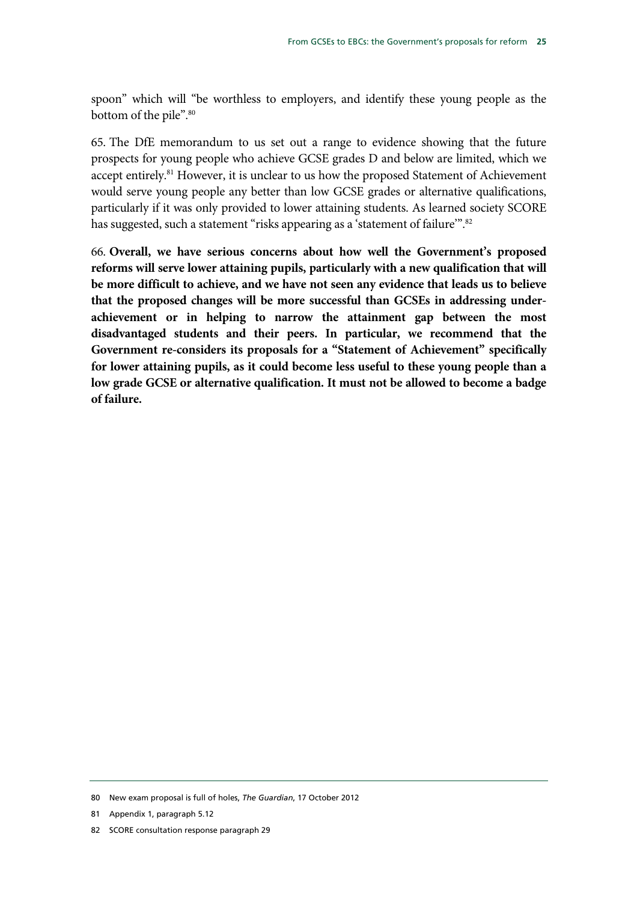spoon" which will "be worthless to employers, and identify these young people as the bottom of the pile".[80]

65. The DfE memorandum to us set out a range to evidence showing that the future prospects for young people who achieve GCSE grades D and below are limited, which we accept entirely.[81] However, it is unclear to us how the proposed Statement of Achievement would serve young people any better than low GCSE grades or alternative qualifications, particularly if it was only provided to lower attaining students. As learned society SCORE has suggested, such a statement "risks appearing as a 'statement of failure'".[82]

66. **Overall, we have serious concerns about how well the Government's proposed reforms will serve lower attaining pupils, particularly with a new qualification that will be more difficult to achieve, and we have not seen any evidence that leads us to believe that the proposed changes will be more successful than GCSEs in addressing under-achievement or in helping to narrow the attainment gap between the most disadvantaged students and their peers. In particular, we recommend that the Government re-considers its proposals for a "Statement of Achievement" specifically for lower attaining pupils, as it could become less useful to these young people than a low grade GCSE or alternative qualification. It must not be allowed to become a badge of failure.**

---

80 New exam proposal is full of holes, *The Guardian*, 17 October 2012

81 Appendix 1, paragraph 5.12

82 SCORE consultation response paragraph 29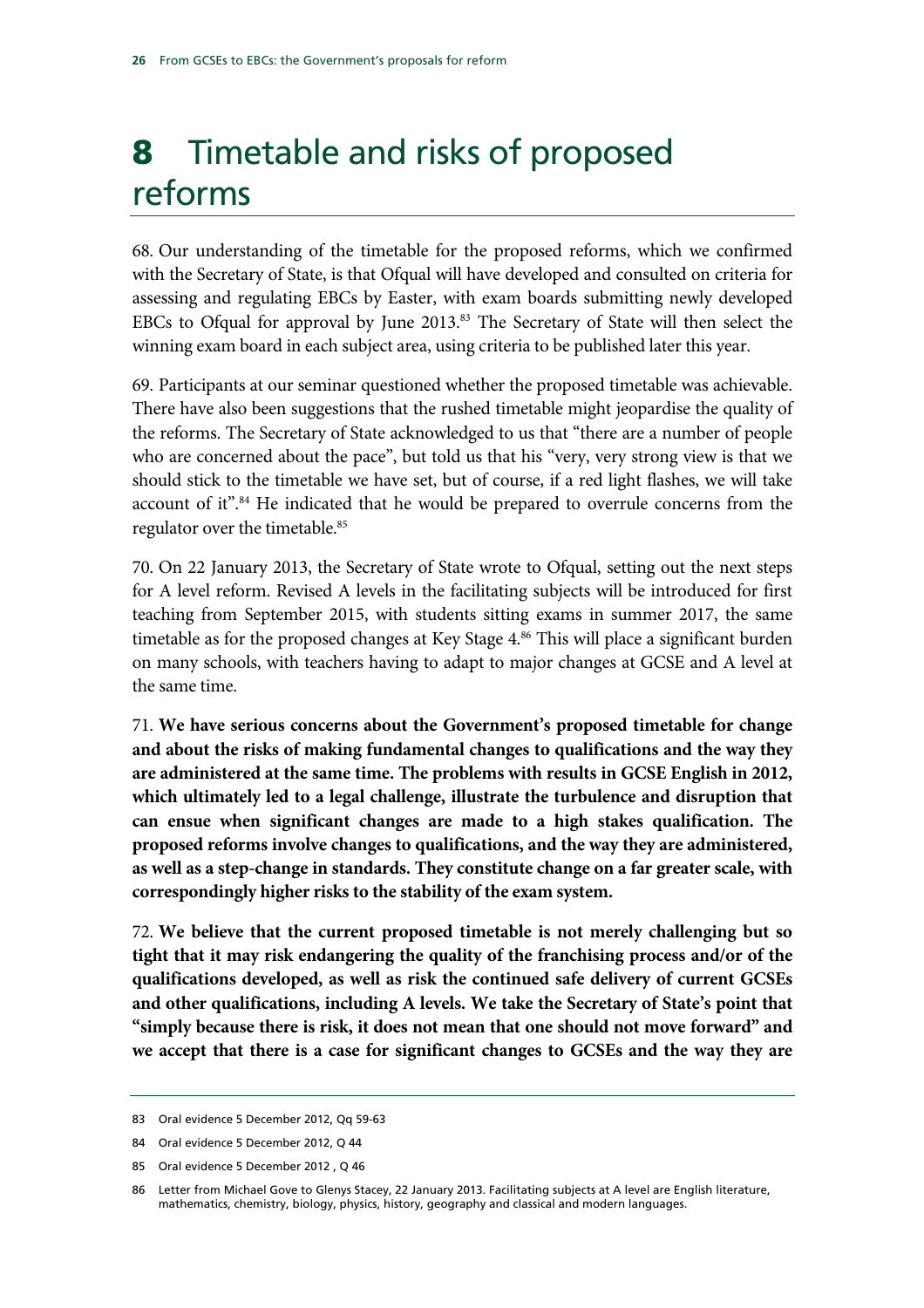# 8 Timetable and risks of proposed reforms

68. Our understanding of the timetable for the proposed reforms, which we confirmed with the Secretary of State, is that Ofqual will have developed and consulted on criteria for assessing and regulating EBCs by Easter, with exam boards submitting newly developed EBCs to Ofqual for approval by June 2013.[83] The Secretary of State will then select the winning exam board in each subject area, using criteria to be published later this year.

69. Participants at our seminar questioned whether the proposed timetable was achievable. There have also been suggestions that the rushed timetable might jeopardise the quality of the reforms. The Secretary of State acknowledged to us that "there are a number of people who are concerned about the pace", but told us that his "very, very strong view is that we should stick to the timetable we have set, but of course, if a red light flashes, we will take account of it".[84] He indicated that he would be prepared to overrule concerns from the regulator over the timetable.[85]

70. On 22 January 2013, the Secretary of State wrote to Ofqual, setting out the next steps for A level reform. Revised A levels in the facilitating subjects will be introduced for first teaching from September 2015, with students sitting exams in summer 2017, the same timetable as for the proposed changes at Key Stage 4.[86] This will place a significant burden on many schools, with teachers having to adapt to major changes at GCSE and A level at the same time.

71. **We have serious concerns about the Government's proposed timetable for change and about the risks of making fundamental changes to qualifications and the way they are administered at the same time. The problems with results in GCSE English in 2012, which ultimately led to a legal challenge, illustrate the turbulence and disruption that can ensue when significant changes are made to a high stakes qualification. The proposed reforms involve changes to qualifications, and the way they are administered, as well as a step-change in standards. They constitute change on a far greater scale, with correspondingly higher risks to the stability of the exam system.**

72. **We believe that the current proposed timetable is not merely challenging but so tight that it may risk endangering the quality of the franchising process and/or of the qualifications developed, as well as risk the continued safe delivery of current GCSEs and other qualifications, including A levels. We take the Secretary of State's point that "simply because there is risk, it does not mean that one should not move forward" and we accept that there is a case for significant changes to GCSEs and the way they are**

---

83 Oral evidence 5 December 2012, Qq 59-63

84 Oral evidence 5 December 2012, Q 44

85 Oral evidence 5 December 2012 , Q 46

86 Letter from Michael Gove to Glenys Stacey, 22 January 2013. Facilitating subjects at A level are English literature, mathematics, chemistry, biology, physics, history, geography and classical and modern languages.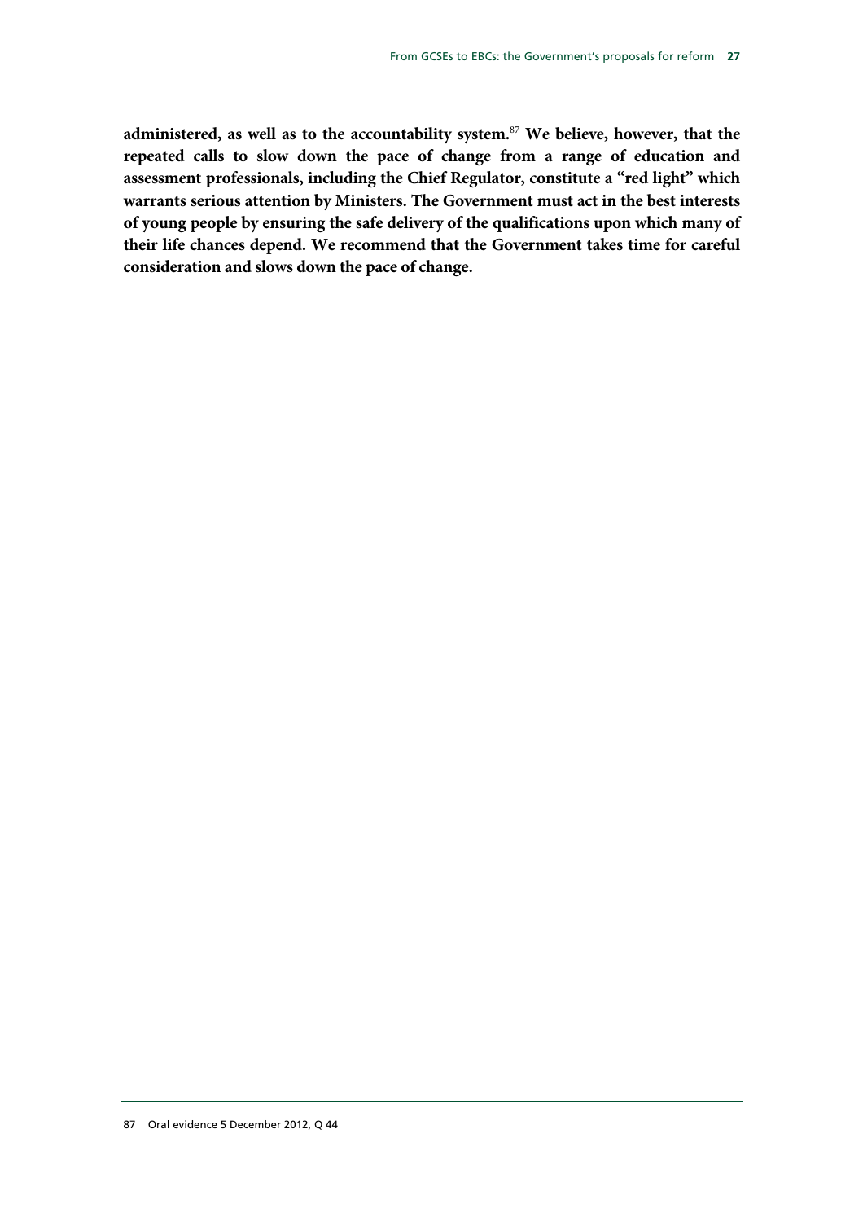**administered, as well as to the accountability system.**[87] **We believe, however, that the repeated calls to slow down the pace of change from a range of education and assessment professionals, including the Chief Regulator, constitute a "red light" which warrants serious attention by Ministers. The Government must act in the best interests of young people by ensuring the safe delivery of the qualifications upon which many of their life chances depend. We recommend that the Government takes time for careful consideration and slows down the pace of change.**

87 Oral evidence 5 December 2012, Q 44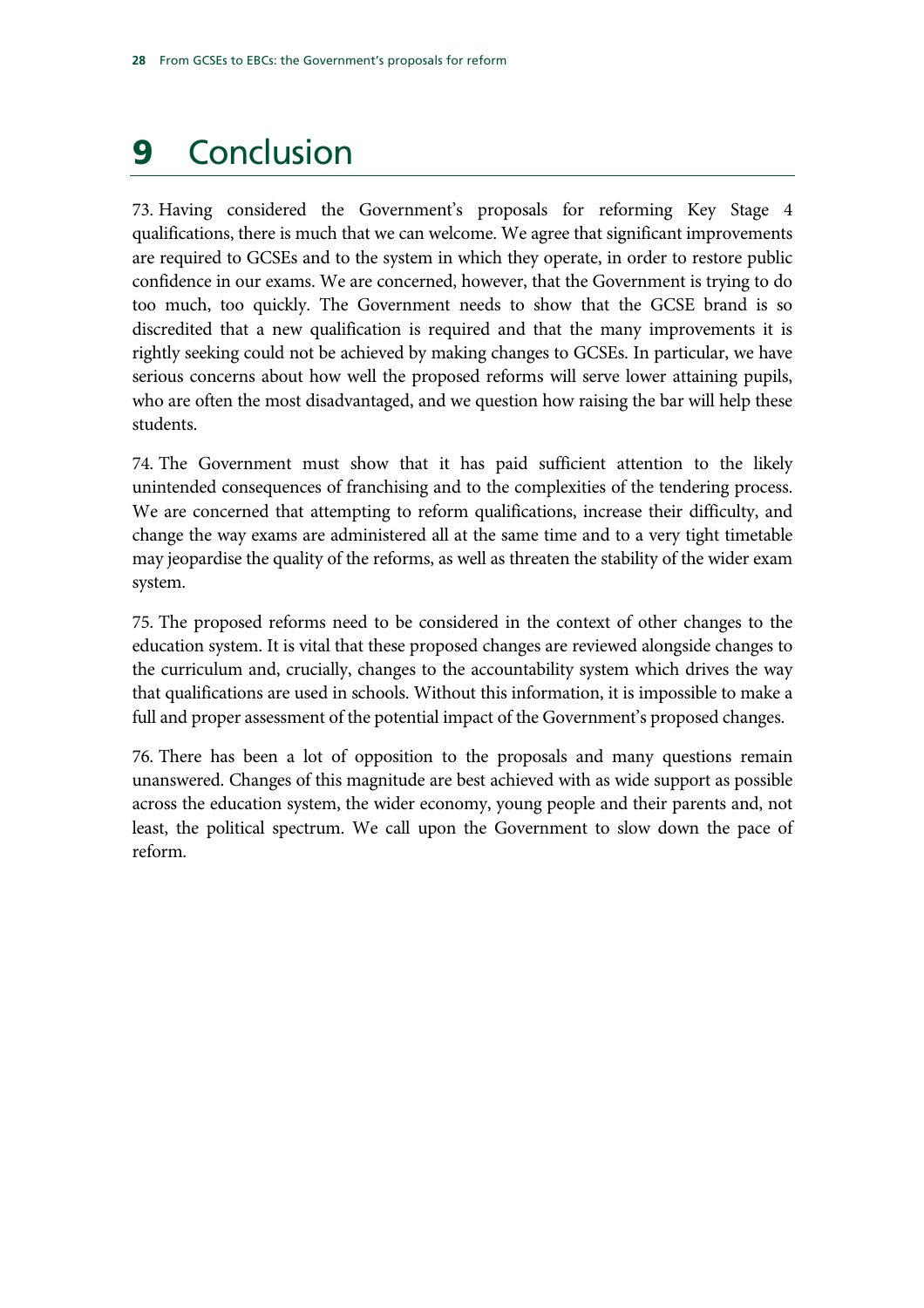# 9 Conclusion

73. Having considered the Government's proposals for reforming Key Stage 4 qualifications, there is much that we can welcome. We agree that significant improvements are required to GCSEs and to the system in which they operate, in order to restore public confidence in our exams. We are concerned, however, that the Government is trying to do too much, too quickly. The Government needs to show that the GCSE brand is so discredited that a new qualification is required and that the many improvements it is rightly seeking could not be achieved by making changes to GCSEs. In particular, we have serious concerns about how well the proposed reforms will serve lower attaining pupils, who are often the most disadvantaged, and we question how raising the bar will help these students.

74. The Government must show that it has paid sufficient attention to the likely unintended consequences of franchising and to the complexities of the tendering process. We are concerned that attempting to reform qualifications, increase their difficulty, and change the way exams are administered all at the same time and to a very tight timetable may jeopardise the quality of the reforms, as well as threaten the stability of the wider exam system.

75. The proposed reforms need to be considered in the context of other changes to the education system. It is vital that these proposed changes are reviewed alongside changes to the curriculum and, crucially, changes to the accountability system which drives the way that qualifications are used in schools. Without this information, it is impossible to make a full and proper assessment of the potential impact of the Government's proposed changes.

76. There has been a lot of opposition to the proposals and many questions remain unanswered. Changes of this magnitude are best achieved with as wide support as possible across the education system, the wider economy, young people and their parents and, not least, the political spectrum. We call upon the Government to slow down the pace of reform.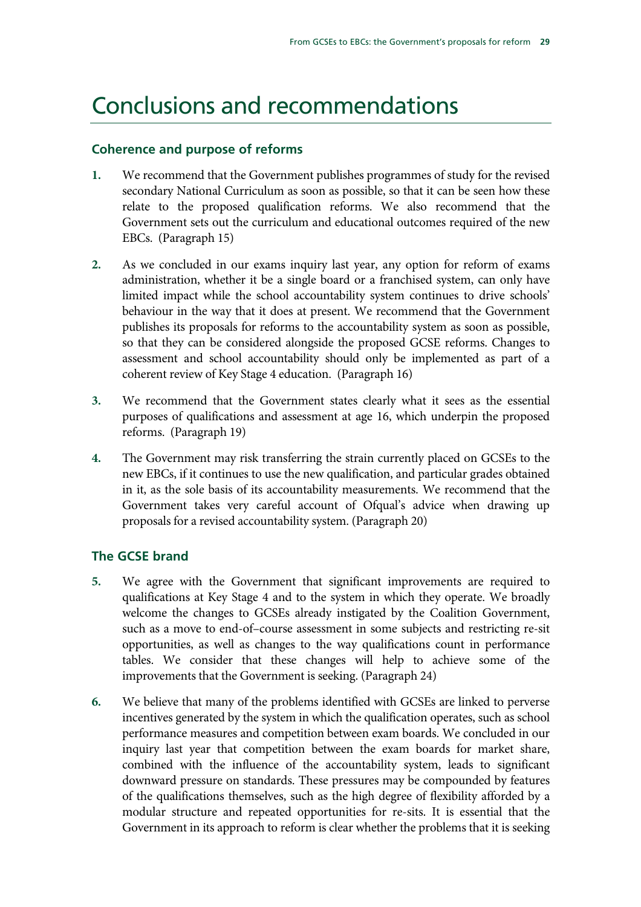# Conclusions and recommendations

## Coherence and purpose of reforms

1. We recommend that the Government publishes programmes of study for the revised secondary National Curriculum as soon as possible, so that it can be seen how these relate to the proposed qualification reforms. We also recommend that the Government sets out the curriculum and educational outcomes required of the new EBCs. (Paragraph 15)

2. As we concluded in our exams inquiry last year, any option for reform of exams administration, whether it be a single board or a franchised system, can only have limited impact while the school accountability system continues to drive schools' behaviour in the way that it does at present. We recommend that the Government publishes its proposals for reforms to the accountability system as soon as possible, so that they can be considered alongside the proposed GCSE reforms. Changes to assessment and school accountability should only be implemented as part of a coherent review of Key Stage 4 education. (Paragraph 16)

3. We recommend that the Government states clearly what it sees as the essential purposes of qualifications and assessment at age 16, which underpin the proposed reforms. (Paragraph 19)

4. The Government may risk transferring the strain currently placed on GCSEs to the new EBCs, if it continues to use the new qualification, and particular grades obtained in it, as the sole basis of its accountability measurements. We recommend that the Government takes very careful account of Ofqual's advice when drawing up proposals for a revised accountability system. (Paragraph 20)

## The GCSE brand

5. We agree with the Government that significant improvements are required to qualifications at Key Stage 4 and to the system in which they operate. We broadly welcome the changes to GCSEs already instigated by the Coalition Government, such as a move to end-of–course assessment in some subjects and restricting re-sit opportunities, as well as changes to the way qualifications count in performance tables. We consider that these changes will help to achieve some of the improvements that the Government is seeking. (Paragraph 24)

6. We believe that many of the problems identified with GCSEs are linked to perverse incentives generated by the system in which the qualification operates, such as school performance measures and competition between exam boards. We concluded in our inquiry last year that competition between the exam boards for market share, combined with the influence of the accountability system, leads to significant downward pressure on standards. These pressures may be compounded by features of the qualifications themselves, such as the high degree of flexibility afforded by a modular structure and repeated opportunities for re-sits. It is essential that the Government in its approach to reform is clear whether the problems that it is seeking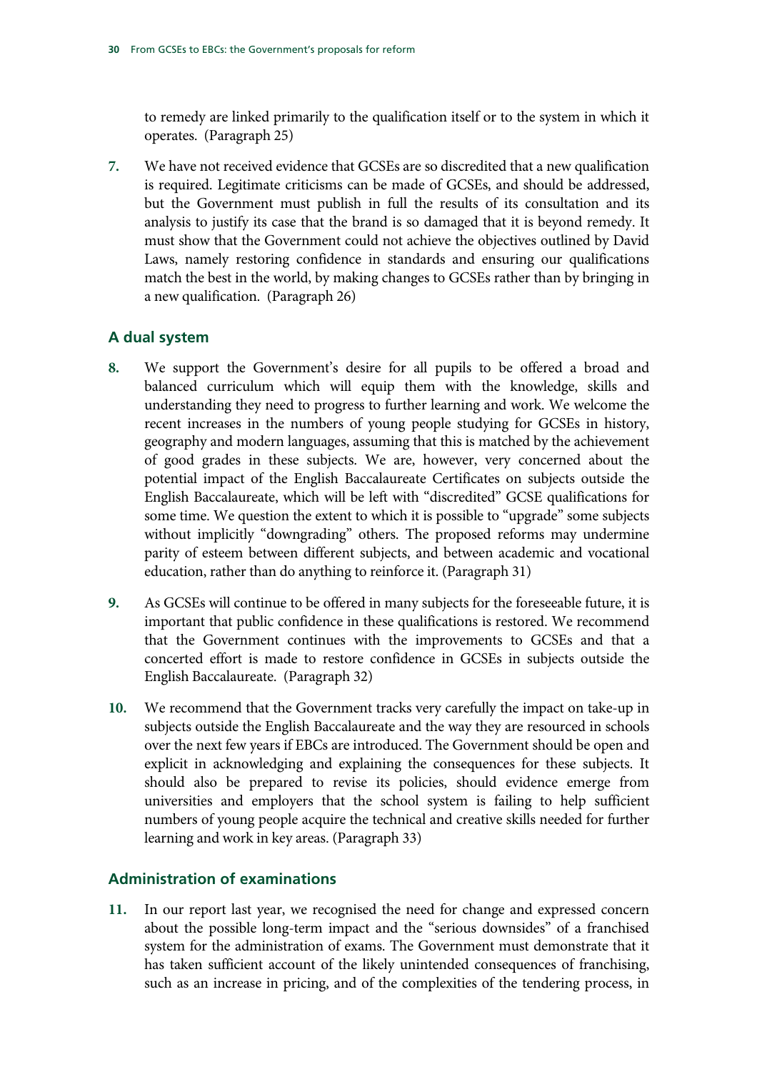to remedy are linked primarily to the qualification itself or to the system in which it operates. (Paragraph 25)

**7.** We have not received evidence that GCSEs are so discredited that a new qualification is required. Legitimate criticisms can be made of GCSEs, and should be addressed, but the Government must publish in full the results of its consultation and its analysis to justify its case that the brand is so damaged that it is beyond remedy. It must show that the Government could not achieve the objectives outlined by David Laws, namely restoring confidence in standards and ensuring our qualifications match the best in the world, by making changes to GCSEs rather than by bringing in a new qualification. (Paragraph 26)

## A dual system

**8.** We support the Government's desire for all pupils to be offered a broad and balanced curriculum which will equip them with the knowledge, skills and understanding they need to progress to further learning and work. We welcome the recent increases in the numbers of young people studying for GCSEs in history, geography and modern languages, assuming that this is matched by the achievement of good grades in these subjects. We are, however, very concerned about the potential impact of the English Baccalaureate Certificates on subjects outside the English Baccalaureate, which will be left with "discredited" GCSE qualifications for some time. We question the extent to which it is possible to "upgrade" some subjects without implicitly "downgrading" others. The proposed reforms may undermine parity of esteem between different subjects, and between academic and vocational education, rather than do anything to reinforce it. (Paragraph 31)

**9.** As GCSEs will continue to be offered in many subjects for the foreseeable future, it is important that public confidence in these qualifications is restored. We recommend that the Government continues with the improvements to GCSEs and that a concerted effort is made to restore confidence in GCSEs in subjects outside the English Baccalaureate. (Paragraph 32)

**10.** We recommend that the Government tracks very carefully the impact on take-up in subjects outside the English Baccalaureate and the way they are resourced in schools over the next few years if EBCs are introduced. The Government should be open and explicit in acknowledging and explaining the consequences for these subjects. It should also be prepared to revise its policies, should evidence emerge from universities and employers that the school system is failing to help sufficient numbers of young people acquire the technical and creative skills needed for further learning and work in key areas. (Paragraph 33)

## Administration of examinations

**11.** In our report last year, we recognised the need for change and expressed concern about the possible long-term impact and the "serious downsides" of a franchised system for the administration of exams. The Government must demonstrate that it has taken sufficient account of the likely unintended consequences of franchising, such as an increase in pricing, and of the complexities of the tendering process, in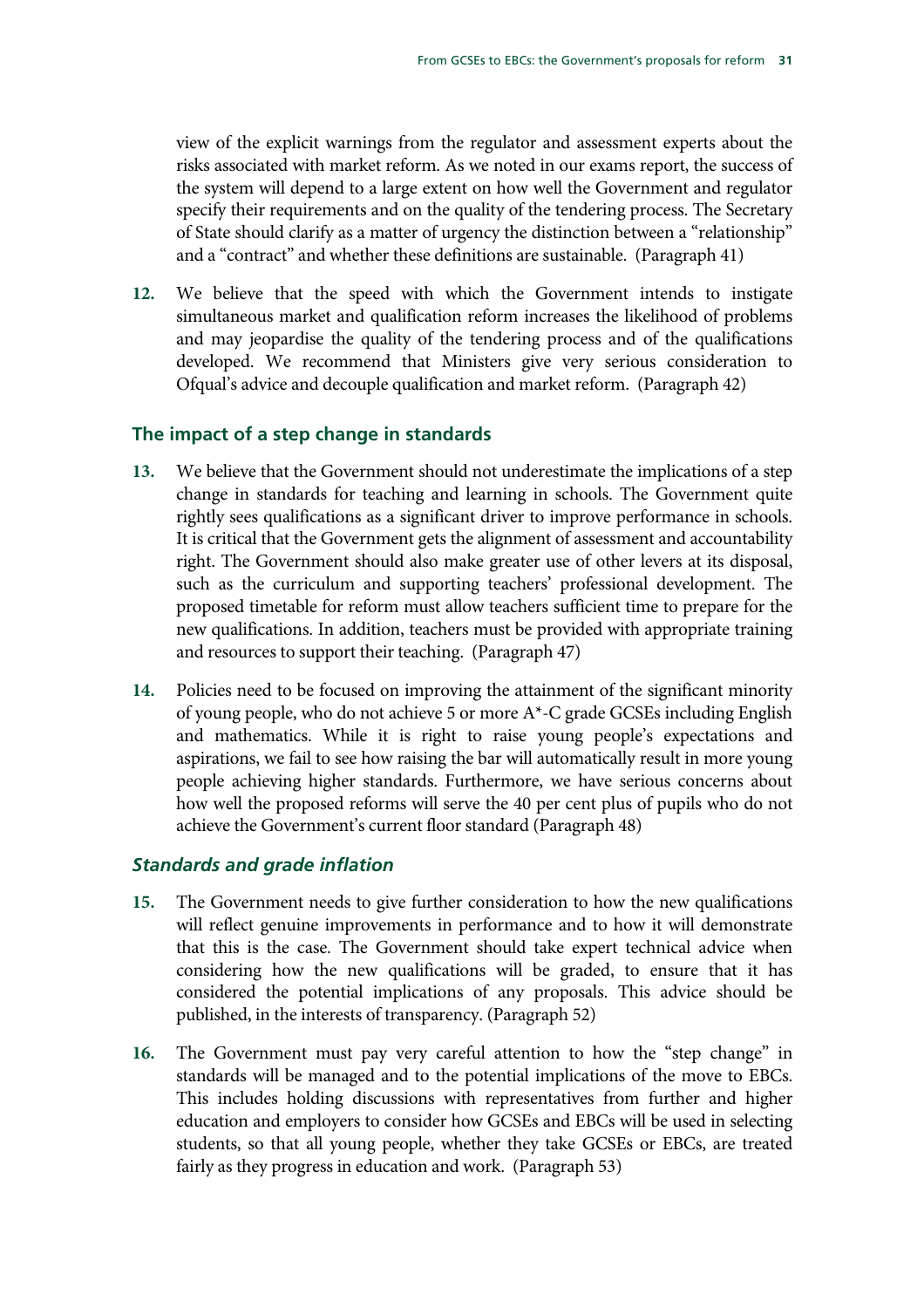view of the explicit warnings from the regulator and assessment experts about the risks associated with market reform. As we noted in our exams report, the success of the system will depend to a large extent on how well the Government and regulator specify their requirements and on the quality of the tendering process. The Secretary of State should clarify as a matter of urgency the distinction between a "relationship" and a "contract" and whether these definitions are sustainable. (Paragraph 41)

12. We believe that the speed with which the Government intends to instigate simultaneous market and qualification reform increases the likelihood of problems and may jeopardise the quality of the tendering process and of the qualifications developed. We recommend that Ministers give very serious consideration to Ofqual's advice and decouple qualification and market reform. (Paragraph 42)

## The impact of a step change in standards

13. We believe that the Government should not underestimate the implications of a step change in standards for teaching and learning in schools. The Government quite rightly sees qualifications as a significant driver to improve performance in schools. It is critical that the Government gets the alignment of assessment and accountability right. The Government should also make greater use of other levers at its disposal, such as the curriculum and supporting teachers' professional development. The proposed timetable for reform must allow teachers sufficient time to prepare for the new qualifications. In addition, teachers must be provided with appropriate training and resources to support their teaching. (Paragraph 47)

14. Policies need to be focused on improving the attainment of the significant minority of young people, who do not achieve 5 or more A*-C grade GCSEs including English and mathematics. While it is right to raise young people's expectations and aspirations, we fail to see how raising the bar will automatically result in more young people achieving higher standards. Furthermore, we have serious concerns about how well the proposed reforms will serve the 40 per cent plus of pupils who do not achieve the Government's current floor standard (Paragraph 48)

### *Standards and grade inflation*

15. The Government needs to give further consideration to how the new qualifications will reflect genuine improvements in performance and to how it will demonstrate that this is the case. The Government should take expert technical advice when considering how the new qualifications will be graded, to ensure that it has considered the potential implications of any proposals. This advice should be published, in the interests of transparency. (Paragraph 52)

16. The Government must pay very careful attention to how the "step change" in standards will be managed and to the potential implications of the move to EBCs. This includes holding discussions with representatives from further and higher education and employers to consider how GCSEs and EBCs will be used in selecting students, so that all young people, whether they take GCSEs or EBCs, are treated fairly as they progress in education and work. (Paragraph 53)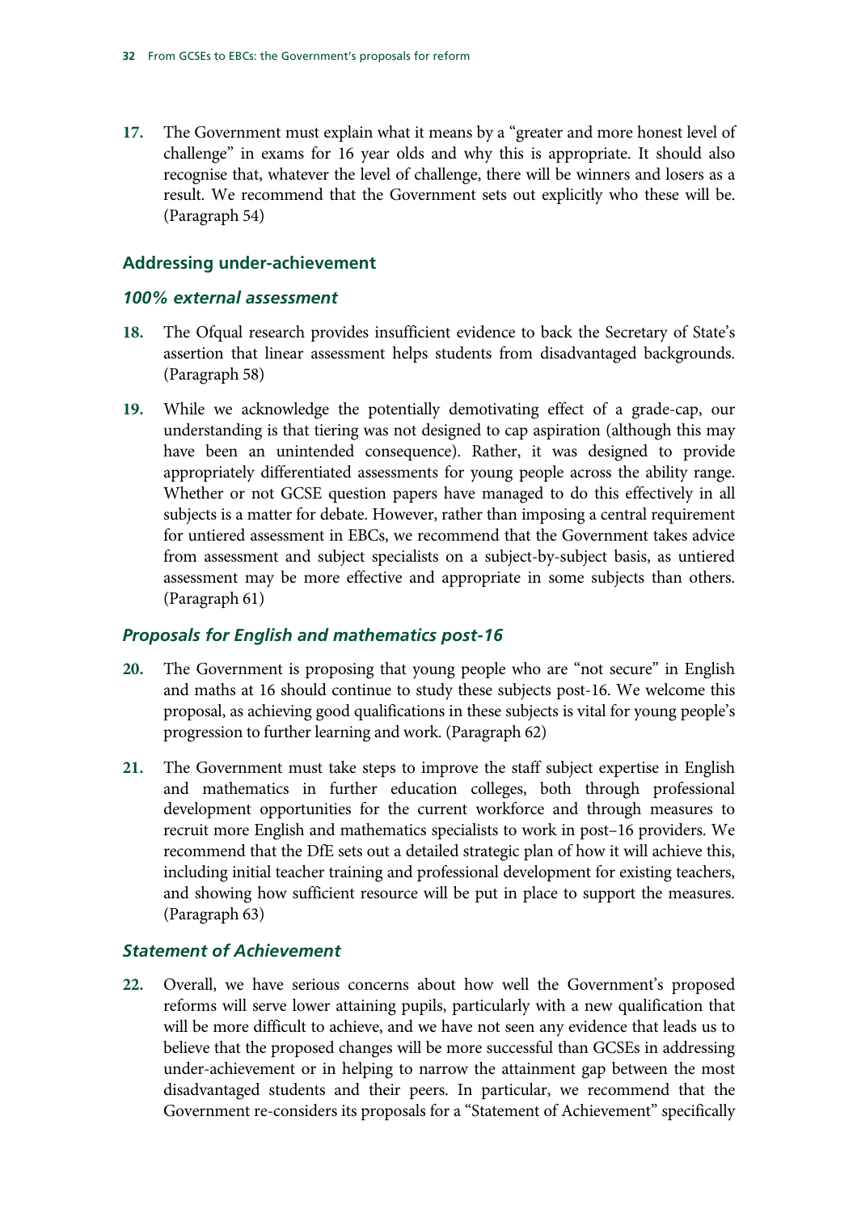17. The Government must explain what it means by a "greater and more honest level of challenge" in exams for 16 year olds and why this is appropriate. It should also recognise that, whatever the level of challenge, there will be winners and losers as a result. We recommend that the Government sets out explicitly who these will be. (Paragraph 54)

## Addressing under-achievement

### *100% external assessment*

18. The Ofqual research provides insufficient evidence to back the Secretary of State's assertion that linear assessment helps students from disadvantaged backgrounds. (Paragraph 58)

19. While we acknowledge the potentially demotivating effect of a grade-cap, our understanding is that tiering was not designed to cap aspiration (although this may have been an unintended consequence). Rather, it was designed to provide appropriately differentiated assessments for young people across the ability range. Whether or not GCSE question papers have managed to do this effectively in all subjects is a matter for debate. However, rather than imposing a central requirement for untiered assessment in EBCs, we recommend that the Government takes advice from assessment and subject specialists on a subject-by-subject basis, as untiered assessment may be more effective and appropriate in some subjects than others. (Paragraph 61)

### *Proposals for English and mathematics post-16*

20. The Government is proposing that young people who are "not secure" in English and maths at 16 should continue to study these subjects post-16. We welcome this proposal, as achieving good qualifications in these subjects is vital for young people's progression to further learning and work. (Paragraph 62)

21. The Government must take steps to improve the staff subject expertise in English and mathematics in further education colleges, both through professional development opportunities for the current workforce and through measures to recruit more English and mathematics specialists to work in post–16 providers. We recommend that the DfE sets out a detailed strategic plan of how it will achieve this, including initial teacher training and professional development for existing teachers, and showing how sufficient resource will be put in place to support the measures. (Paragraph 63)

### *Statement of Achievement*

22. Overall, we have serious concerns about how well the Government's proposed reforms will serve lower attaining pupils, particularly with a new qualification that will be more difficult to achieve, and we have not seen any evidence that leads us to believe that the proposed changes will be more successful than GCSEs in addressing under-achievement or in helping to narrow the attainment gap between the most disadvantaged students and their peers. In particular, we recommend that the Government re-considers its proposals for a "Statement of Achievement" specifically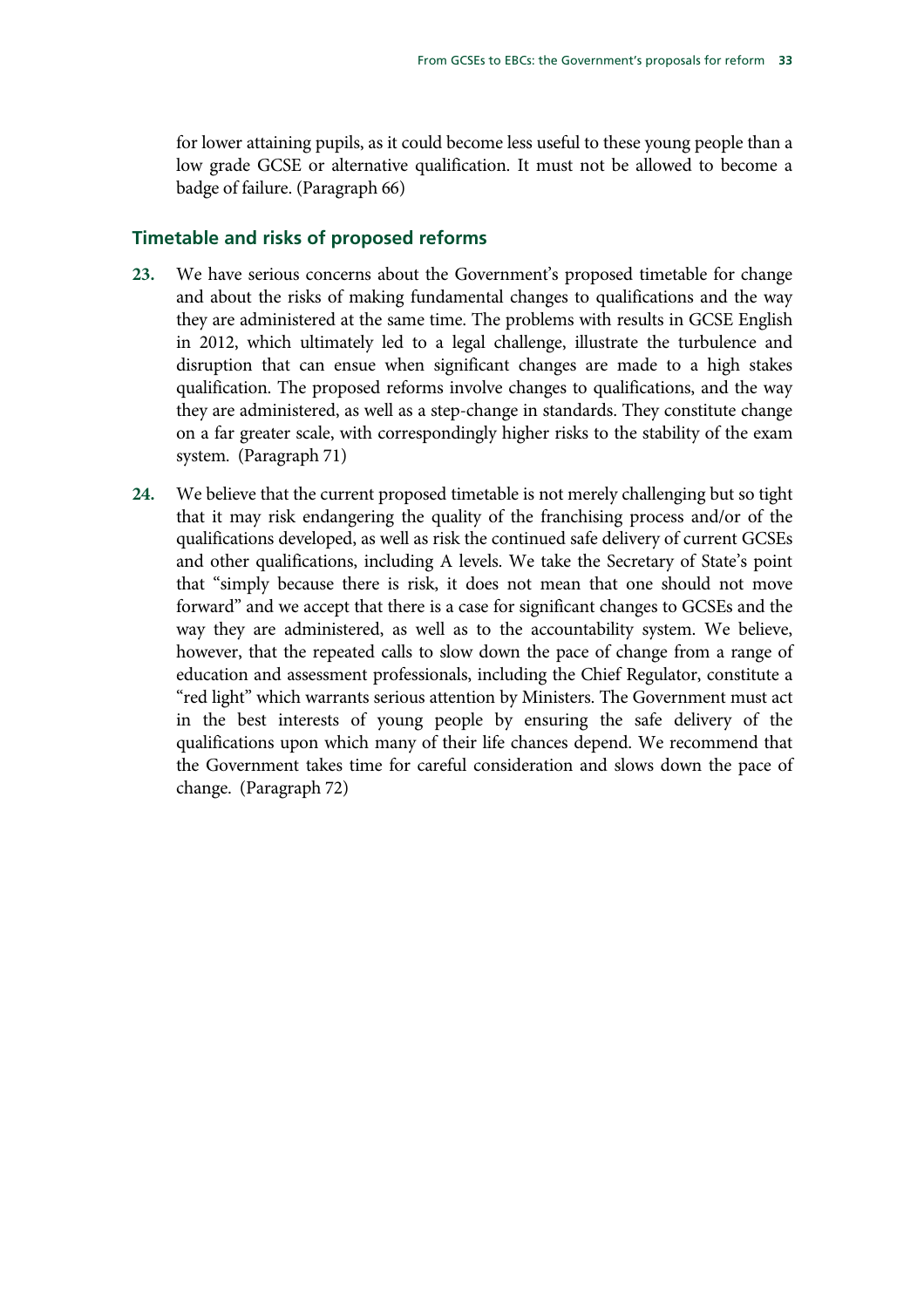for lower attaining pupils, as it could become less useful to these young people than a low grade GCSE or alternative qualification. It must not be allowed to become a badge of failure. (Paragraph 66)

### Timetable and risks of proposed reforms

**23.** We have serious concerns about the Government's proposed timetable for change and about the risks of making fundamental changes to qualifications and the way they are administered at the same time. The problems with results in GCSE English in 2012, which ultimately led to a legal challenge, illustrate the turbulence and disruption that can ensue when significant changes are made to a high stakes qualification. The proposed reforms involve changes to qualifications, and the way they are administered, as well as a step-change in standards. They constitute change on a far greater scale, with correspondingly higher risks to the stability of the exam system. (Paragraph 71)

**24.** We believe that the current proposed timetable is not merely challenging but so tight that it may risk endangering the quality of the franchising process and/or of the qualifications developed, as well as risk the continued safe delivery of current GCSEs and other qualifications, including A levels. We take the Secretary of State's point that "simply because there is risk, it does not mean that one should not move forward" and we accept that there is a case for significant changes to GCSEs and the way they are administered, as well as to the accountability system. We believe, however, that the repeated calls to slow down the pace of change from a range of education and assessment professionals, including the Chief Regulator, constitute a "red light" which warrants serious attention by Ministers. The Government must act in the best interests of young people by ensuring the safe delivery of the qualifications upon which many of their life chances depend. We recommend that the Government takes time for careful consideration and slows down the pace of change. (Paragraph 72)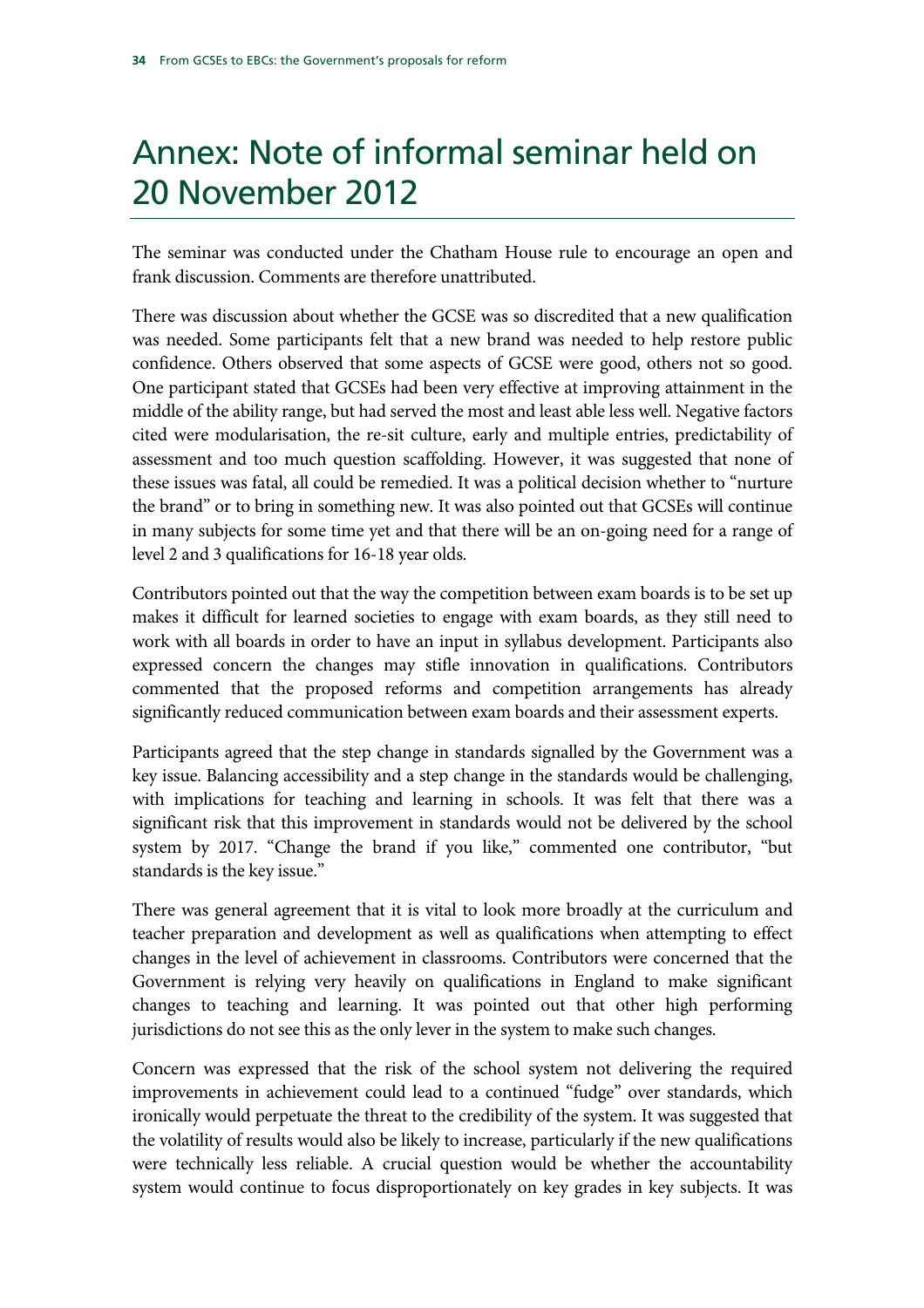# Annex: Note of informal seminar held on 20 November 2012

The seminar was conducted under the Chatham House rule to encourage an open and frank discussion. Comments are therefore unattributed.

There was discussion about whether the GCSE was so discredited that a new qualification was needed. Some participants felt that a new brand was needed to help restore public confidence. Others observed that some aspects of GCSE were good, others not so good. One participant stated that GCSEs had been very effective at improving attainment in the middle of the ability range, but had served the most and least able less well. Negative factors cited were modularisation, the re-sit culture, early and multiple entries, predictability of assessment and too much question scaffolding. However, it was suggested that none of these issues was fatal, all could be remedied. It was a political decision whether to "nurture the brand" or to bring in something new. It was also pointed out that GCSEs will continue in many subjects for some time yet and that there will be an on-going need for a range of level 2 and 3 qualifications for 16-18 year olds.

Contributors pointed out that the way the competition between exam boards is to be set up makes it difficult for learned societies to engage with exam boards, as they still need to work with all boards in order to have an input in syllabus development. Participants also expressed concern the changes may stifle innovation in qualifications. Contributors commented that the proposed reforms and competition arrangements has already significantly reduced communication between exam boards and their assessment experts.

Participants agreed that the step change in standards signalled by the Government was a key issue. Balancing accessibility and a step change in the standards would be challenging, with implications for teaching and learning in schools. It was felt that there was a significant risk that this improvement in standards would not be delivered by the school system by 2017. "Change the brand if you like," commented one contributor, "but standards is the key issue."

There was general agreement that it is vital to look more broadly at the curriculum and teacher preparation and development as well as qualifications when attempting to effect changes in the level of achievement in classrooms. Contributors were concerned that the Government is relying very heavily on qualifications in England to make significant changes to teaching and learning. It was pointed out that other high performing jurisdictions do not see this as the only lever in the system to make such changes.

Concern was expressed that the risk of the school system not delivering the required improvements in achievement could lead to a continued "fudge" over standards, which ironically would perpetuate the threat to the credibility of the system. It was suggested that the volatility of results would also be likely to increase, particularly if the new qualifications were technically less reliable. A crucial question would be whether the accountability system would continue to focus disproportionately on key grades in key subjects. It was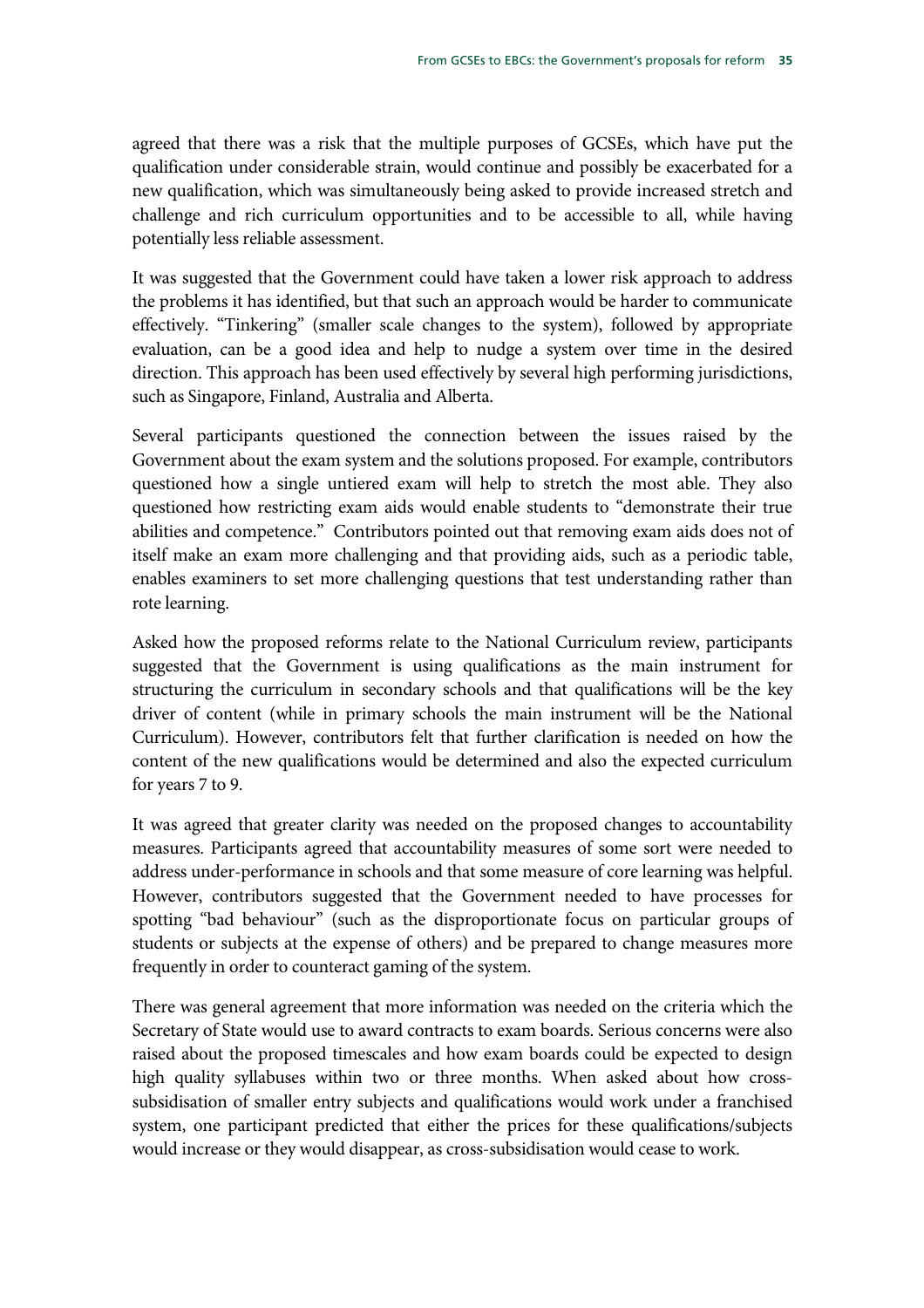agreed that there was a risk that the multiple purposes of GCSEs, which have put the qualification under considerable strain, would continue and possibly be exacerbated for a new qualification, which was simultaneously being asked to provide increased stretch and challenge and rich curriculum opportunities and to be accessible to all, while having potentially less reliable assessment.

It was suggested that the Government could have taken a lower risk approach to address the problems it has identified, but that such an approach would be harder to communicate effectively. "Tinkering" (smaller scale changes to the system), followed by appropriate evaluation, can be a good idea and help to nudge a system over time in the desired direction. This approach has been used effectively by several high performing jurisdictions, such as Singapore, Finland, Australia and Alberta.

Several participants questioned the connection between the issues raised by the Government about the exam system and the solutions proposed. For example, contributors questioned how a single untiered exam will help to stretch the most able. They also questioned how restricting exam aids would enable students to "demonstrate their true abilities and competence." Contributors pointed out that removing exam aids does not of itself make an exam more challenging and that providing aids, such as a periodic table, enables examiners to set more challenging questions that test understanding rather than rote learning.

Asked how the proposed reforms relate to the National Curriculum review, participants suggested that the Government is using qualifications as the main instrument for structuring the curriculum in secondary schools and that qualifications will be the key driver of content (while in primary schools the main instrument will be the National Curriculum). However, contributors felt that further clarification is needed on how the content of the new qualifications would be determined and also the expected curriculum for years 7 to 9.

It was agreed that greater clarity was needed on the proposed changes to accountability measures. Participants agreed that accountability measures of some sort were needed to address under-performance in schools and that some measure of core learning was helpful. However, contributors suggested that the Government needed to have processes for spotting "bad behaviour" (such as the disproportionate focus on particular groups of students or subjects at the expense of others) and be prepared to change measures more frequently in order to counteract gaming of the system.

There was general agreement that more information was needed on the criteria which the Secretary of State would use to award contracts to exam boards. Serious concerns were also raised about the proposed timescales and how exam boards could be expected to design high quality syllabuses within two or three months. When asked about how cross-subsidisation of smaller entry subjects and qualifications would work under a franchised system, one participant predicted that either the prices for these qualifications/subjects would increase or they would disappear, as cross-subsidisation would cease to work.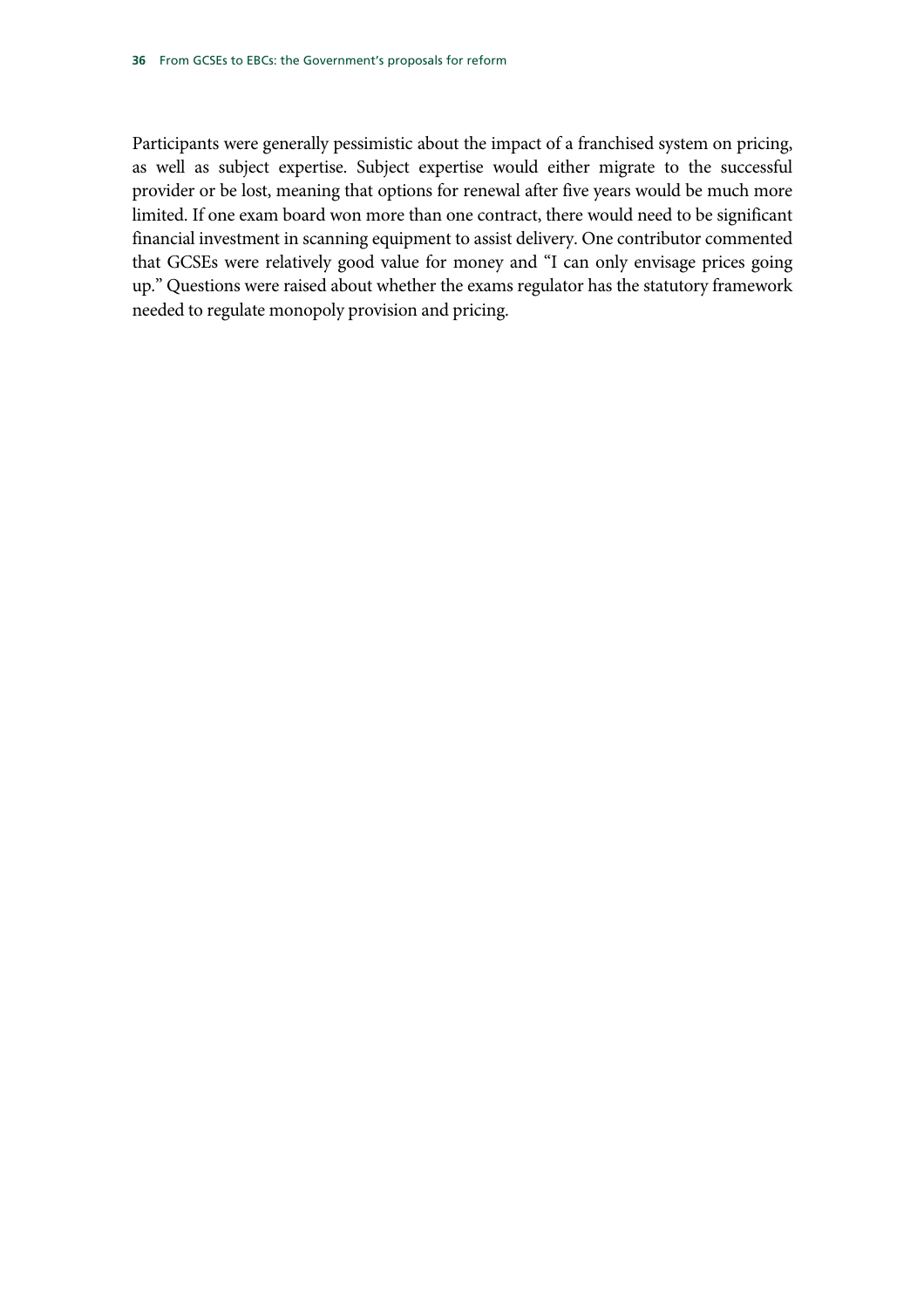Participants were generally pessimistic about the impact of a franchised system on pricing, as well as subject expertise. Subject expertise would either migrate to the successful provider or be lost, meaning that options for renewal after five years would be much more limited. If one exam board won more than one contract, there would need to be significant financial investment in scanning equipment to assist delivery. One contributor commented that GCSEs were relatively good value for money and "I can only envisage prices going up." Questions were raised about whether the exams regulator has the statutory framework needed to regulate monopoly provision and pricing.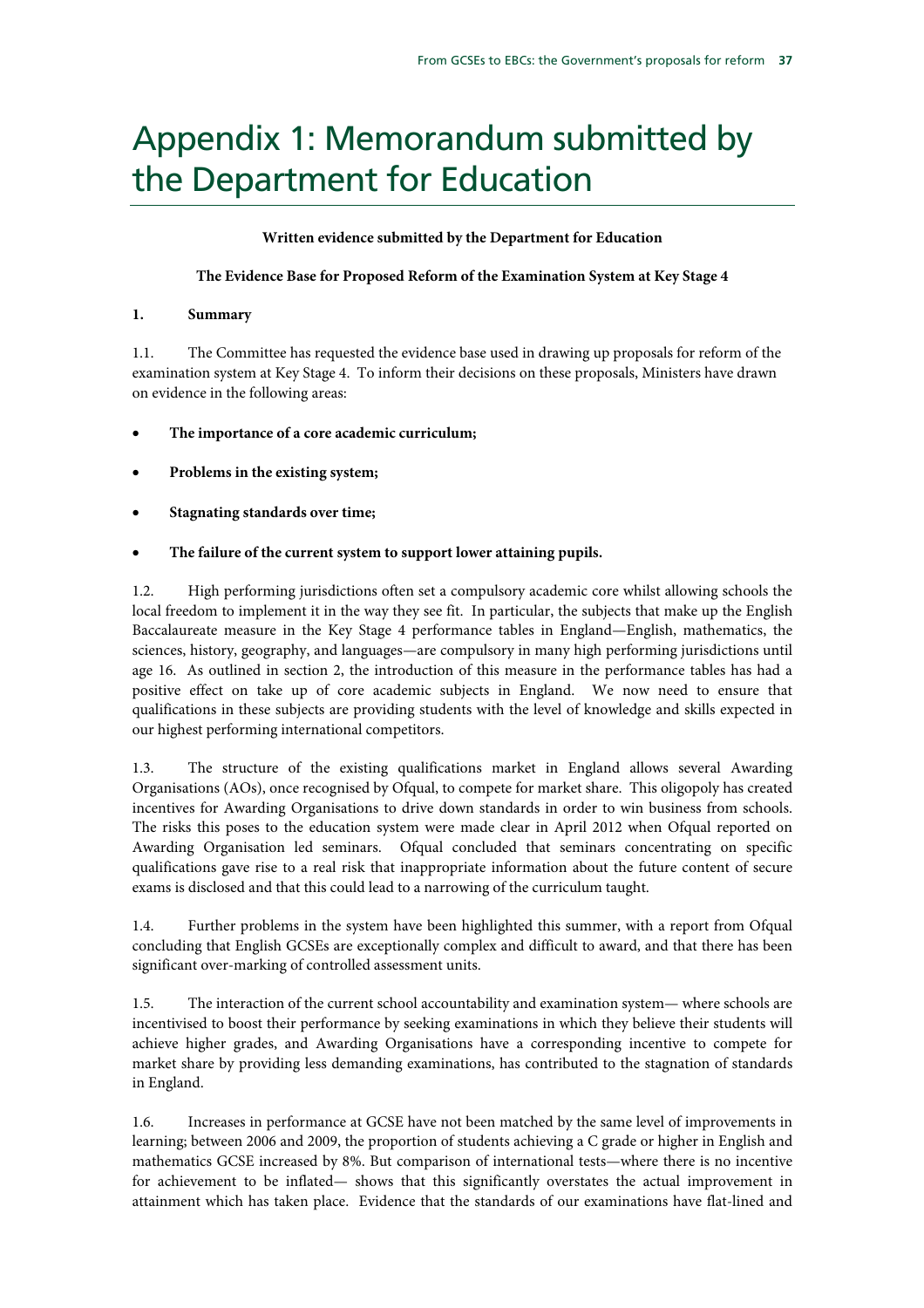# Appendix 1: Memorandum submitted by the Department for Education

**Written evidence submitted by the Department for Education**

**The Evidence Base for Proposed Reform of the Examination System at Key Stage 4**

**1. Summary**

1.1. The Committee has requested the evidence base used in drawing up proposals for reform of the examination system at Key Stage 4. To inform their decisions on these proposals, Ministers have drawn on evidence in the following areas:

- **The importance of a core academic curriculum;**
- **Problems in the existing system;**
- **Stagnating standards over time;**
- **The failure of the current system to support lower attaining pupils.**

1.2. High performing jurisdictions often set a compulsory academic core whilst allowing schools the local freedom to implement it in the way they see fit. In particular, the subjects that make up the English Baccalaureate measure in the Key Stage 4 performance tables in England—English, mathematics, the sciences, history, geography, and languages—are compulsory in many high performing jurisdictions until age 16. As outlined in section 2, the introduction of this measure in the performance tables has had a positive effect on take up of core academic subjects in England. We now need to ensure that qualifications in these subjects are providing students with the level of knowledge and skills expected in our highest performing international competitors.

1.3. The structure of the existing qualifications market in England allows several Awarding Organisations (AOs), once recognised by Ofqual, to compete for market share. This oligopoly has created incentives for Awarding Organisations to drive down standards in order to win business from schools. The risks this poses to the education system were made clear in April 2012 when Ofqual reported on Awarding Organisation led seminars. Ofqual concluded that seminars concentrating on specific qualifications gave rise to a real risk that inappropriate information about the future content of secure exams is disclosed and that this could lead to a narrowing of the curriculum taught.

1.4. Further problems in the system have been highlighted this summer, with a report from Ofqual concluding that English GCSEs are exceptionally complex and difficult to award, and that there has been significant over-marking of controlled assessment units.

1.5. The interaction of the current school accountability and examination system— where schools are incentivised to boost their performance by seeking examinations in which they believe their students will achieve higher grades, and Awarding Organisations have a corresponding incentive to compete for market share by providing less demanding examinations, has contributed to the stagnation of standards in England.

1.6. Increases in performance at GCSE have not been matched by the same level of improvements in learning; between 2006 and 2009, the proportion of students achieving a C grade or higher in English and mathematics GCSE increased by 8%. But comparison of international tests—where there is no incentive for achievement to be inflated— shows that this significantly overstates the actual improvement in attainment which has taken place. Evidence that the standards of our examinations have flat-lined and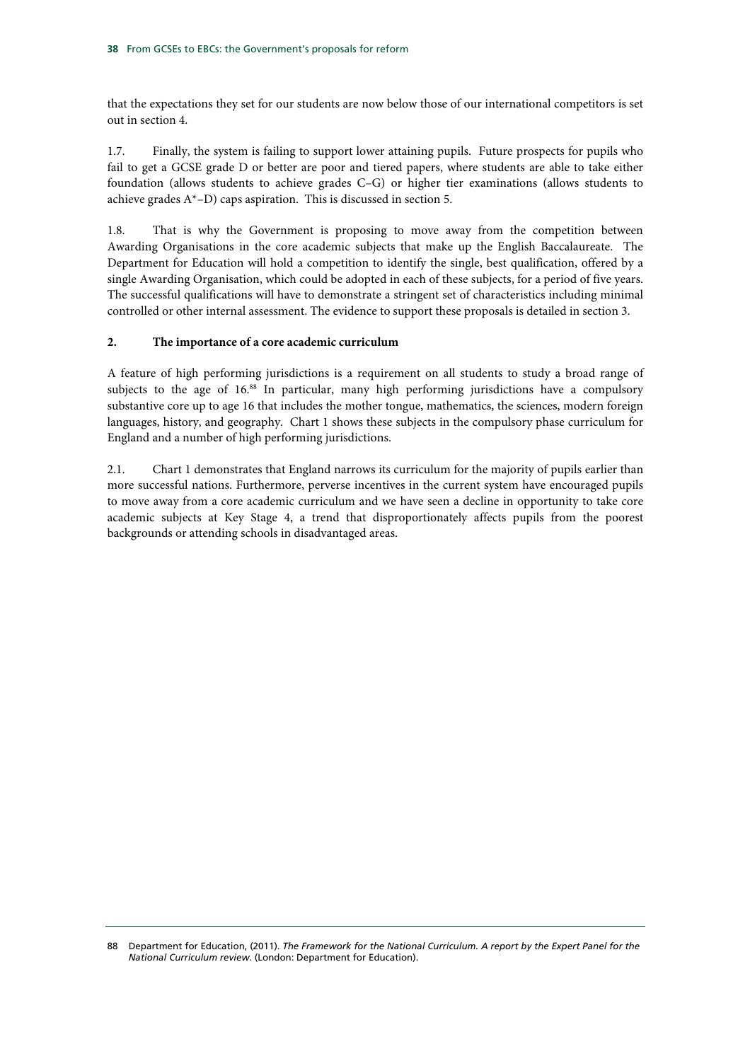that the expectations they set for our students are now below those of our international competitors is set out in section 4.

1.7. Finally, the system is failing to support lower attaining pupils. Future prospects for pupils who fail to get a GCSE grade D or better are poor and tiered papers, where students are able to take either foundation (allows students to achieve grades C–G) or higher tier examinations (allows students to achieve grades A*–D) caps aspiration. This is discussed in section 5.

1.8. That is why the Government is proposing to move away from the competition between Awarding Organisations in the core academic subjects that make up the English Baccalaureate. The Department for Education will hold a competition to identify the single, best qualification, offered by a single Awarding Organisation, which could be adopted in each of these subjects, for a period of five years. The successful qualifications will have to demonstrate a stringent set of characteristics including minimal controlled or other internal assessment. The evidence to support these proposals is detailed in section 3.

**2. The importance of a core academic curriculum**

A feature of high performing jurisdictions is a requirement on all students to study a broad range of subjects to the age of 16.[88] In particular, many high performing jurisdictions have a compulsory substantive core up to age 16 that includes the mother tongue, mathematics, the sciences, modern foreign languages, history, and geography. Chart 1 shows these subjects in the compulsory phase curriculum for England and a number of high performing jurisdictions.

2.1. Chart 1 demonstrates that England narrows its curriculum for the majority of pupils earlier than more successful nations. Furthermore, perverse incentives in the current system have encouraged pupils to move away from a core academic curriculum and we have seen a decline in opportunity to take core academic subjects at Key Stage 4, a trend that disproportionately affects pupils from the poorest backgrounds or attending schools in disadvantaged areas.

---

88 Department for Education, (2011). *The Framework for the National Curriculum. A report by the Expert Panel for the National Curriculum review*. (London: Department for Education).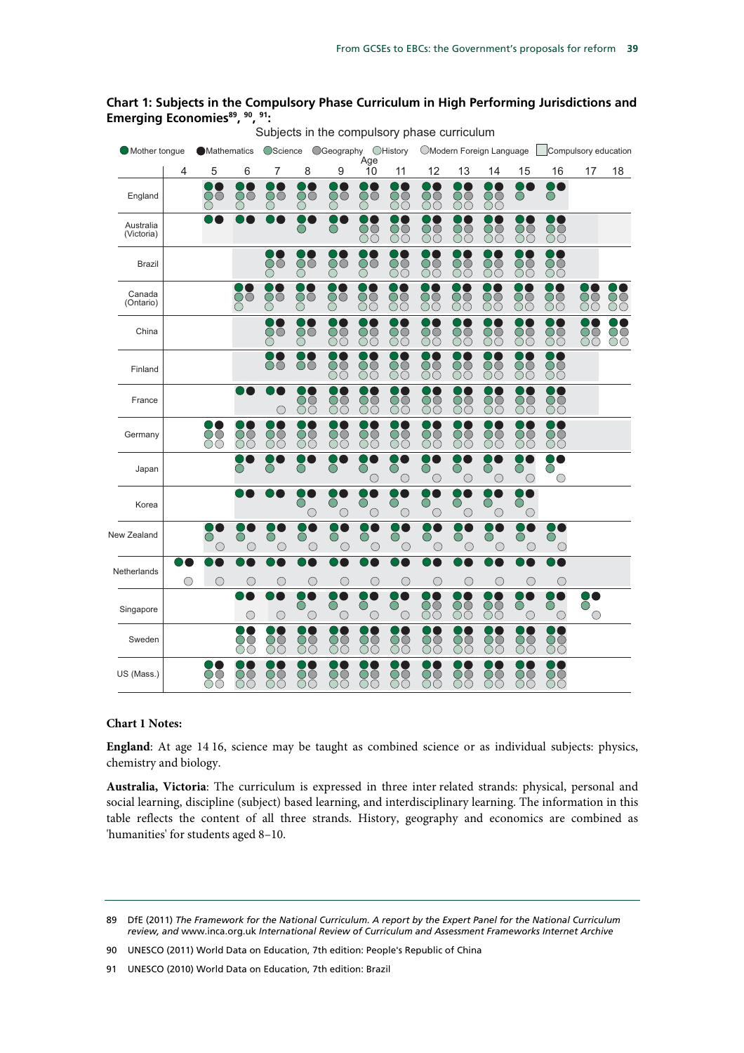**Chart 1: Subjects in the Compulsory Phase Curriculum in High Performing Jurisdictions and Emerging Economies[89], [90], [91]:**

**Chart 1 Notes:**

**England**: At age 14 16, science may be taught as combined science or as individual subjects: physics, chemistry and biology.

**Australia, Victoria**: The curriculum is expressed in three inter related strands: physical, personal and social learning, discipline (subject) based learning, and interdisciplinary learning. The information in this table reflects the content of all three strands. History, geography and economics are combined as 'humanities' for students aged 8–10.

---

89 DfE (2011) *The Framework for the National Curriculum. A report by the Expert Panel for the National Curriculum review, and* www.inca.org.uk *International Review of Curriculum and Assessment Frameworks Internet Archive*

90 UNESCO (2011) World Data on Education, 7th edition: People's Republic of China

91 UNESCO (2010) World Data on Education, 7th edition: Brazil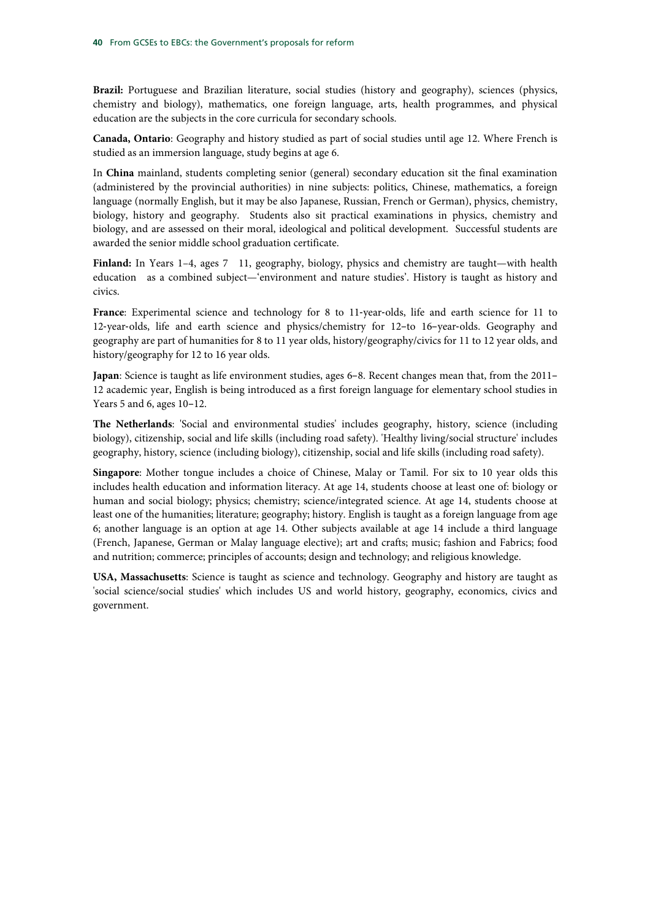**Brazil:** Portuguese and Brazilian literature, social studies (history and geography), sciences (physics, chemistry and biology), mathematics, one foreign language, arts, health programmes, and physical education are the subjects in the core curricula for secondary schools.

**Canada, Ontario**: Geography and history studied as part of social studies until age 12. Where French is studied as an immersion language, study begins at age 6.

In **China** mainland, students completing senior (general) secondary education sit the final examination (administered by the provincial authorities) in nine subjects: politics, Chinese, mathematics, a foreign language (normally English, but it may be also Japanese, Russian, French or German), physics, chemistry, biology, history and geography. Students also sit practical examinations in physics, chemistry and biology, and are assessed on their moral, ideological and political development. Successful students are awarded the senior middle school graduation certificate.

**Finland:** In Years 1–4, ages 7 11, geography, biology, physics and chemistry are taught—with health education as a combined subject—'environment and nature studies'. History is taught as history and civics.

**France**: Experimental science and technology for 8 to 11-year-olds, life and earth science for 11 to 12-year-olds, life and earth science and physics/chemistry for 12–to 16–year-olds. Geography and geography are part of humanities for 8 to 11 year olds, history/geography/civics for 11 to 12 year olds, and history/geography for 12 to 16 year olds.

**Japan**: Science is taught as life environment studies, ages 6–8. Recent changes mean that, from the 2011–12 academic year, English is being introduced as a first foreign language for elementary school studies in Years 5 and 6, ages 10–12.

**The Netherlands**: 'Social and environmental studies' includes geography, history, science (including biology), citizenship, social and life skills (including road safety). 'Healthy living/social structure' includes geography, history, science (including biology), citizenship, social and life skills (including road safety).

**Singapore**: Mother tongue includes a choice of Chinese, Malay or Tamil. For six to 10 year olds this includes health education and information literacy. At age 14, students choose at least one of: biology or human and social biology; physics; chemistry; science/integrated science. At age 14, students choose at least one of the humanities; literature; geography; history. English is taught as a foreign language from age 6; another language is an option at age 14. Other subjects available at age 14 include a third language (French, Japanese, German or Malay language elective); art and crafts; music; fashion and Fabrics; food and nutrition; commerce; principles of accounts; design and technology; and religious knowledge.

**USA, Massachusetts**: Science is taught as science and technology. Geography and history are taught as 'social science/social studies' which includes US and world history, geography, economics, civics and government.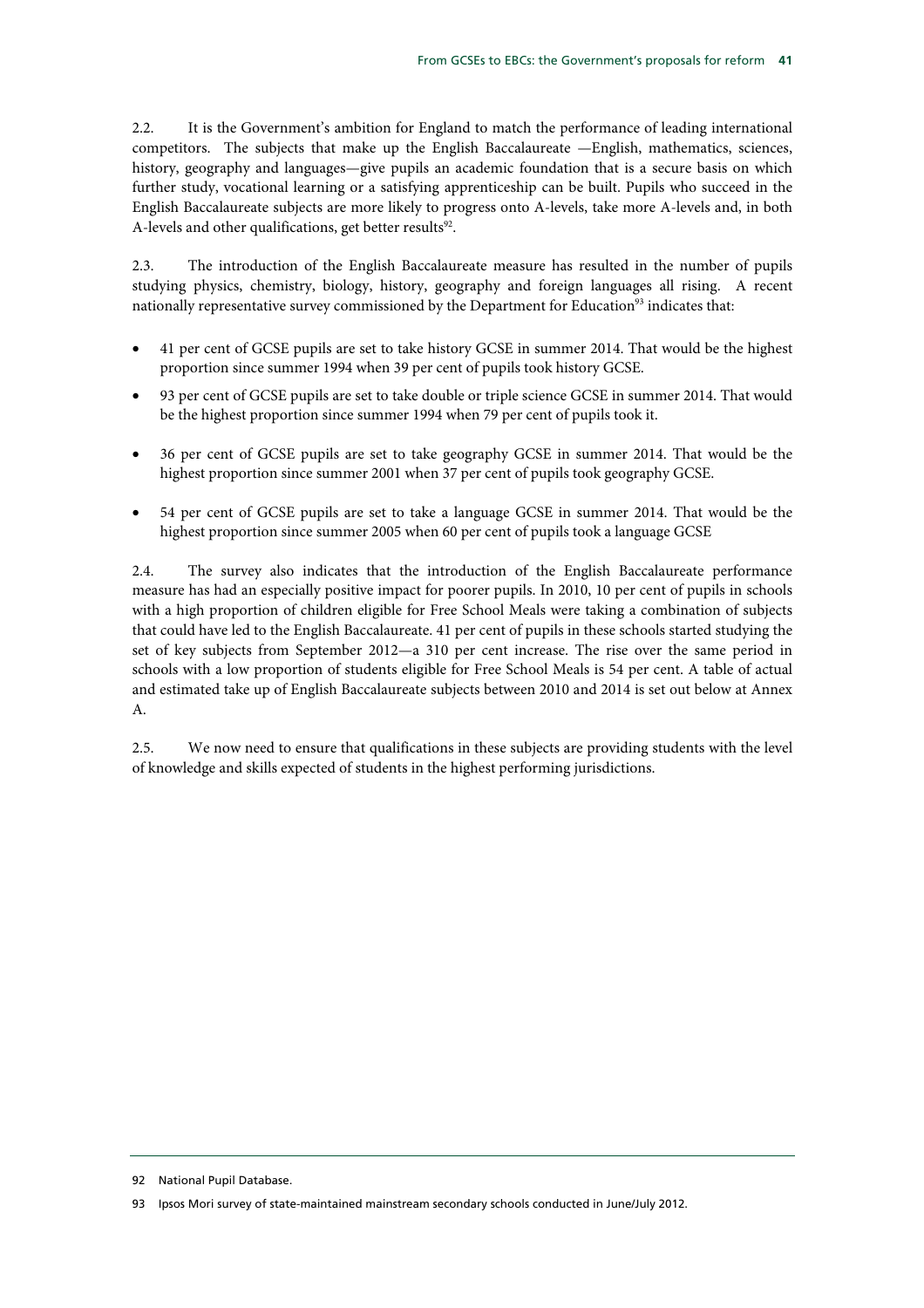2.2. It is the Government's ambition for England to match the performance of leading international competitors. The subjects that make up the English Baccalaureate —English, mathematics, sciences, history, geography and languages—give pupils an academic foundation that is a secure basis on which further study, vocational learning or a satisfying apprenticeship can be built. Pupils who succeed in the English Baccalaureate subjects are more likely to progress onto A-levels, take more A-levels and, in both A-levels and other qualifications, get better results[92].

2.3. The introduction of the English Baccalaureate measure has resulted in the number of pupils studying physics, chemistry, biology, history, geography and foreign languages all rising. A recent nationally representative survey commissioned by the Department for Education[93] indicates that:

- 41 per cent of GCSE pupils are set to take history GCSE in summer 2014. That would be the highest proportion since summer 1994 when 39 per cent of pupils took history GCSE.
- 93 per cent of GCSE pupils are set to take double or triple science GCSE in summer 2014. That would be the highest proportion since summer 1994 when 79 per cent of pupils took it.
- 36 per cent of GCSE pupils are set to take geography GCSE in summer 2014. That would be the highest proportion since summer 2001 when 37 per cent of pupils took geography GCSE.
- 54 per cent of GCSE pupils are set to take a language GCSE in summer 2014. That would be the highest proportion since summer 2005 when 60 per cent of pupils took a language GCSE

2.4. The survey also indicates that the introduction of the English Baccalaureate performance measure has had an especially positive impact for poorer pupils. In 2010, 10 per cent of pupils in schools with a high proportion of children eligible for Free School Meals were taking a combination of subjects that could have led to the English Baccalaureate. 41 per cent of pupils in these schools started studying the set of key subjects from September 2012—a 310 per cent increase. The rise over the same period in schools with a low proportion of students eligible for Free School Meals is 54 per cent. A table of actual and estimated take up of English Baccalaureate subjects between 2010 and 2014 is set out below at Annex A.

2.5. We now need to ensure that qualifications in these subjects are providing students with the level of knowledge and skills expected of students in the highest performing jurisdictions.

---

92 National Pupil Database.

93 Ipsos Mori survey of state-maintained mainstream secondary schools conducted in June/July 2012.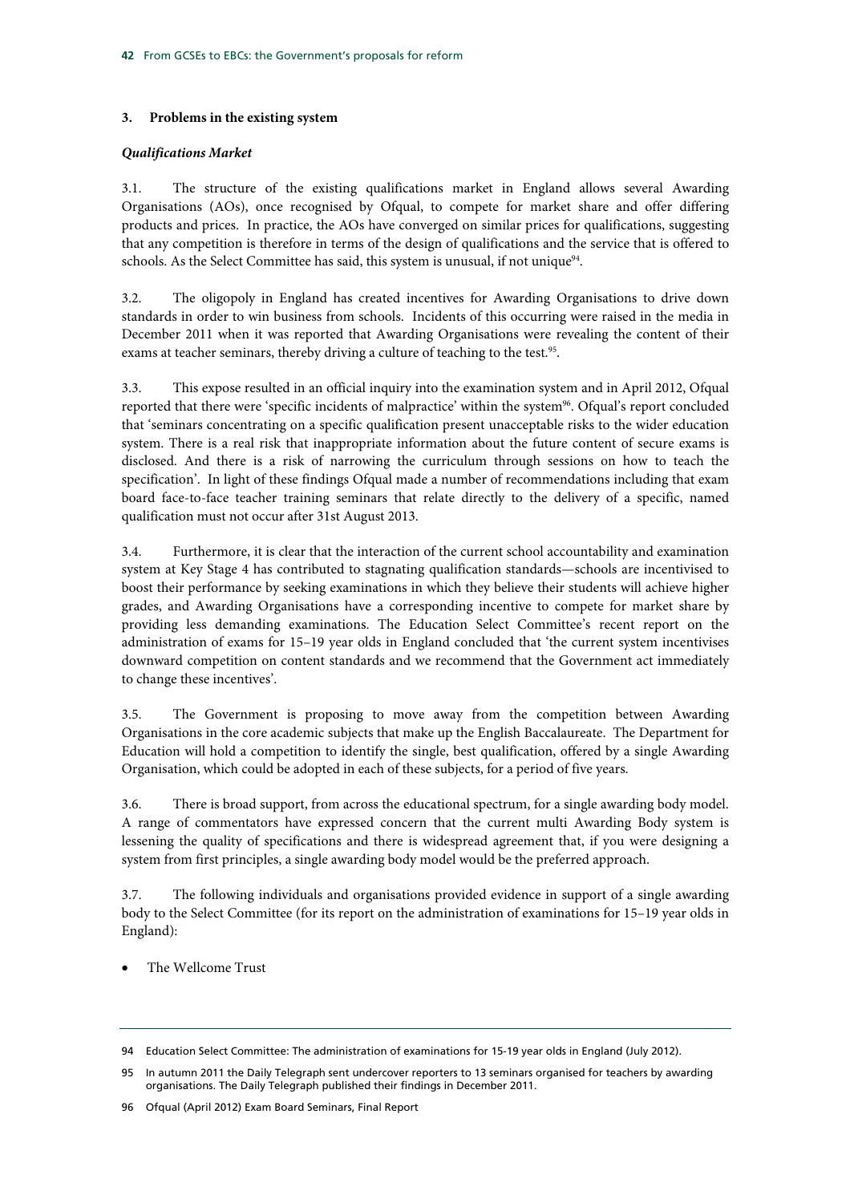### 3. Problems in the existing system

#### *Qualifications Market*

3.1. The structure of the existing qualifications market in England allows several Awarding Organisations (AOs), once recognised by Ofqual, to compete for market share and offer differing products and prices. In practice, the AOs have converged on similar prices for qualifications, suggesting that any competition is therefore in terms of the design of qualifications and the service that is offered to schools. As the Select Committee has said, this system is unusual, if not unique[94].

3.2. The oligopoly in England has created incentives for Awarding Organisations to drive down standards in order to win business from schools. Incidents of this occurring were raised in the media in December 2011 when it was reported that Awarding Organisations were revealing the content of their exams at teacher seminars, thereby driving a culture of teaching to the test.[95].

3.3. This expose resulted in an official inquiry into the examination system and in April 2012, Ofqual reported that there were 'specific incidents of malpractice' within the system[96]. Ofqual's report concluded that 'seminars concentrating on a specific qualification present unacceptable risks to the wider education system. There is a real risk that inappropriate information about the future content of secure exams is disclosed. And there is a risk of narrowing the curriculum through sessions on how to teach the specification'. In light of these findings Ofqual made a number of recommendations including that exam board face-to-face teacher training seminars that relate directly to the delivery of a specific, named qualification must not occur after 31st August 2013.

3.4. Furthermore, it is clear that the interaction of the current school accountability and examination system at Key Stage 4 has contributed to stagnating qualification standards—schools are incentivised to boost their performance by seeking examinations in which they believe their students will achieve higher grades, and Awarding Organisations have a corresponding incentive to compete for market share by providing less demanding examinations. The Education Select Committee's recent report on the administration of exams for 15–19 year olds in England concluded that 'the current system incentivises downward competition on content standards and we recommend that the Government act immediately to change these incentives'.

3.5. The Government is proposing to move away from the competition between Awarding Organisations in the core academic subjects that make up the English Baccalaureate. The Department for Education will hold a competition to identify the single, best qualification, offered by a single Awarding Organisation, which could be adopted in each of these subjects, for a period of five years.

3.6. There is broad support, from across the educational spectrum, for a single awarding body model. A range of commentators have expressed concern that the current multi Awarding Body system is lessening the quality of specifications and there is widespread agreement that, if you were designing a system from first principles, a single awarding body model would be the preferred approach.

3.7. The following individuals and organisations provided evidence in support of a single awarding body to the Select Committee (for its report on the administration of examinations for 15–19 year olds in England):

- The Wellcome Trust

---

94 Education Select Committee: The administration of examinations for 15-19 year olds in England (July 2012).

95 In autumn 2011 the Daily Telegraph sent undercover reporters to 13 seminars organised for teachers by awarding organisations. The Daily Telegraph published their findings in December 2011.

96 Ofqual (April 2012) Exam Board Seminars, Final Report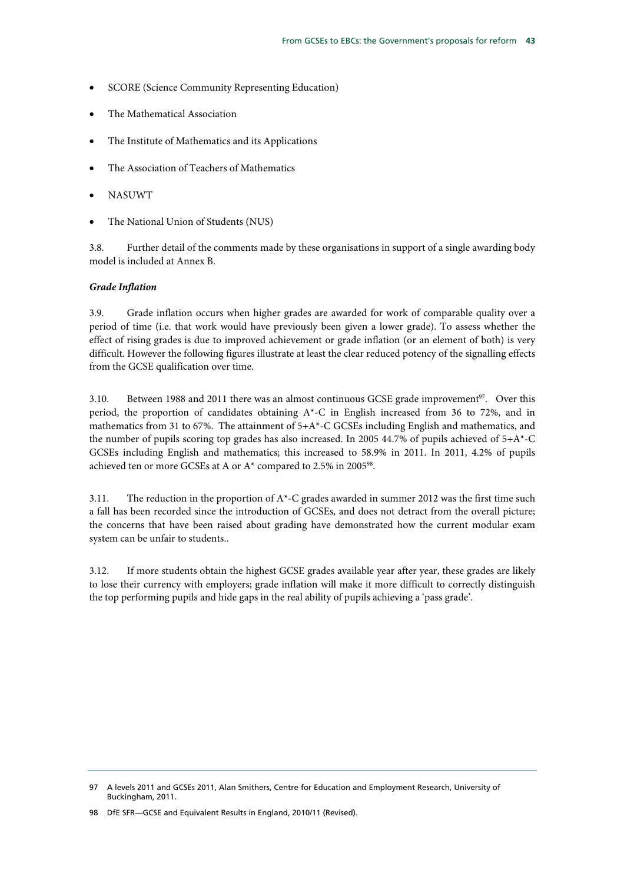- SCORE (Science Community Representing Education)
- The Mathematical Association
- The Institute of Mathematics and its Applications
- The Association of Teachers of Mathematics
- NASUWT
- The National Union of Students (NUS)

3.8. Further detail of the comments made by these organisations in support of a single awarding body model is included at Annex B.

***Grade Inflation***

3.9. Grade inflation occurs when higher grades are awarded for work of comparable quality over a period of time (i.e. that work would have previously been given a lower grade). To assess whether the effect of rising grades is due to improved achievement or grade inflation (or an element of both) is very difficult. However the following figures illustrate at least the clear reduced potency of the signalling effects from the GCSE qualification over time.

3.10. Between 1988 and 2011 there was an almost continuous GCSE grade improvement[97]. Over this period, the proportion of candidates obtaining A*-C in English increased from 36 to 72%, and in mathematics from 31 to 67%. The attainment of 5+A*-C GCSEs including English and mathematics, and the number of pupils scoring top grades has also increased. In 2005 44.7% of pupils achieved of 5+A*-C GCSEs including English and mathematics; this increased to 58.9% in 2011. In 2011, 4.2% of pupils achieved ten or more GCSEs at A or A* compared to 2.5% in 2005[98].

3.11. The reduction in the proportion of A*-C grades awarded in summer 2012 was the first time such a fall has been recorded since the introduction of GCSEs, and does not detract from the overall picture; the concerns that have been raised about grading have demonstrated how the current modular exam system can be unfair to students..

3.12. If more students obtain the highest GCSE grades available year after year, these grades are likely to lose their currency with employers; grade inflation will make it more difficult to correctly distinguish the top performing pupils and hide gaps in the real ability of pupils achieving a 'pass grade'.

---

97 A levels 2011 and GCSEs 2011, Alan Smithers, Centre for Education and Employment Research, University of Buckingham, 2011.

98 DfE SFR—GCSE and Equivalent Results in England, 2010/11 (Revised).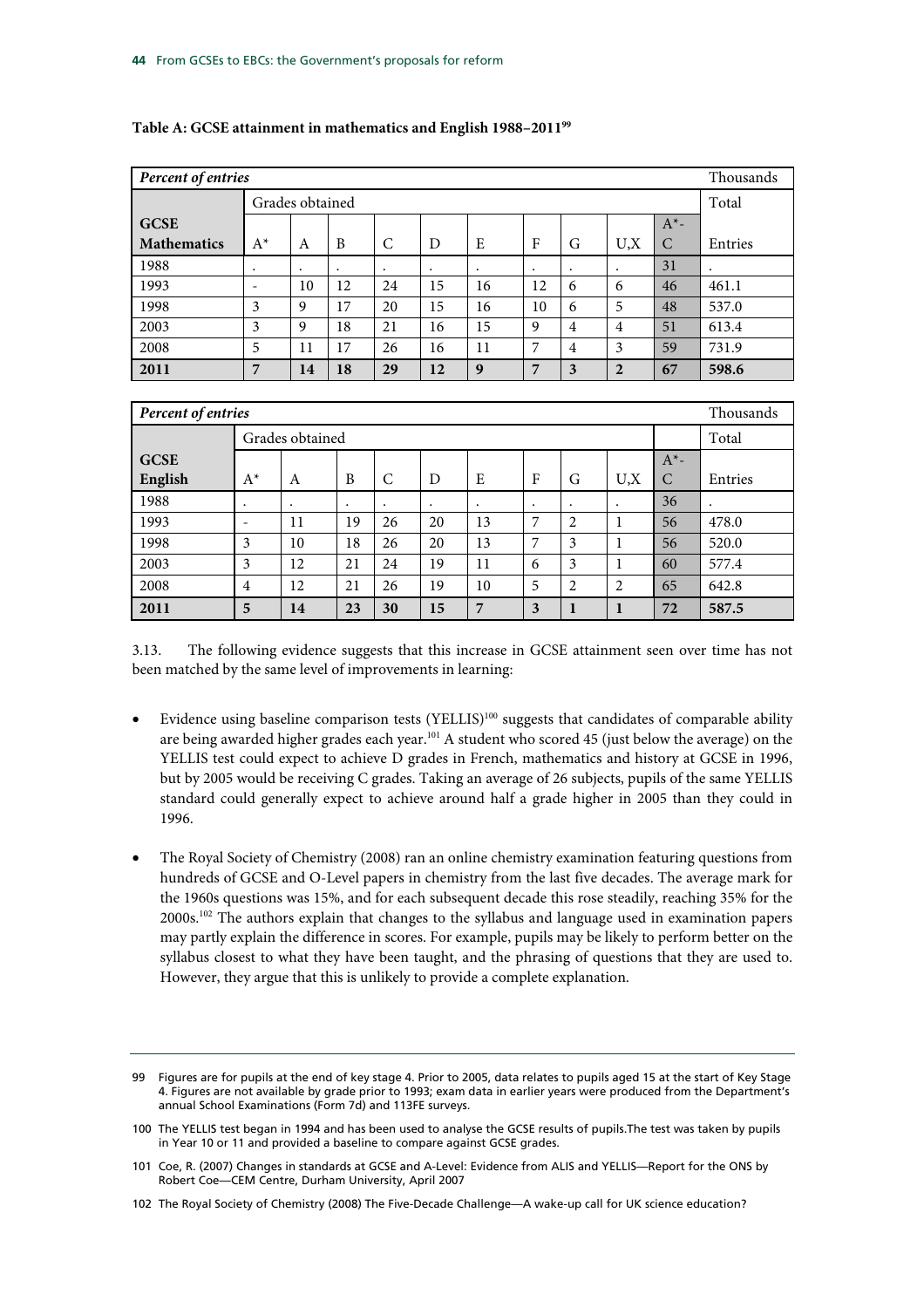**Table A: GCSE attainment in mathematics and English 1988–2011[99]**

| *Percent of entries* | | | | | | | | | | | Thousands |
|---|---|---|---|---|---|---|---|---|---|---|---|
| | Grades obtained | | | | | | | | | | Total |
| **GCSE Mathematics** | A* | A | B | C | D | E | F | G | U,X | A*-C | Entries |
| 1988 | . | . | . | . | . | . | . | . | . | 31 | . |
| 1993 | - | 10 | 12 | 24 | 15 | 16 | 12 | 6 | 6 | 46 | 461.1 |
| 1998 | 3 | 9 | 17 | 20 | 15 | 16 | 10 | 6 | 5 | 48 | 537.0 |
| 2003 | 3 | 9 | 18 | 21 | 16 | 15 | 9 | 4 | 4 | 51 | 613.4 |
| 2008 | 5 | 11 | 17 | 26 | 16 | 11 | 7 | 4 | 3 | 59 | 731.9 |
| **2011** | **7** | **14** | **18** | **29** | **12** | **9** | **7** | **3** | **2** | **67** | **598.6** |

| *Percent of entries* | | | | | | | | | | | Thousands |
|---|---|---|---|---|---|---|---|---|---|---|---|
| | Grades obtained | | | | | | | | | | Total |
| **GCSE English** | A* | A | B | C | D | E | F | G | U,X | A*-C | Entries |
| 1988 | . | . | . | . | . | . | . | . | . | 36 | . |
| 1993 | - | 11 | 19 | 26 | 20 | 13 | 7 | 2 | 1 | 56 | 478.0 |
| 1998 | 3 | 10 | 18 | 26 | 20 | 13 | 7 | 3 | 1 | 56 | 520.0 |
| 2003 | 3 | 12 | 21 | 24 | 19 | 11 | 6 | 3 | 1 | 60 | 577.4 |
| 2008 | 4 | 12 | 21 | 26 | 19 | 10 | 5 | 2 | 2 | 65 | 642.8 |
| **2011** | **5** | **14** | **23** | **30** | **15** | **7** | **3** | **1** | **1** | **72** | **587.5** |

3.13. The following evidence suggests that this increase in GCSE attainment seen over time has not been matched by the same level of improvements in learning:

- Evidence using baseline comparison tests (YELLIS)[100] suggests that candidates of comparable ability are being awarded higher grades each year.[101] A student who scored 45 (just below the average) on the YELLIS test could expect to achieve D grades in French, mathematics and history at GCSE in 1996, but by 2005 would be receiving C grades. Taking an average of 26 subjects, pupils of the same YELLIS standard could generally expect to achieve around half a grade higher in 2005 than they could in 1996.

- The Royal Society of Chemistry (2008) ran an online chemistry examination featuring questions from hundreds of GCSE and O-Level papers in chemistry from the last five decades. The average mark for the 1960s questions was 15%, and for each subsequent decade this rose steadily, reaching 35% for the 2000s.[102] The authors explain that changes to the syllabus and language used in examination papers may partly explain the difference in scores. For example, pupils may be likely to perform better on the syllabus closest to what they have been taught, and the phrasing of questions that they are used to. However, they argue that this is unlikely to provide a complete explanation.

---

99 Figures are for pupils at the end of key stage 4. Prior to 2005, data relates to pupils aged 15 at the start of Key Stage 4. Figures are not available by grade prior to 1993; exam data in earlier years were produced from the Department's annual School Examinations (Form 7d) and 113FE surveys.

100 The YELLIS test began in 1994 and has been used to analyse the GCSE results of pupils.The test was taken by pupils in Year 10 or 11 and provided a baseline to compare against GCSE grades.

101 Coe, R. (2007) Changes in standards at GCSE and A-Level: Evidence from ALIS and YELLIS—Report for the ONS by Robert Coe—CEM Centre, Durham University, April 2007

102 The Royal Society of Chemistry (2008) The Five-Decade Challenge—A wake-up call for UK science education?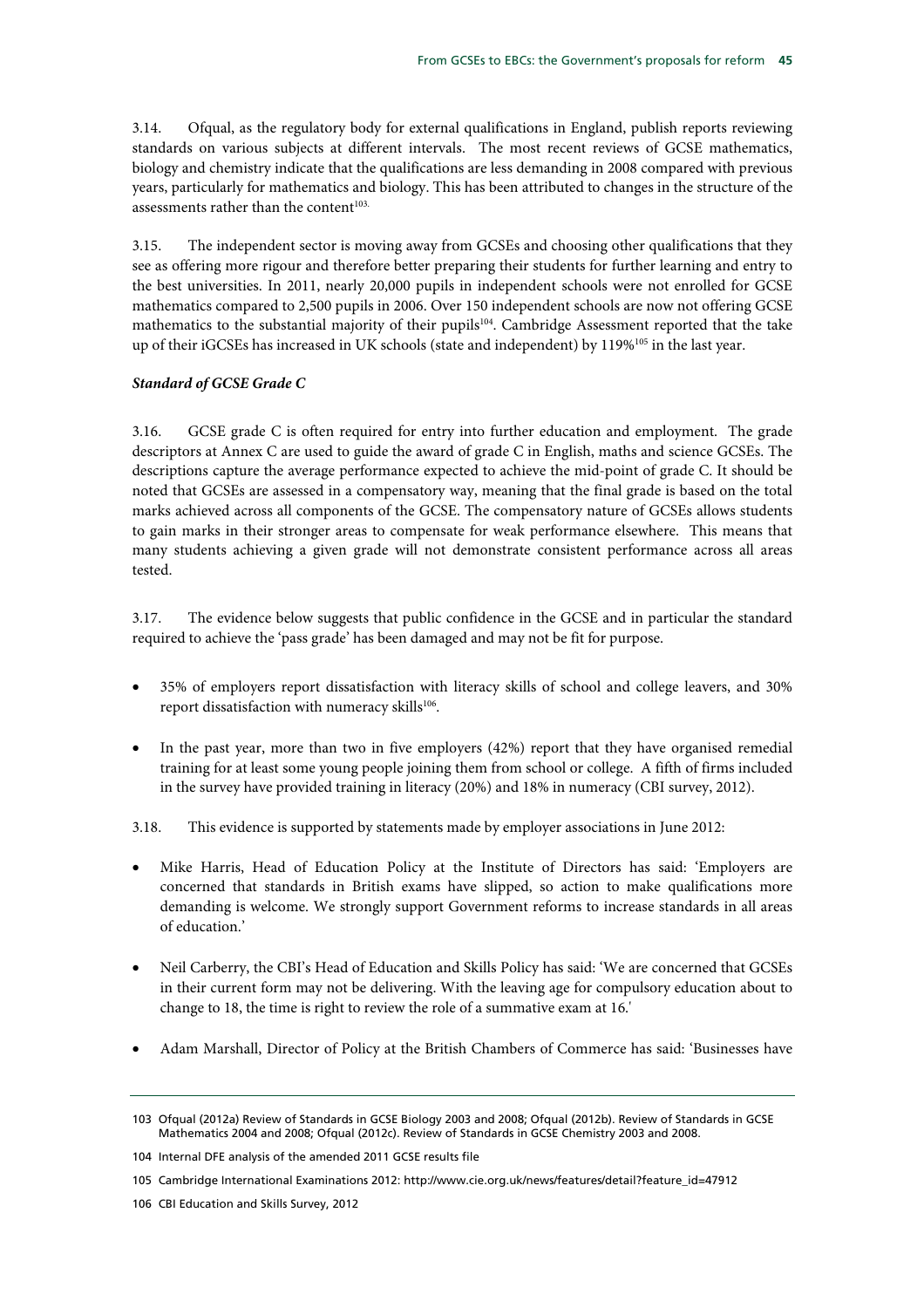3.14. Ofqual, as the regulatory body for external qualifications in England, publish reports reviewing standards on various subjects at different intervals. The most recent reviews of GCSE mathematics, biology and chemistry indicate that the qualifications are less demanding in 2008 compared with previous years, particularly for mathematics and biology. This has been attributed to changes in the structure of the assessments rather than the content[103].

3.15. The independent sector is moving away from GCSEs and choosing other qualifications that they see as offering more rigour and therefore better preparing their students for further learning and entry to the best universities. In 2011, nearly 20,000 pupils in independent schools were not enrolled for GCSE mathematics compared to 2,500 pupils in 2006. Over 150 independent schools are now not offering GCSE mathematics to the substantial majority of their pupils[104]. Cambridge Assessment reported that the take up of their iGCSEs has increased in UK schools (state and independent) by 119%[105] in the last year.

***Standard of GCSE Grade C***

3.16. GCSE grade C is often required for entry into further education and employment. The grade descriptors at Annex C are used to guide the award of grade C in English, maths and science GCSEs. The descriptions capture the average performance expected to achieve the mid-point of grade C. It should be noted that GCSEs are assessed in a compensatory way, meaning that the final grade is based on the total marks achieved across all components of the GCSE. The compensatory nature of GCSEs allows students to gain marks in their stronger areas to compensate for weak performance elsewhere. This means that many students achieving a given grade will not demonstrate consistent performance across all areas tested.

3.17. The evidence below suggests that public confidence in the GCSE and in particular the standard required to achieve the 'pass grade' has been damaged and may not be fit for purpose.

- 35% of employers report dissatisfaction with literacy skills of school and college leavers, and 30% report dissatisfaction with numeracy skills[106].
- In the past year, more than two in five employers (42%) report that they have organised remedial training for at least some young people joining them from school or college. A fifth of firms included in the survey have provided training in literacy (20%) and 18% in numeracy (CBI survey, 2012).

3.18. This evidence is supported by statements made by employer associations in June 2012:

- Mike Harris, Head of Education Policy at the Institute of Directors has said: 'Employers are concerned that standards in British exams have slipped, so action to make qualifications more demanding is welcome. We strongly support Government reforms to increase standards in all areas of education.'
- Neil Carberry, the CBI's Head of Education and Skills Policy has said: 'We are concerned that GCSEs in their current form may not be delivering. With the leaving age for compulsory education about to change to 18, the time is right to review the role of a summative exam at 16.'
- Adam Marshall, Director of Policy at the British Chambers of Commerce has said: 'Businesses have

---

103 Ofqual (2012a) Review of Standards in GCSE Biology 2003 and 2008; Ofqual (2012b). Review of Standards in GCSE Mathematics 2004 and 2008; Ofqual (2012c). Review of Standards in GCSE Chemistry 2003 and 2008.

104 Internal DFE analysis of the amended 2011 GCSE results file

105 Cambridge International Examinations 2012: http://www.cie.org.uk/news/features/detail?feature_id=47912

106 CBI Education and Skills Survey, 2012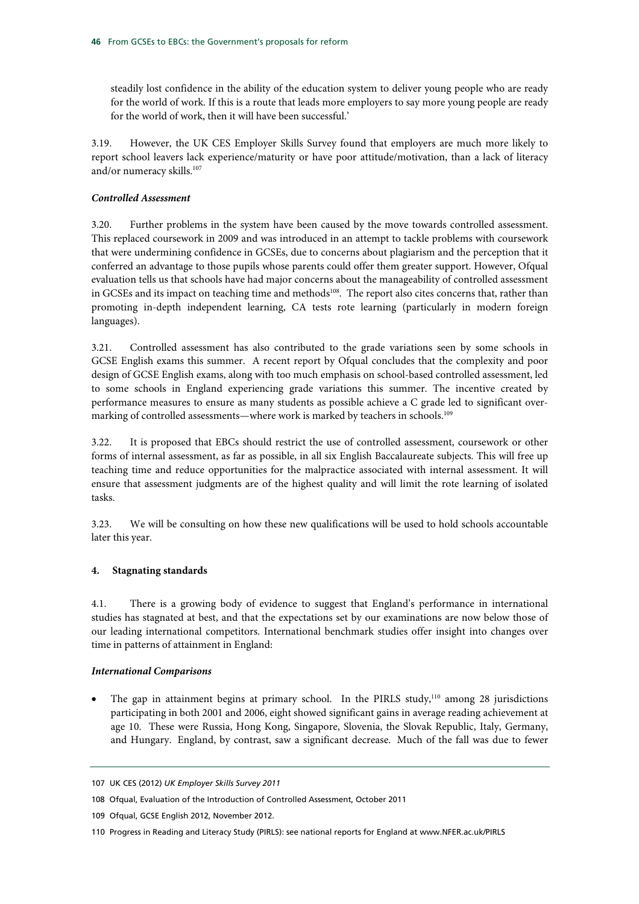steadily lost confidence in the ability of the education system to deliver young people who are ready for the world of work. If this is a route that leads more employers to say more young people are ready for the world of work, then it will have been successful.'

3.19. However, the UK CES Employer Skills Survey found that employers are much more likely to report school leavers lack experience/maturity or have poor attitude/motivation, than a lack of literacy and/or numeracy skills.[107]

***Controlled Assessment***

3.20. Further problems in the system have been caused by the move towards controlled assessment. This replaced coursework in 2009 and was introduced in an attempt to tackle problems with coursework that were undermining confidence in GCSEs, due to concerns about plagiarism and the perception that it conferred an advantage to those pupils whose parents could offer them greater support. However, Ofqual evaluation tells us that schools have had major concerns about the manageability of controlled assessment in GCSEs and its impact on teaching time and methods[108]. The report also cites concerns that, rather than promoting in-depth independent learning, CA tests rote learning (particularly in modern foreign languages).

3.21. Controlled assessment has also contributed to the grade variations seen by some schools in GCSE English exams this summer. A recent report by Ofqual concludes that the complexity and poor design of GCSE English exams, along with too much emphasis on school-based controlled assessment, led to some schools in England experiencing grade variations this summer. The incentive created by performance measures to ensure as many students as possible achieve a C grade led to significant over-marking of controlled assessments—where work is marked by teachers in schools.[109]

3.22. It is proposed that EBCs should restrict the use of controlled assessment, coursework or other forms of internal assessment, as far as possible, in all six English Baccalaureate subjects. This will free up teaching time and reduce opportunities for the malpractice associated with internal assessment. It will ensure that assessment judgments are of the highest quality and will limit the rote learning of isolated tasks.

3.23. We will be consulting on how these new qualifications will be used to hold schools accountable later this year.

**4. Stagnating standards**

4.1. There is a growing body of evidence to suggest that England's performance in international studies has stagnated at best, and that the expectations set by our examinations are now below those of our leading international competitors. International benchmark studies offer insight into changes over time in patterns of attainment in England:

***International Comparisons***

- The gap in attainment begins at primary school. In the PIRLS study,[110] among 28 jurisdictions participating in both 2001 and 2006, eight showed significant gains in average reading achievement at age 10. These were Russia, Hong Kong, Singapore, Slovenia, the Slovak Republic, Italy, Germany, and Hungary. England, by contrast, saw a significant decrease. Much of the fall was due to fewer

---

107 UK CES (2012) *UK Employer Skills Survey 2011*

108 Ofqual, Evaluation of the Introduction of Controlled Assessment, October 2011

109 Ofqual, GCSE English 2012, November 2012.

110 Progress in Reading and Literacy Study (PIRLS): see national reports for England at www.NFER.ac.uk/PIRLS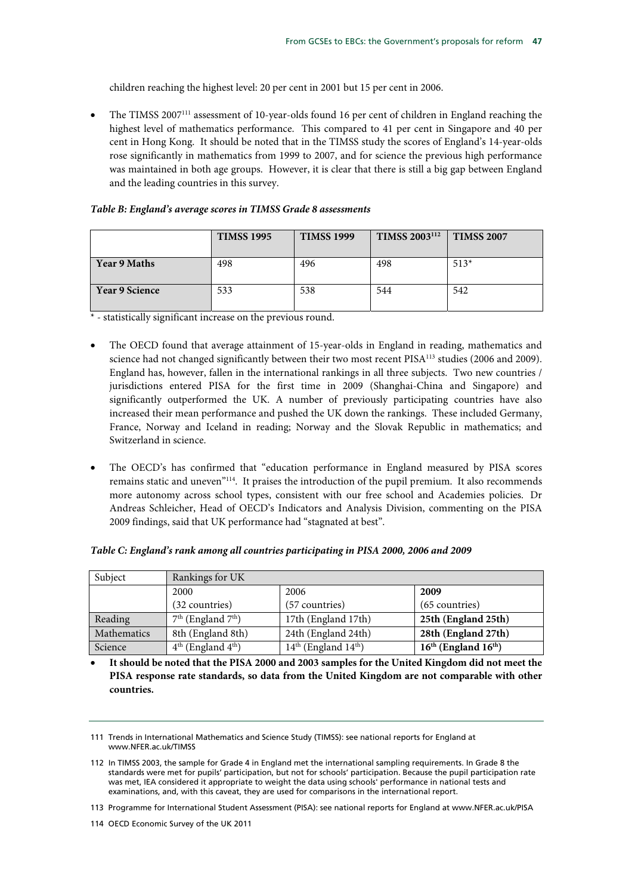children reaching the highest level: 20 per cent in 2001 but 15 per cent in 2006.

- The TIMSS 2007[111] assessment of 10-year-olds found 16 per cent of children in England reaching the highest level of mathematics performance. This compared to 41 per cent in Singapore and 40 per cent in Hong Kong. It should be noted that in the TIMSS study the scores of England's 14-year-olds rose significantly in mathematics from 1999 to 2007, and for science the previous high performance was maintained in both age groups. However, it is clear that there is still a big gap between England and the leading countries in this survey.

***Table B: England's average scores in TIMSS Grade 8 assessments***

| | TIMSS 1995 | TIMSS 1999 | TIMSS 2003[112] | TIMSS 2007 |
|---|---|---|---|---|
| **Year 9 Maths** | 498 | 496 | 498 | 513* |
| **Year 9 Science** | 533 | 538 | 544 | 542 |

\* - statistically significant increase on the previous round.

- The OECD found that average attainment of 15-year-olds in England in reading, mathematics and science had not changed significantly between their two most recent PISA[113] studies (2006 and 2009). England has, however, fallen in the international rankings in all three subjects. Two new countries / jurisdictions entered PISA for the first time in 2009 (Shanghai-China and Singapore) and significantly outperformed the UK. A number of previously participating countries have also increased their mean performance and pushed the UK down the rankings. These included Germany, France, Norway and Iceland in reading; Norway and the Slovak Republic in mathematics; and Switzerland in science.

- The OECD's has confirmed that "education performance in England measured by PISA scores remains static and uneven"[114]. It praises the introduction of the pupil premium. It also recommends more autonomy across school types, consistent with our free school and Academies policies. Dr Andreas Schleicher, Head of OECD's Indicators and Analysis Division, commenting on the PISA 2009 findings, said that UK performance had "stagnated at best".

***Table C: England's rank among all countries participating in PISA 2000, 2006 and 2009***

| Subject | Rankings for UK | | |
|---|---|---|---|
| | 2000<br>(32 countries) | 2006<br>(57 countries) | **2009**<br>(65 countries) |
| Reading | 7th (England 7th) | 17th (England 17th) | **25th (England 25th)** |
| Mathematics | 8th (England 8th) | 24th (England 24th) | **28th (England 27th)** |
| Science | 4th (England 4th) | 14th (England 14th) | **16th (England 16th)** |

- **It should be noted that the PISA 2000 and 2003 samples for the United Kingdom did not meet the PISA response rate standards, so data from the United Kingdom are not comparable with other countries.**

---

111 Trends in International Mathematics and Science Study (TIMSS): see national reports for England at www.NFER.ac.uk/TIMSS

112 In TIMSS 2003, the sample for Grade 4 in England met the international sampling requirements. In Grade 8 the standards were met for pupils' participation, but not for schools' participation. Because the pupil participation rate was met, IEA considered it appropriate to weight the data using schools' performance in national tests and examinations, and, with this caveat, they are used for comparisons in the international report.

113 Programme for International Student Assessment (PISA): see national reports for England at www.NFER.ac.uk/PISA

114 OECD Economic Survey of the UK 2011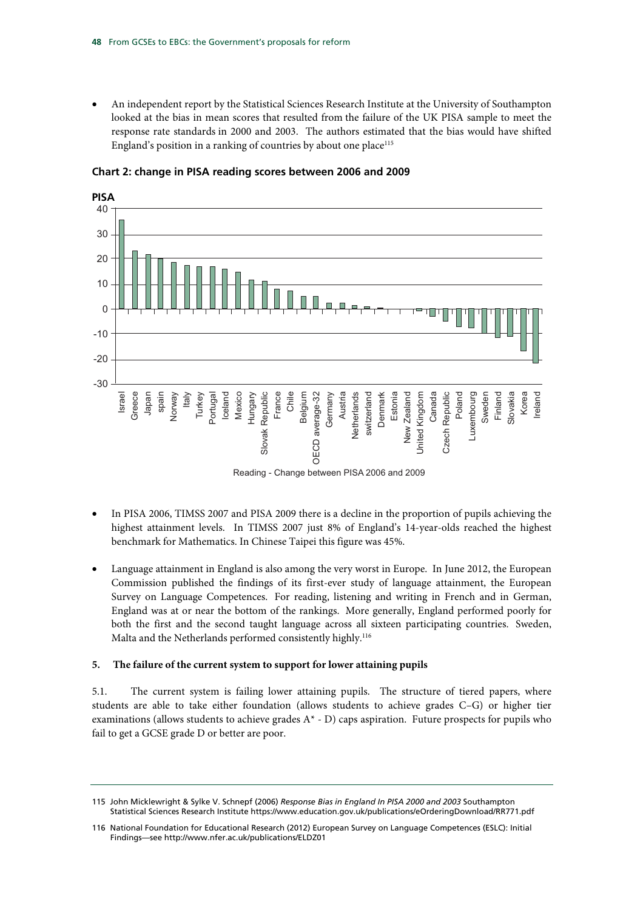- An independent report by the Statistical Sciences Research Institute at the University of Southampton looked at the bias in mean scores that resulted from the failure of the UK PISA sample to meet the response rate standards in 2000 and 2003. The authors estimated that the bias would have shifted England's position in a ranking of countries by about one place[115]

**Chart 2: change in PISA reading scores between 2006 and 2009**

PISA

Reading - Change between PISA 2006 and 2009

- In PISA 2006, TIMSS 2007 and PISA 2009 there is a decline in the proportion of pupils achieving the highest attainment levels. In TIMSS 2007 just 8% of England's 14-year-olds reached the highest benchmark for Mathematics. In Chinese Taipei this figure was 45%.

- Language attainment in England is also among the very worst in Europe. In June 2012, the European Commission published the findings of its first-ever study of language attainment, the European Survey on Language Competences. For reading, listening and writing in French and in German, England was at or near the bottom of the rankings. More generally, England performed poorly for both the first and the second taught language across all sixteen participating countries. Sweden, Malta and the Netherlands performed consistently highly.[116]

**5. The failure of the current system to support for lower attaining pupils**

5.1. The current system is failing lower attaining pupils. The structure of tiered papers, where students are able to take either foundation (allows students to achieve grades C–G) or higher tier examinations (allows students to achieve grades A* - D) caps aspiration. Future prospects for pupils who fail to get a GCSE grade D or better are poor.

115 John Micklewright & Sylke V. Schnepf (2006) *Response Bias in England In PISA 2000 and 2003* Southampton Statistical Sciences Research Institute https://www.education.gov.uk/publications/eOrderingDownload/RR771.pdf

116 National Foundation for Educational Research (2012) European Survey on Language Competences (ESLC): Initial Findings—see http://www.nfer.ac.uk/publications/ELDZ01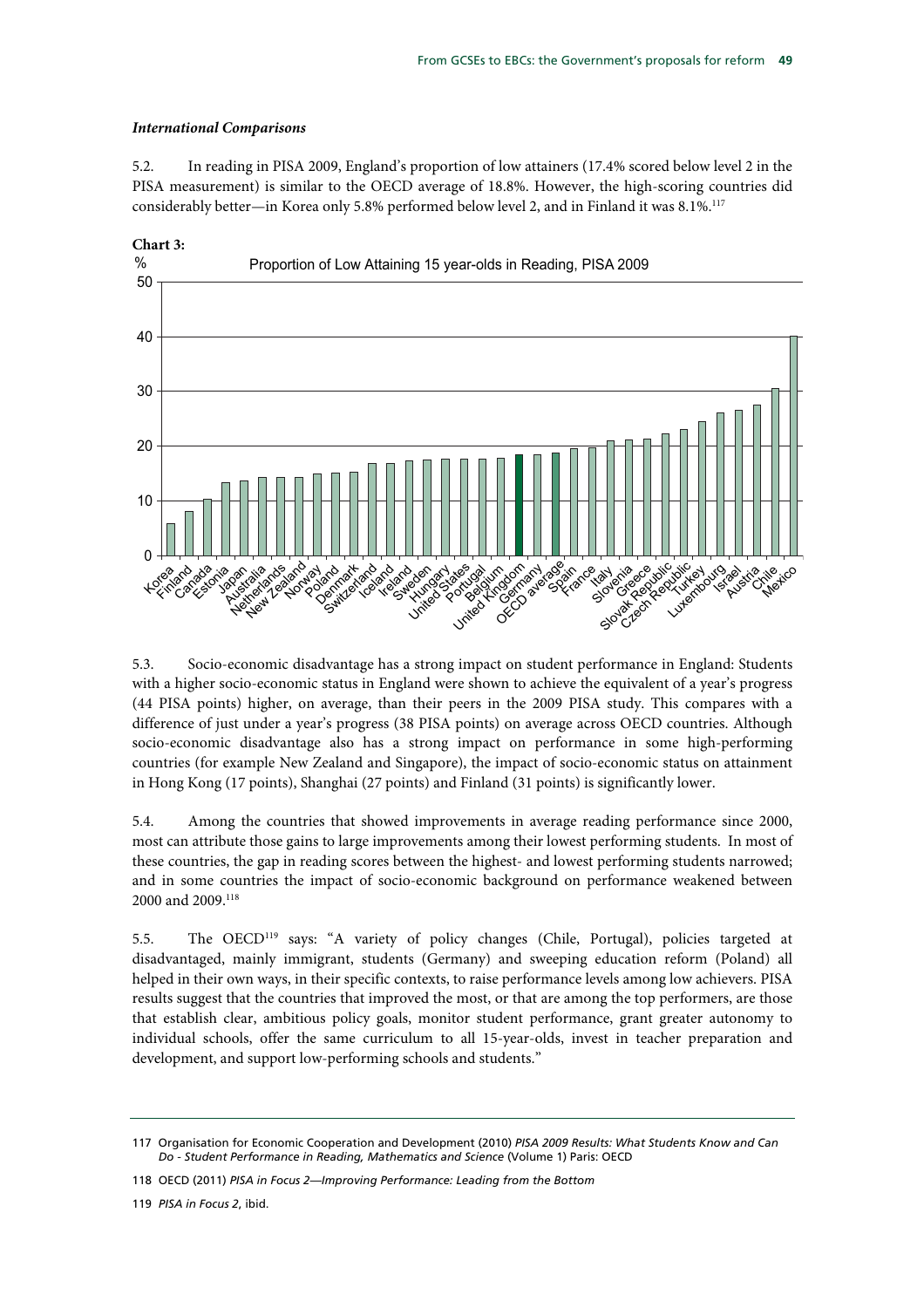### *International Comparisons*

5.2. In reading in PISA 2009, England's proportion of low attainers (17.4% scored below level 2 in the PISA measurement) is similar to the OECD average of 18.8%. However, the high-scoring countries did considerably better—in Korea only 5.8% performed below level 2, and in Finland it was 8.1%.[117]

**Chart 3:**

Proportion of Low Attaining 15 year-olds in Reading, PISA 2009

5.3. Socio-economic disadvantage has a strong impact on student performance in England: Students with a higher socio-economic status in England were shown to achieve the equivalent of a year's progress (44 PISA points) higher, on average, than their peers in the 2009 PISA study. This compares with a difference of just under a year's progress (38 PISA points) on average across OECD countries. Although socio-economic disadvantage also has a strong impact on performance in some high-performing countries (for example New Zealand and Singapore), the impact of socio-economic status on attainment in Hong Kong (17 points), Shanghai (27 points) and Finland (31 points) is significantly lower.

5.4. Among the countries that showed improvements in average reading performance since 2000, most can attribute those gains to large improvements among their lowest performing students. In most of these countries, the gap in reading scores between the highest- and lowest performing students narrowed; and in some countries the impact of socio-economic background on performance weakened between 2000 and 2009.[118]

5.5. The OECD[119] says: "A variety of policy changes (Chile, Portugal), policies targeted at disadvantaged, mainly immigrant, students (Germany) and sweeping education reform (Poland) all helped in their own ways, in their specific contexts, to raise performance levels among low achievers. PISA results suggest that the countries that improved the most, or that are among the top performers, are those that establish clear, ambitious policy goals, monitor student performance, grant greater autonomy to individual schools, offer the same curriculum to all 15-year-olds, invest in teacher preparation and development, and support low-performing schools and students."

---

117 Organisation for Economic Cooperation and Development (2010) *PISA 2009 Results: What Students Know and Can Do - Student Performance in Reading, Mathematics and Science* (Volume 1) Paris: OECD

118 OECD (2011) *PISA in Focus 2—Improving Performance: Leading from the Bottom*

119 *PISA in Focus 2*, ibid.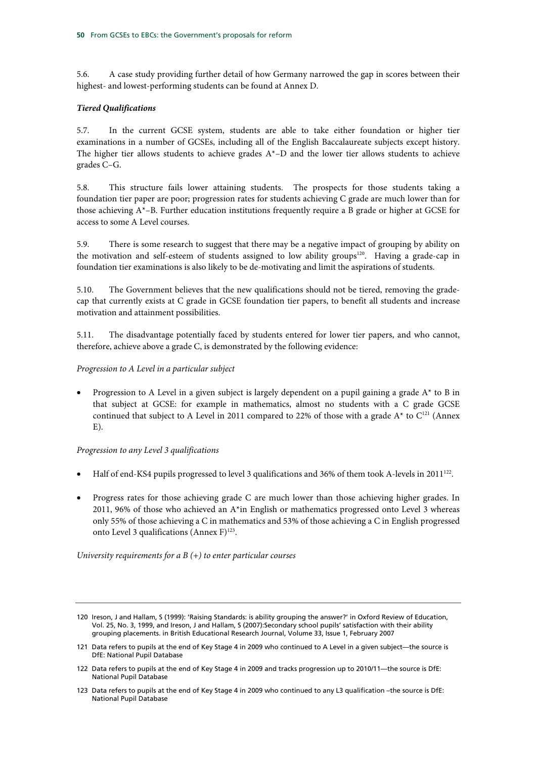5.6. A case study providing further detail of how Germany narrowed the gap in scores between their highest- and lowest-performing students can be found at Annex D.

***Tiered Qualifications***

5.7. In the current GCSE system, students are able to take either foundation or higher tier examinations in a number of GCSEs, including all of the English Baccalaureate subjects except history. The higher tier allows students to achieve grades A*–D and the lower tier allows students to achieve grades C–G.

5.8. This structure fails lower attaining students. The prospects for those students taking a foundation tier paper are poor; progression rates for students achieving C grade are much lower than for those achieving A*–B. Further education institutions frequently require a B grade or higher at GCSE for access to some A Level courses.

5.9. There is some research to suggest that there may be a negative impact of grouping by ability on the motivation and self-esteem of students assigned to low ability groups[120]. Having a grade-cap in foundation tier examinations is also likely to be de-motivating and limit the aspirations of students.

5.10. The Government believes that the new qualifications should not be tiered, removing the grade-cap that currently exists at C grade in GCSE foundation tier papers, to benefit all students and increase motivation and attainment possibilities.

5.11. The disadvantage potentially faced by students entered for lower tier papers, and who cannot, therefore, achieve above a grade C, is demonstrated by the following evidence:

*Progression to A Level in a particular subject*

- Progression to A Level in a given subject is largely dependent on a pupil gaining a grade A* to B in that subject at GCSE: for example in mathematics, almost no students with a C grade GCSE continued that subject to A Level in 2011 compared to 22% of those with a grade A* to C[121] (Annex E).

*Progression to any Level 3 qualifications*

- Half of end-KS4 pupils progressed to level 3 qualifications and 36% of them took A-levels in 2011[122].

- Progress rates for those achieving grade C are much lower than those achieving higher grades. In 2011, 96% of those who achieved an A*in English or mathematics progressed onto Level 3 whereas only 55% of those achieving a C in mathematics and 53% of those achieving a C in English progressed onto Level 3 qualifications (Annex F)[123].

*University requirements for a B (+) to enter particular courses*

---

120 Ireson, J and Hallam, S (1999): 'Raising Standards: is ability grouping the answer?' in Oxford Review of Education, Vol. 25, No. 3, 1999, and Ireson, J and Hallam, S (2007):Secondary school pupils' satisfaction with their ability grouping placements. in British Educational Research Journal, Volume 33, Issue 1, February 2007

121 Data refers to pupils at the end of Key Stage 4 in 2009 who continued to A Level in a given subject—the source is DfE: National Pupil Database

122 Data refers to pupils at the end of Key Stage 4 in 2009 and tracks progression up to 2010/11—the source is DfE: National Pupil Database

123 Data refers to pupils at the end of Key Stage 4 in 2009 who continued to any L3 qualification –the source is DfE: National Pupil Database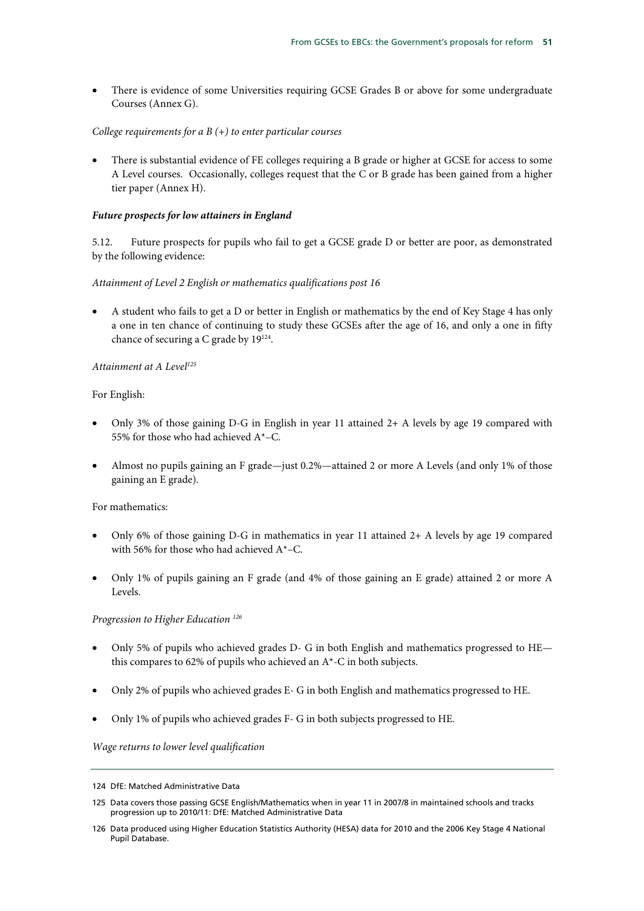- There is evidence of some Universities requiring GCSE Grades B or above for some undergraduate Courses (Annex G).

*College requirements for a B (+) to enter particular courses*

- There is substantial evidence of FE colleges requiring a B grade or higher at GCSE for access to some A Level courses. Occasionally, colleges request that the C or B grade has been gained from a higher tier paper (Annex H).

***Future prospects for low attainers in England***

5.12. Future prospects for pupils who fail to get a GCSE grade D or better are poor, as demonstrated by the following evidence:

*Attainment of Level 2 English or mathematics qualifications post 16*

- A student who fails to get a D or better in English or mathematics by the end of Key Stage 4 has only a one in ten chance of continuing to study these GCSEs after the age of 16, and only a one in fifty chance of securing a C grade by 19[124].

*Attainment at A Level[125]*

For English:

- Only 3% of those gaining D-G in English in year 11 attained 2+ A levels by age 19 compared with 55% for those who had achieved A*–C.
- Almost no pupils gaining an F grade—just 0.2%—attained 2 or more A Levels (and only 1% of those gaining an E grade).

For mathematics:

- Only 6% of those gaining D-G in mathematics in year 11 attained 2+ A levels by age 19 compared with 56% for those who had achieved A*–C.
- Only 1% of pupils gaining an F grade (and 4% of those gaining an E grade) attained 2 or more A Levels.

*Progression to Higher Education [126]*

- Only 5% of pupils who achieved grades D- G in both English and mathematics progressed to HE—this compares to 62% of pupils who achieved an A*-C in both subjects.
- Only 2% of pupils who achieved grades E- G in both English and mathematics progressed to HE.
- Only 1% of pupils who achieved grades F- G in both subjects progressed to HE.

*Wage returns to lower level qualification*

---

124 DfE: Matched Administrative Data

125 Data covers those passing GCSE English/Mathematics when in year 11 in 2007/8 in maintained schools and tracks progression up to 2010/11: DfE: Matched Administrative Data

126 Data produced using Higher Education Statistics Authority (HESA) data for 2010 and the 2006 Key Stage 4 National Pupil Database.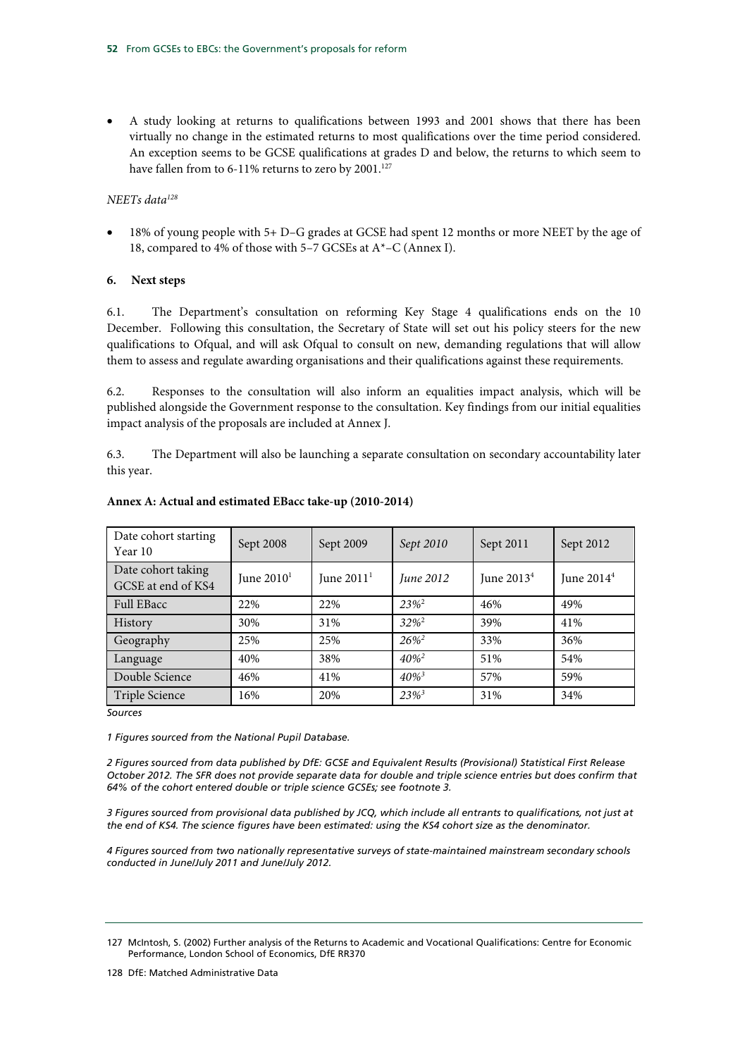- A study looking at returns to qualifications between 1993 and 2001 shows that there has been virtually no change in the estimated returns to most qualifications over the time period considered. An exception seems to be GCSE qualifications at grades D and below, the returns to which seem to have fallen from to 6-11% returns to zero by 2001.[127]

*NEETs data[128]*

- 18% of young people with 5+ D–G grades at GCSE had spent 12 months or more NEET by the age of 18, compared to 4% of those with 5–7 GCSEs at A*–C (Annex I).

### 6. Next steps

6.1. The Department's consultation on reforming Key Stage 4 qualifications ends on the 10 December. Following this consultation, the Secretary of State will set out his policy steers for the new qualifications to Ofqual, and will ask Ofqual to consult on new, demanding regulations that will allow them to assess and regulate awarding organisations and their qualifications against these requirements.

6.2. Responses to the consultation will also inform an equalities impact analysis, which will be published alongside the Government response to the consultation. Key findings from our initial equalities impact analysis of the proposals are included at Annex J.

6.3. The Department will also be launching a separate consultation on secondary accountability later this year.

### Annex A: Actual and estimated EBacc take-up (2010-2014)

| Date cohort starting Year 10 | Sept 2008 | Sept 2009 | *Sept 2010* | Sept 2011 | Sept 2012 |
|---|---|---|---|---|---|
| Date cohort taking GCSE at end of KS4 | June 2010[1] | June 2011[1] | *June 2012* | June 2013[4] | June 2014[4] |
| Full EBacc | 22% | 22% | *23%*[2] | 46% | 49% |
| History | 30% | 31% | *32%*[2] | 39% | 41% |
| Geography | 25% | 25% | *26%*[2] | 33% | 36% |
| Language | 40% | 38% | *40%*[2] | 51% | 54% |
| Double Science | 46% | 41% | *40%*[3] | 57% | 59% |
| Triple Science | 16% | 20% | *23%*[3] | 31% | 34% |

*Sources*

*1 Figures sourced from the National Pupil Database.*

*2 Figures sourced from data published by DfE: GCSE and Equivalent Results (Provisional) Statistical First Release October 2012. The SFR does not provide separate data for double and triple science entries but does confirm that 64% of the cohort entered double or triple science GCSEs; see footnote 3.*

*3 Figures sourced from provisional data published by JCQ, which include all entrants to qualifications, not just at the end of KS4. The science figures have been estimated: using the KS4 cohort size as the denominator.*

*4 Figures sourced from two nationally representative surveys of state-maintained mainstream secondary schools conducted in June/July 2011 and June/July 2012.*

127 McIntosh, S. (2002) Further analysis of the Returns to Academic and Vocational Qualifications: Centre for Economic Performance, London School of Economics, DfE RR370

128 DfE: Matched Administrative Data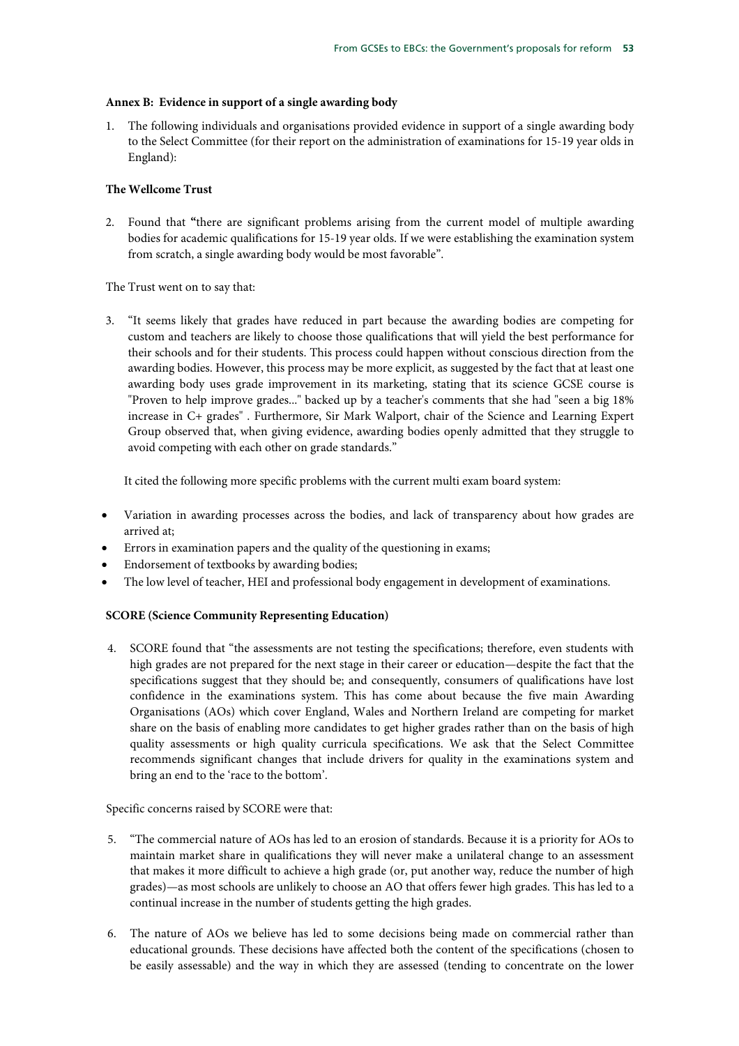**Annex B: Evidence in support of a single awarding body**

1. The following individuals and organisations provided evidence in support of a single awarding body to the Select Committee (for their report on the administration of examinations for 15-19 year olds in England):

**The Wellcome Trust**

2. Found that **"**there are significant problems arising from the current model of multiple awarding bodies for academic qualifications for 15-19 year olds. If we were establishing the examination system from scratch, a single awarding body would be most favorable".

The Trust went on to say that:

3. "It seems likely that grades have reduced in part because the awarding bodies are competing for custom and teachers are likely to choose those qualifications that will yield the best performance for their schools and for their students. This process could happen without conscious direction from the awarding bodies. However, this process may be more explicit, as suggested by the fact that at least one awarding body uses grade improvement in its marketing, stating that its science GCSE course is "Proven to help improve grades..." backed up by a teacher's comments that she had "seen a big 18% increase in C+ grades" . Furthermore, Sir Mark Walport, chair of the Science and Learning Expert Group observed that, when giving evidence, awarding bodies openly admitted that they struggle to avoid competing with each other on grade standards."

   It cited the following more specific problems with the current multi exam board system:

- Variation in awarding processes across the bodies, and lack of transparency about how grades are arrived at;
- Errors in examination papers and the quality of the questioning in exams;
- Endorsement of textbooks by awarding bodies;
- The low level of teacher, HEI and professional body engagement in development of examinations.

**SCORE (Science Community Representing Education)**

4. SCORE found that "the assessments are not testing the specifications; therefore, even students with high grades are not prepared for the next stage in their career or education—despite the fact that the specifications suggest that they should be; and consequently, consumers of qualifications have lost confidence in the examinations system. This has come about because the five main Awarding Organisations (AOs) which cover England, Wales and Northern Ireland are competing for market share on the basis of enabling more candidates to get higher grades rather than on the basis of high quality assessments or high quality curricula specifications. We ask that the Select Committee recommends significant changes that include drivers for quality in the examinations system and bring an end to the 'race to the bottom'.

Specific concerns raised by SCORE were that:

5. "The commercial nature of AOs has led to an erosion of standards. Because it is a priority for AOs to maintain market share in qualifications they will never make a unilateral change to an assessment that makes it more difficult to achieve a high grade (or, put another way, reduce the number of high grades)—as most schools are unlikely to choose an AO that offers fewer high grades. This has led to a continual increase in the number of students getting the high grades.

6. The nature of AOs we believe has led to some decisions being made on commercial rather than educational grounds. These decisions have affected both the content of the specifications (chosen to be easily assessable) and the way in which they are assessed (tending to concentrate on the lower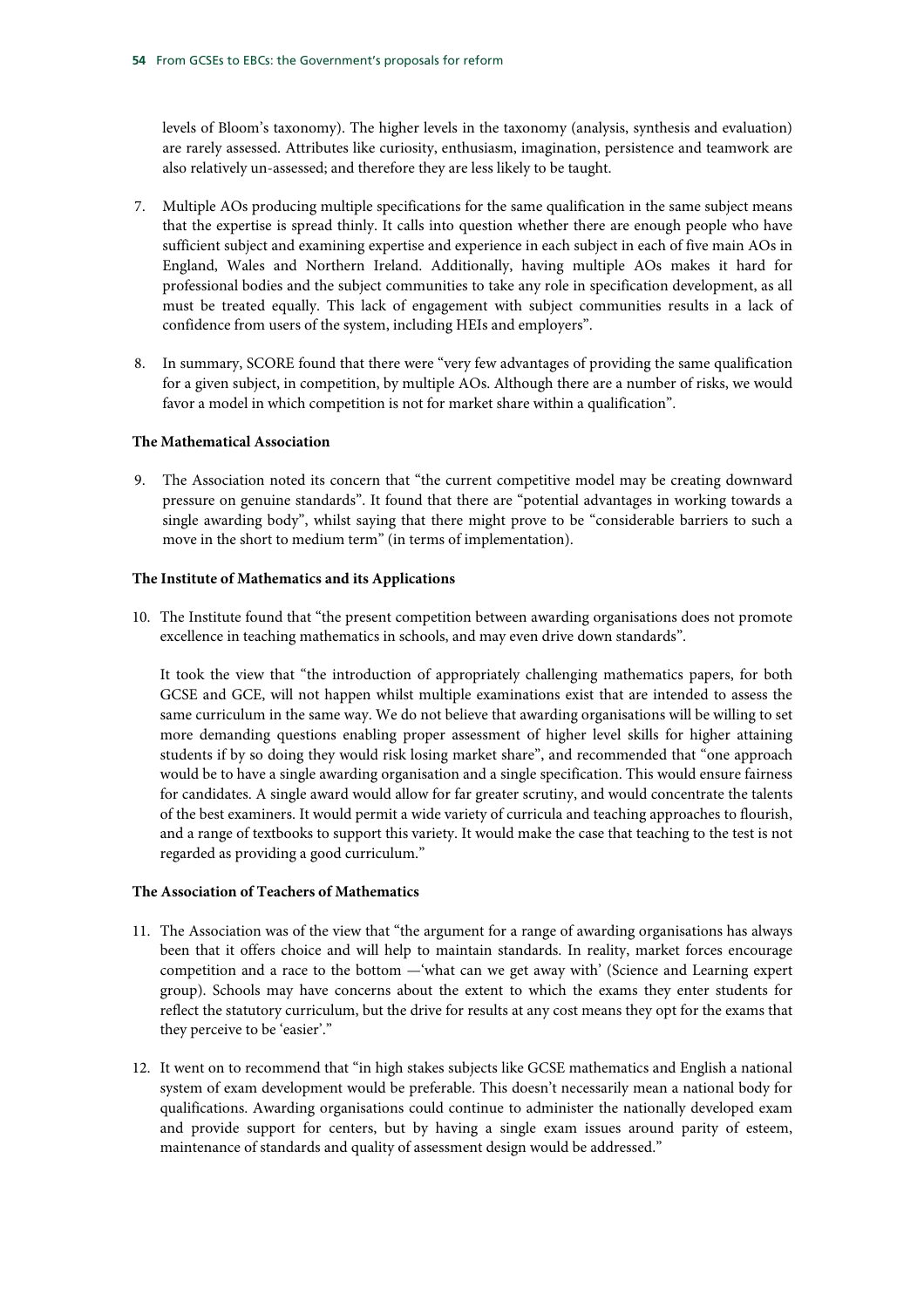levels of Bloom's taxonomy). The higher levels in the taxonomy (analysis, synthesis and evaluation) are rarely assessed. Attributes like curiosity, enthusiasm, imagination, persistence and teamwork are also relatively un-assessed; and therefore they are less likely to be taught.

7. Multiple AOs producing multiple specifications for the same qualification in the same subject means that the expertise is spread thinly. It calls into question whether there are enough people who have sufficient subject and examining expertise and experience in each subject in each of five main AOs in England, Wales and Northern Ireland. Additionally, having multiple AOs makes it hard for professional bodies and the subject communities to take any role in specification development, as all must be treated equally. This lack of engagement with subject communities results in a lack of confidence from users of the system, including HEIs and employers".

8. In summary, SCORE found that there were "very few advantages of providing the same qualification for a given subject, in competition, by multiple AOs. Although there are a number of risks, we would favor a model in which competition is not for market share within a qualification".

**The Mathematical Association**

9. The Association noted its concern that "the current competitive model may be creating downward pressure on genuine standards". It found that there are "potential advantages in working towards a single awarding body", whilst saying that there might prove to be "considerable barriers to such a move in the short to medium term" (in terms of implementation).

**The Institute of Mathematics and its Applications**

10. The Institute found that "the present competition between awarding organisations does not promote excellence in teaching mathematics in schools, and may even drive down standards".

    It took the view that "the introduction of appropriately challenging mathematics papers, for both GCSE and GCE, will not happen whilst multiple examinations exist that are intended to assess the same curriculum in the same way. We do not believe that awarding organisations will be willing to set more demanding questions enabling proper assessment of higher level skills for higher attaining students if by so doing they would risk losing market share", and recommended that "one approach would be to have a single awarding organisation and a single specification. This would ensure fairness for candidates. A single award would allow for far greater scrutiny, and would concentrate the talents of the best examiners. It would permit a wide variety of curricula and teaching approaches to flourish, and a range of textbooks to support this variety. It would make the case that teaching to the test is not regarded as providing a good curriculum."

**The Association of Teachers of Mathematics**

11. The Association was of the view that "the argument for a range of awarding organisations has always been that it offers choice and will help to maintain standards. In reality, market forces encourage competition and a race to the bottom —'what can we get away with' (Science and Learning expert group). Schools may have concerns about the extent to which the exams they enter students for reflect the statutory curriculum, but the drive for results at any cost means they opt for the exams that they perceive to be 'easier'."

12. It went on to recommend that "in high stakes subjects like GCSE mathematics and English a national system of exam development would be preferable. This doesn't necessarily mean a national body for qualifications. Awarding organisations could continue to administer the nationally developed exam and provide support for centers, but by having a single exam issues around parity of esteem, maintenance of standards and quality of assessment design would be addressed."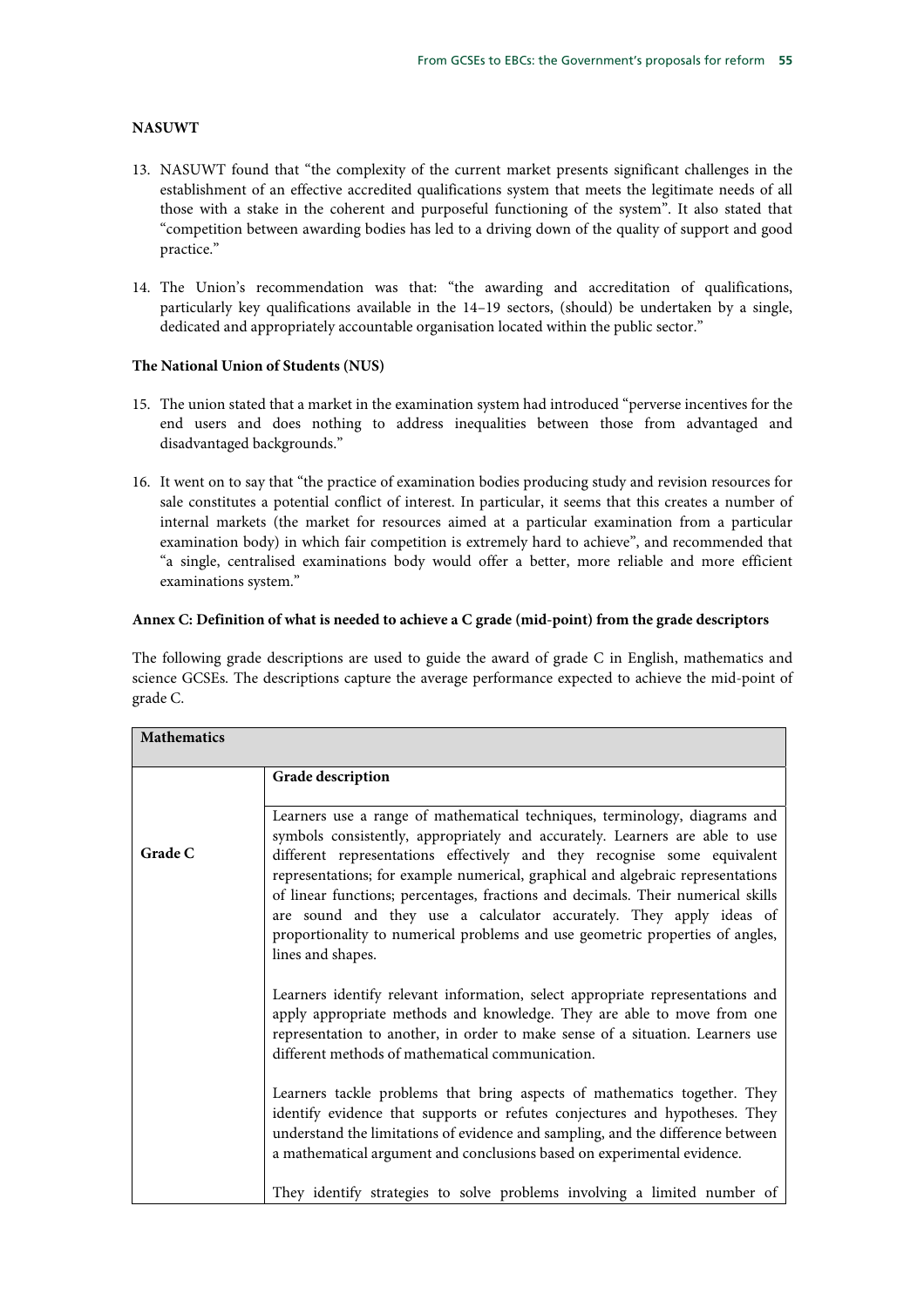**NASUWT**

13. NASUWT found that "the complexity of the current market presents significant challenges in the establishment of an effective accredited qualifications system that meets the legitimate needs of all those with a stake in the coherent and purposeful functioning of the system". It also stated that "competition between awarding bodies has led to a driving down of the quality of support and good practice."

14. The Union's recommendation was that: "the awarding and accreditation of qualifications, particularly key qualifications available in the 14–19 sectors, (should) be undertaken by a single, dedicated and appropriately accountable organisation located within the public sector."

**The National Union of Students (NUS)**

15. The union stated that a market in the examination system had introduced "perverse incentives for the end users and does nothing to address inequalities between those from advantaged and disadvantaged backgrounds."

16. It went on to say that "the practice of examination bodies producing study and revision resources for sale constitutes a potential conflict of interest. In particular, it seems that this creates a number of internal markets (the market for resources aimed at a particular examination from a particular examination body) in which fair competition is extremely hard to achieve", and recommended that "a single, centralised examinations body would offer a better, more reliable and more efficient examinations system."

**Annex C: Definition of what is needed to achieve a C grade (mid-point) from the grade descriptors**

The following grade descriptions are used to guide the award of grade C in English, mathematics and science GCSEs. The descriptions capture the average performance expected to achieve the mid-point of grade C.

| **Mathematics** | |
|---|---|
| | **Grade description** |
| **Grade C** | Learners use a range of mathematical techniques, terminology, diagrams and symbols consistently, appropriately and accurately. Learners are able to use different representations effectively and they recognise some equivalent representations; for example numerical, graphical and algebraic representations of linear functions; percentages, fractions and decimals. Their numerical skills are sound and they use a calculator accurately. They apply ideas of proportionality to numerical problems and use geometric properties of angles, lines and shapes.<br><br>Learners identify relevant information, select appropriate representations and apply appropriate methods and knowledge. They are able to move from one representation to another, in order to make sense of a situation. Learners use different methods of mathematical communication.<br><br>Learners tackle problems that bring aspects of mathematics together. They identify evidence that supports or refutes conjectures and hypotheses. They understand the limitations of evidence and sampling, and the difference between a mathematical argument and conclusions based on experimental evidence.<br><br>They identify strategies to solve problems involving a limited number of |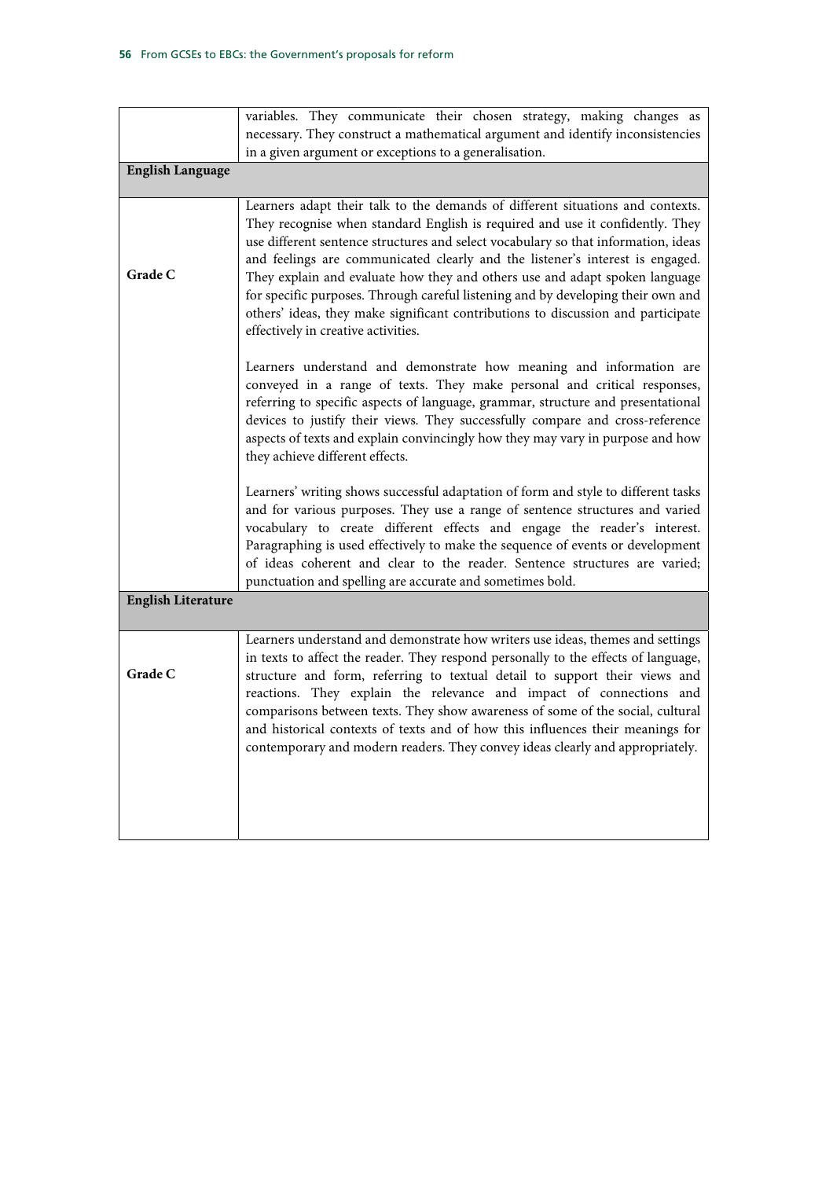| | |
|---|---|
| | variables. They communicate their chosen strategy, making changes as necessary. They construct a mathematical argument and identify inconsistencies in a given argument or exceptions to a generalisation. |
| **English Language** | |
| **Grade C** | Learners adapt their talk to the demands of different situations and contexts. They recognise when standard English is required and use it confidently. They use different sentence structures and select vocabulary so that information, ideas and feelings are communicated clearly and the listener's interest is engaged. They explain and evaluate how they and others use and adapt spoken language for specific purposes. Through careful listening and by developing their own and others' ideas, they make significant contributions to discussion and participate effectively in creative activities.<br><br>Learners understand and demonstrate how meaning and information are conveyed in a range of texts. They make personal and critical responses, referring to specific aspects of language, grammar, structure and presentational devices to justify their views. They successfully compare and cross-reference aspects of texts and explain convincingly how they may vary in purpose and how they achieve different effects.<br><br>Learners' writing shows successful adaptation of form and style to different tasks and for various purposes. They use a range of sentence structures and varied vocabulary to create different effects and engage the reader's interest. Paragraphing is used effectively to make the sequence of events or development of ideas coherent and clear to the reader. Sentence structures are varied; punctuation and spelling are accurate and sometimes bold. |
| **English Literature** | |
| **Grade C** | Learners understand and demonstrate how writers use ideas, themes and settings in texts to affect the reader. They respond personally to the effects of language, structure and form, referring to textual detail to support their views and reactions. They explain the relevance and impact of connections and comparisons between texts. They show awareness of some of the social, cultural and historical contexts of texts and of how this influences their meanings for contemporary and modern readers. They convey ideas clearly and appropriately. |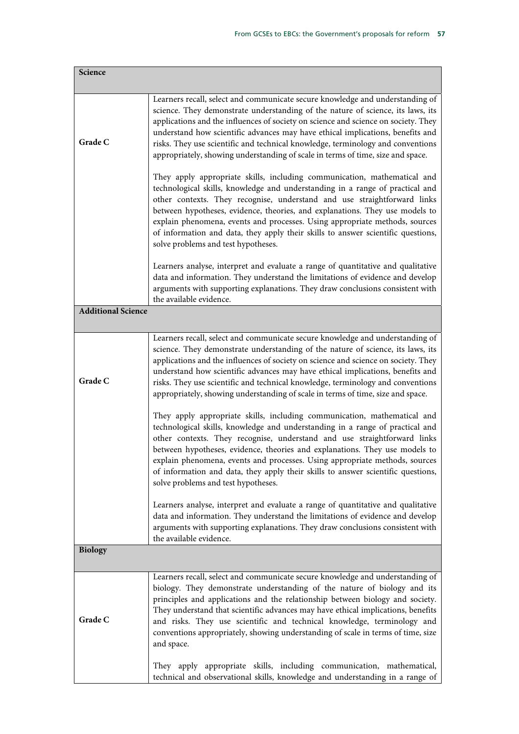| Science | |
|---|---|
| **Grade C** | Learners recall, select and communicate secure knowledge and understanding of science. They demonstrate understanding of the nature of science, its laws, its applications and the influences of society on science and science on society. They understand how scientific advances may have ethical implications, benefits and risks. They use scientific and technical knowledge, terminology and conventions appropriately, showing understanding of scale in terms of time, size and space.<br><br>They apply appropriate skills, including communication, mathematical and technological skills, knowledge and understanding in a range of practical and other contexts. They recognise, understand and use straightforward links between hypotheses, evidence, theories, and explanations. They use models to explain phenomena, events and processes. Using appropriate methods, sources of information and data, they apply their skills to answer scientific questions, solve problems and test hypotheses.<br><br>Learners analyse, interpret and evaluate a range of quantitative and qualitative data and information. They understand the limitations of evidence and develop arguments with supporting explanations. They draw conclusions consistent with the available evidence. |
| **Additional Science** | |
| **Grade C** | Learners recall, select and communicate secure knowledge and understanding of science. They demonstrate understanding of the nature of science, its laws, its applications and the influences of society on science and science on society. They understand how scientific advances may have ethical implications, benefits and risks. They use scientific and technical knowledge, terminology and conventions appropriately, showing understanding of scale in terms of time, size and space.<br><br>They apply appropriate skills, including communication, mathematical and technological skills, knowledge and understanding in a range of practical and other contexts. They recognise, understand and use straightforward links between hypotheses, evidence, theories and explanations. They use models to explain phenomena, events and processes. Using appropriate methods, sources of information and data, they apply their skills to answer scientific questions, solve problems and test hypotheses.<br><br>Learners analyse, interpret and evaluate a range of quantitative and qualitative data and information. They understand the limitations of evidence and develop arguments with supporting explanations. They draw conclusions consistent with the available evidence. |
| **Biology** | |
| **Grade C** | Learners recall, select and communicate secure knowledge and understanding of biology. They demonstrate understanding of the nature of biology and its principles and applications and the relationship between biology and society. They understand that scientific advances may have ethical implications, benefits and risks. They use scientific and technical knowledge, terminology and conventions appropriately, showing understanding of scale in terms of time, size and space.<br><br>They apply appropriate skills, including communication, mathematical, technical and observational skills, knowledge and understanding in a range of |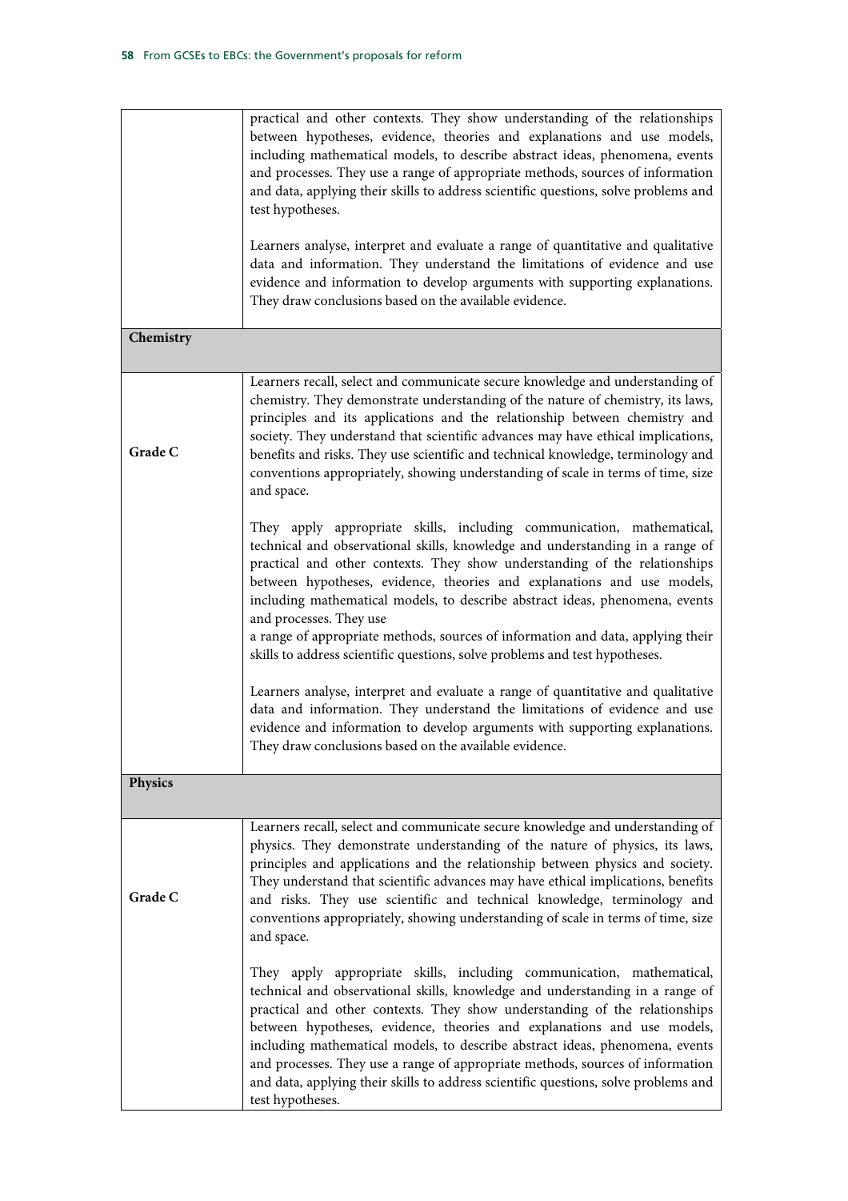| | |
|---|---|
| | practical and other contexts. They show understanding of the relationships between hypotheses, evidence, theories and explanations and use models, including mathematical models, to describe abstract ideas, phenomena, events and processes. They use a range of appropriate methods, sources of information and data, applying their skills to address scientific questions, solve problems and test hypotheses.<br><br>Learners analyse, interpret and evaluate a range of quantitative and qualitative data and information. They understand the limitations of evidence and use evidence and information to develop arguments with supporting explanations. They draw conclusions based on the available evidence. |
| **Chemistry** | |
| **Grade C** | Learners recall, select and communicate secure knowledge and understanding of chemistry. They demonstrate understanding of the nature of chemistry, its laws, principles and its applications and the relationship between chemistry and society. They understand that scientific advances may have ethical implications, benefits and risks. They use scientific and technical knowledge, terminology and conventions appropriately, showing understanding of scale in terms of time, size and space.<br><br>They apply appropriate skills, including communication, mathematical, technical and observational skills, knowledge and understanding in a range of practical and other contexts. They show understanding of the relationships between hypotheses, evidence, theories and explanations and use models, including mathematical models, to describe abstract ideas, phenomena, events and processes. They use<br>a range of appropriate methods, sources of information and data, applying their skills to address scientific questions, solve problems and test hypotheses.<br><br>Learners analyse, interpret and evaluate a range of quantitative and qualitative data and information. They understand the limitations of evidence and use evidence and information to develop arguments with supporting explanations. They draw conclusions based on the available evidence. |
| **Physics** | |
| **Grade C** | Learners recall, select and communicate secure knowledge and understanding of physics. They demonstrate understanding of the nature of physics, its laws, principles and applications and the relationship between physics and society. They understand that scientific advances may have ethical implications, benefits and risks. They use scientific and technical knowledge, terminology and conventions appropriately, showing understanding of scale in terms of time, size and space.<br><br>They apply appropriate skills, including communication, mathematical, technical and observational skills, knowledge and understanding in a range of practical and other contexts. They show understanding of the relationships between hypotheses, evidence, theories and explanations and use models, including mathematical models, to describe abstract ideas, phenomena, events and processes. They use a range of appropriate methods, sources of information and data, applying their skills to address scientific questions, solve problems and test hypotheses. |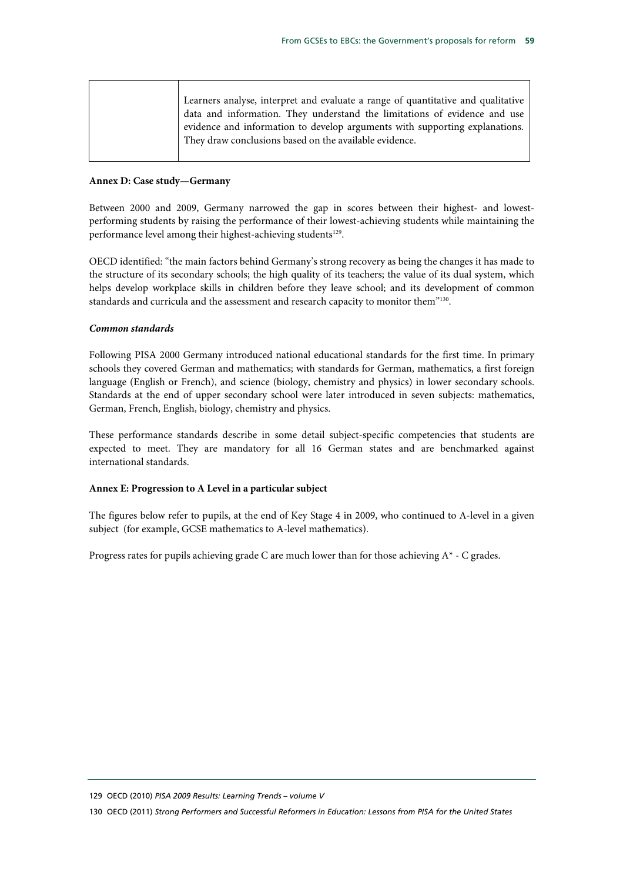| | |
|---|---|
| | Learners analyse, interpret and evaluate a range of quantitative and qualitative data and information. They understand the limitations of evidence and use evidence and information to develop arguments with supporting explanations. They draw conclusions based on the available evidence. |

**Annex D: Case study—Germany**

Between 2000 and 2009, Germany narrowed the gap in scores between their highest- and lowest-performing students by raising the performance of their lowest-achieving students while maintaining the performance level among their highest-achieving students[129].

OECD identified: "the main factors behind Germany's strong recovery as being the changes it has made to the structure of its secondary schools; the high quality of its teachers; the value of its dual system, which helps develop workplace skills in children before they leave school; and its development of common standards and curricula and the assessment and research capacity to monitor them"[130].

***Common standards***

Following PISA 2000 Germany introduced national educational standards for the first time. In primary schools they covered German and mathematics; with standards for German, mathematics, a first foreign language (English or French), and science (biology, chemistry and physics) in lower secondary schools. Standards at the end of upper secondary school were later introduced in seven subjects: mathematics, German, French, English, biology, chemistry and physics.

These performance standards describe in some detail subject-specific competencies that students are expected to meet. They are mandatory for all 16 German states and are benchmarked against international standards.

**Annex E: Progression to A Level in a particular subject**

The figures below refer to pupils, at the end of Key Stage 4 in 2009, who continued to A-level in a given subject (for example, GCSE mathematics to A-level mathematics).

Progress rates for pupils achieving grade C are much lower than for those achieving A* - C grades.

129 OECD (2010) *PISA 2009 Results: Learning Trends – volume V*

130 OECD (2011) *Strong Performers and Successful Reformers in Education: Lessons from PISA for the United States*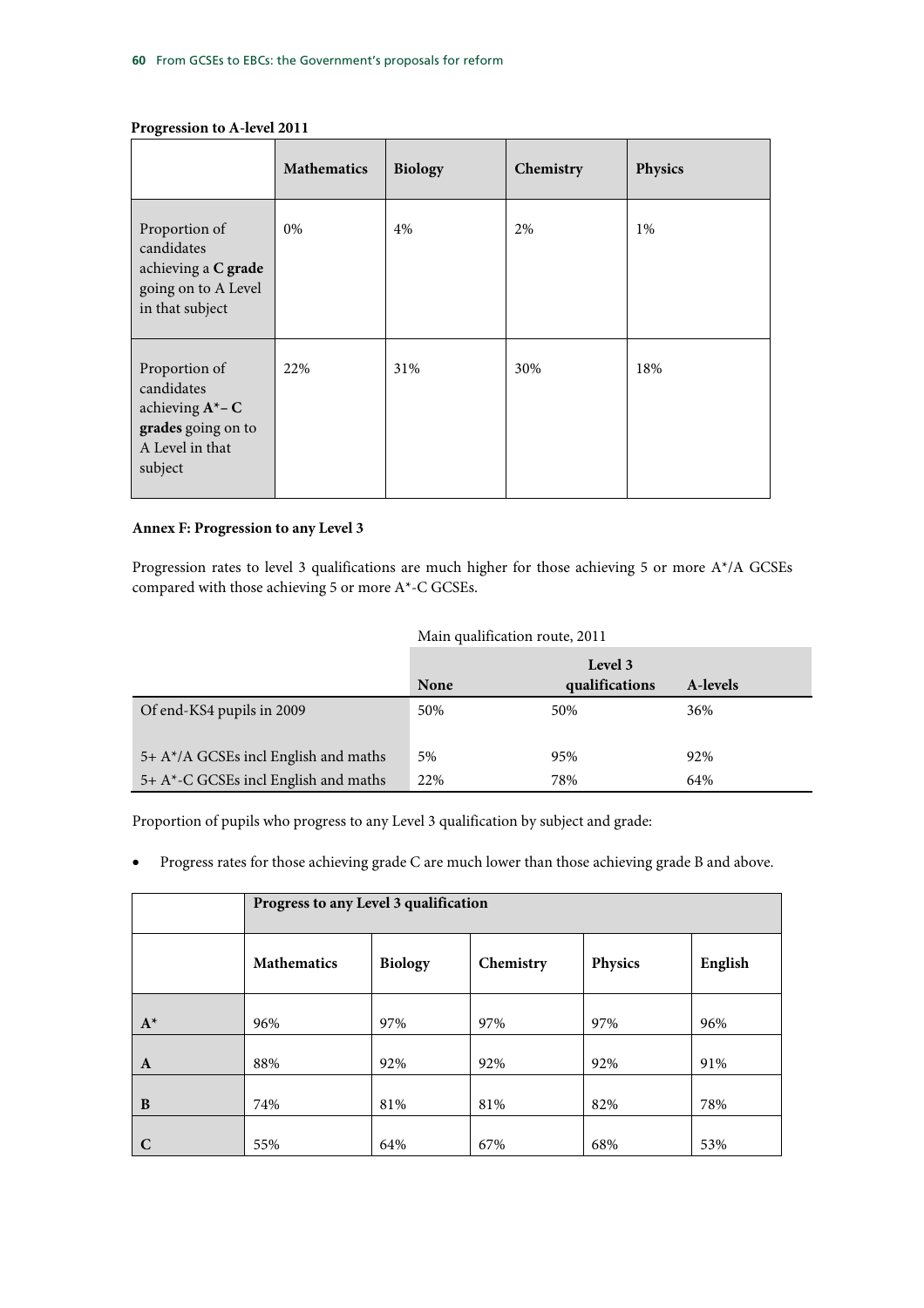**Progression to A-level 2011**

| | Mathematics | Biology | Chemistry | Physics |
|---|---|---|---|---|
| Proportion of candidates achieving a **C grade** going on to A Level in that subject | 0% | 4% | 2% | 1% |
| Proportion of candidates achieving **A*– C grades** going on to A Level in that subject | 22% | 31% | 30% | 18% |

**Annex F: Progression to any Level 3**

Progression rates to level 3 qualifications are much higher for those achieving 5 or more A*/A GCSEs compared with those achieving 5 or more A*-C GCSEs.

| | Main qualification route, 2011 | | |
|---|---|---|---|
| | **None** | **Level 3 qualifications** | **A-levels** |
| Of end-KS4 pupils in 2009 | 50% | 50% | 36% |
| 5+ A*/A GCSEs incl English and maths | 5% | 95% | 92% |
| 5+ A*-C GCSEs incl English and maths | 22% | 78% | 64% |

Proportion of pupils who progress to any Level 3 qualification by subject and grade:

- Progress rates for those achieving grade C are much lower than those achieving grade B and above.

| | Progress to any Level 3 qualification | | | | |
|---|---|---|---|---|---|
| | **Mathematics** | **Biology** | **Chemistry** | **Physics** | **English** |
| **A*** | 96% | 97% | 97% | 97% | 96% |
| **A** | 88% | 92% | 92% | 92% | 91% |
| **B** | 74% | 81% | 81% | 82% | 78% |
| **C** | 55% | 64% | 67% | 68% | 53% |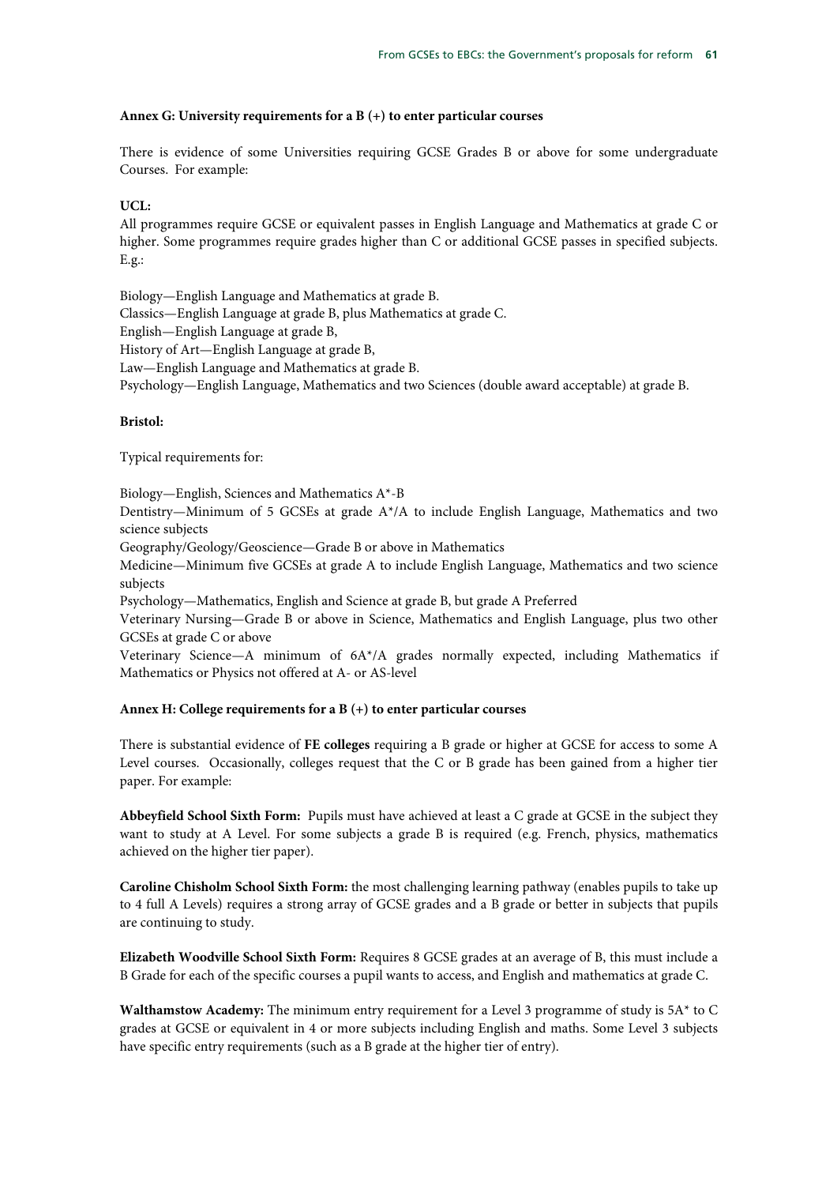## Annex G: University requirements for a B (+) to enter particular courses

There is evidence of some Universities requiring GCSE Grades B or above for some undergraduate Courses. For example:

**UCL:**

All programmes require GCSE or equivalent passes in English Language and Mathematics at grade C or higher. Some programmes require grades higher than C or additional GCSE passes in specified subjects. E.g.:

Biology—English Language and Mathematics at grade B.
Classics—English Language at grade B, plus Mathematics at grade C.
English—English Language at grade B,
History of Art—English Language at grade B,
Law—English Language and Mathematics at grade B.
Psychology—English Language, Mathematics and two Sciences (double award acceptable) at grade B.

**Bristol:**

Typical requirements for:

Biology—English, Sciences and Mathematics A*-B
Dentistry—Minimum of 5 GCSEs at grade A*/A to include English Language, Mathematics and two science subjects
Geography/Geology/Geoscience—Grade B or above in Mathematics
Medicine—Minimum five GCSEs at grade A to include English Language, Mathematics and two science subjects
Psychology—Mathematics, English and Science at grade B, but grade A Preferred
Veterinary Nursing—Grade B or above in Science, Mathematics and English Language, plus two other GCSEs at grade C or above
Veterinary Science—A minimum of 6A*/A grades normally expected, including Mathematics if Mathematics or Physics not offered at A- or AS-level

## Annex H: College requirements for a B (+) to enter particular courses

There is substantial evidence of **FE colleges** requiring a B grade or higher at GCSE for access to some A Level courses. Occasionally, colleges request that the C or B grade has been gained from a higher tier paper. For example:

**Abbeyfield School Sixth Form:** Pupils must have achieved at least a C grade at GCSE in the subject they want to study at A Level. For some subjects a grade B is required (e.g. French, physics, mathematics achieved on the higher tier paper).

**Caroline Chisholm School Sixth Form:** the most challenging learning pathway (enables pupils to take up to 4 full A Levels) requires a strong array of GCSE grades and a B grade or better in subjects that pupils are continuing to study.

**Elizabeth Woodville School Sixth Form:** Requires 8 GCSE grades at an average of B, this must include a B Grade for each of the specific courses a pupil wants to access, and English and mathematics at grade C.

**Walthamstow Academy:** The minimum entry requirement for a Level 3 programme of study is 5A* to C grades at GCSE or equivalent in 4 or more subjects including English and maths. Some Level 3 subjects have specific entry requirements (such as a B grade at the higher tier of entry).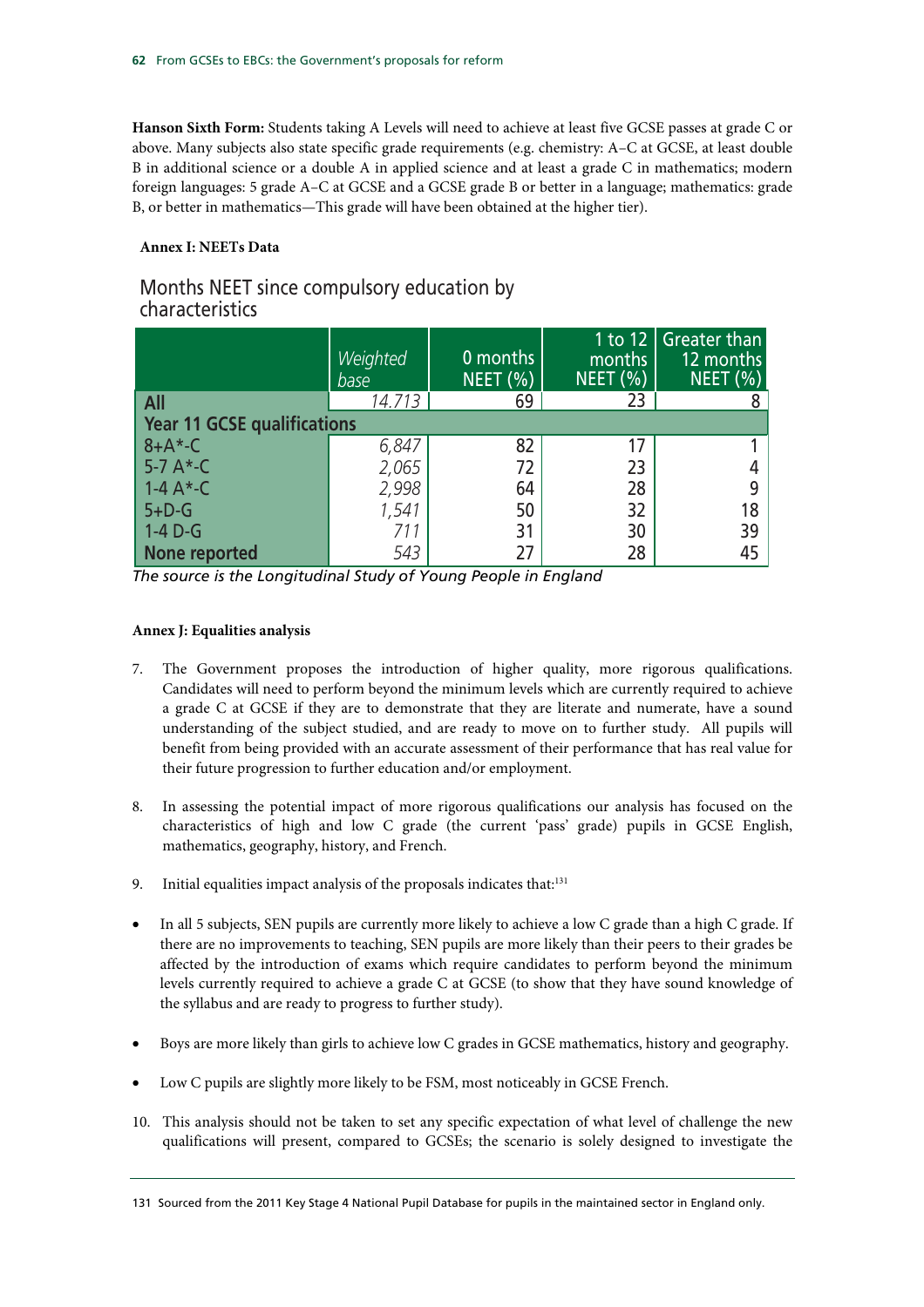**Hanson Sixth Form:** Students taking A Levels will need to achieve at least five GCSE passes at grade C or above. Many subjects also state specific grade requirements (e.g. chemistry: A–C at GCSE, at least double B in additional science or a double A in applied science and at least a grade C in mathematics; modern foreign languages: 5 grade A–C at GCSE and a GCSE grade B or better in a language; mathematics: grade B, or better in mathematics—This grade will have been obtained at the higher tier).

**Annex I: NEETs Data**

## Months NEET since compulsory education by characteristics

| | *Weighted base* | 0 months NEET (%) | 1 to 12 months NEET (%) | Greater than 12 months NEET (%) |
|---|---|---|---|---|
| **All** | *14,713* | 69 | 23 | 8 |
| **Year 11 GCSE qualifications** | | | | |
| 8+A*-C | *6,847* | 82 | 17 | 1 |
| 5-7 A*-C | *2,065* | 72 | 23 | 4 |
| 1-4 A*-C | *2,998* | 64 | 28 | 9 |
| 5+D-G | *1,541* | 50 | 32 | 18 |
| 1-4 D-G | *711* | 31 | 30 | 39 |
| None reported | *543* | 27 | 28 | 45 |

*The source is the Longitudinal Study of Young People in England*

**Annex J: Equalities analysis**

7. The Government proposes the introduction of higher quality, more rigorous qualifications. Candidates will need to perform beyond the minimum levels which are currently required to achieve a grade C at GCSE if they are to demonstrate that they are literate and numerate, have a sound understanding of the subject studied, and are ready to move on to further study. All pupils will benefit from being provided with an accurate assessment of their performance that has real value for their future progression to further education and/or employment.

8. In assessing the potential impact of more rigorous qualifications our analysis has focused on the characteristics of high and low C grade (the current 'pass' grade) pupils in GCSE English, mathematics, geography, history, and French.

9. Initial equalities impact analysis of the proposals indicates that:[131]

- In all 5 subjects, SEN pupils are currently more likely to achieve a low C grade than a high C grade. If there are no improvements to teaching, SEN pupils are more likely than their peers to their grades be affected by the introduction of exams which require candidates to perform beyond the minimum levels currently required to achieve a grade C at GCSE (to show that they have sound knowledge of the syllabus and are ready to progress to further study).

- Boys are more likely than girls to achieve low C grades in GCSE mathematics, history and geography.

- Low C pupils are slightly more likely to be FSM, most noticeably in GCSE French.

10. This analysis should not be taken to set any specific expectation of what level of challenge the new qualifications will present, compared to GCSEs; the scenario is solely designed to investigate the

131 Sourced from the 2011 Key Stage 4 National Pupil Database for pupils in the maintained sector in England only.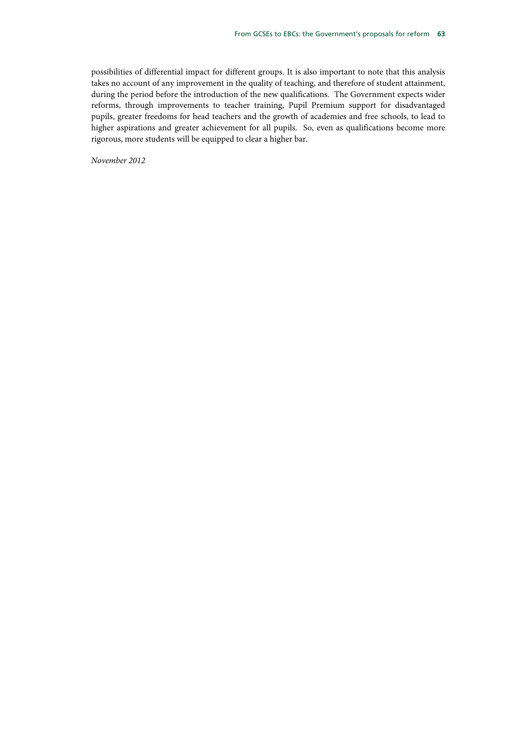possibilities of differential impact for different groups. It is also important to note that this analysis takes no account of any improvement in the quality of teaching, and therefore of student attainment, during the period before the introduction of the new qualifications. The Government expects wider reforms, through improvements to teacher training, Pupil Premium support for disadvantaged pupils, greater freedoms for head teachers and the growth of academies and free schools, to lead to higher aspirations and greater achievement for all pupils. So, even as qualifications become more rigorous, more students will be equipped to clear a higher bar.

*November 2012*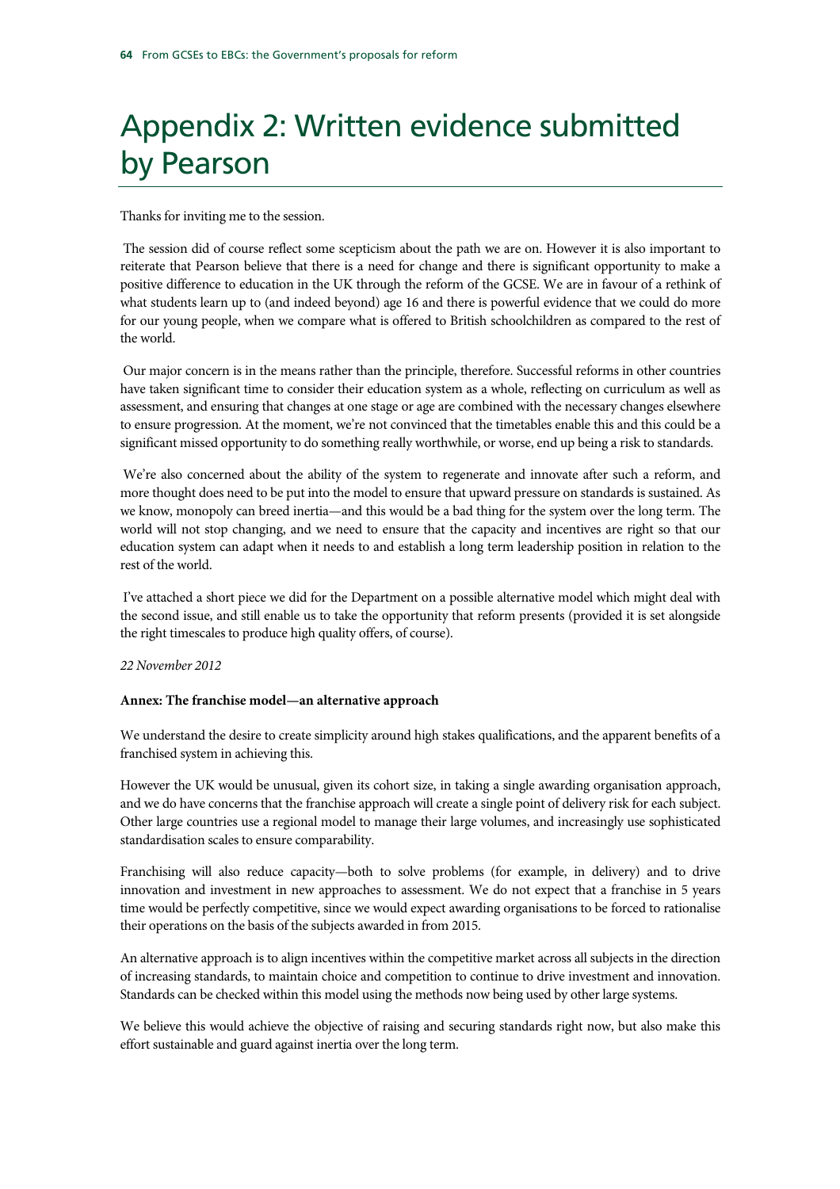# Appendix 2: Written evidence submitted by Pearson

Thanks for inviting me to the session.

The session did of course reflect some scepticism about the path we are on. However it is also important to reiterate that Pearson believe that there is a need for change and there is significant opportunity to make a positive difference to education in the UK through the reform of the GCSE. We are in favour of a rethink of what students learn up to (and indeed beyond) age 16 and there is powerful evidence that we could do more for our young people, when we compare what is offered to British schoolchildren as compared to the rest of the world.

Our major concern is in the means rather than the principle, therefore. Successful reforms in other countries have taken significant time to consider their education system as a whole, reflecting on curriculum as well as assessment, and ensuring that changes at one stage or age are combined with the necessary changes elsewhere to ensure progression. At the moment, we're not convinced that the timetables enable this and this could be a significant missed opportunity to do something really worthwhile, or worse, end up being a risk to standards.

We're also concerned about the ability of the system to regenerate and innovate after such a reform, and more thought does need to be put into the model to ensure that upward pressure on standards is sustained. As we know, monopoly can breed inertia—and this would be a bad thing for the system over the long term. The world will not stop changing, and we need to ensure that the capacity and incentives are right so that our education system can adapt when it needs to and establish a long term leadership position in relation to the rest of the world.

I've attached a short piece we did for the Department on a possible alternative model which might deal with the second issue, and still enable us to take the opportunity that reform presents (provided it is set alongside the right timescales to produce high quality offers, of course).

*22 November 2012*

**Annex: The franchise model—an alternative approach**

We understand the desire to create simplicity around high stakes qualifications, and the apparent benefits of a franchised system in achieving this.

However the UK would be unusual, given its cohort size, in taking a single awarding organisation approach, and we do have concerns that the franchise approach will create a single point of delivery risk for each subject. Other large countries use a regional model to manage their large volumes, and increasingly use sophisticated standardisation scales to ensure comparability.

Franchising will also reduce capacity—both to solve problems (for example, in delivery) and to drive innovation and investment in new approaches to assessment. We do not expect that a franchise in 5 years time would be perfectly competitive, since we would expect awarding organisations to be forced to rationalise their operations on the basis of the subjects awarded in from 2015.

An alternative approach is to align incentives within the competitive market across all subjects in the direction of increasing standards, to maintain choice and competition to continue to drive investment and innovation. Standards can be checked within this model using the methods now being used by other large systems.

We believe this would achieve the objective of raising and securing standards right now, but also make this effort sustainable and guard against inertia over the long term.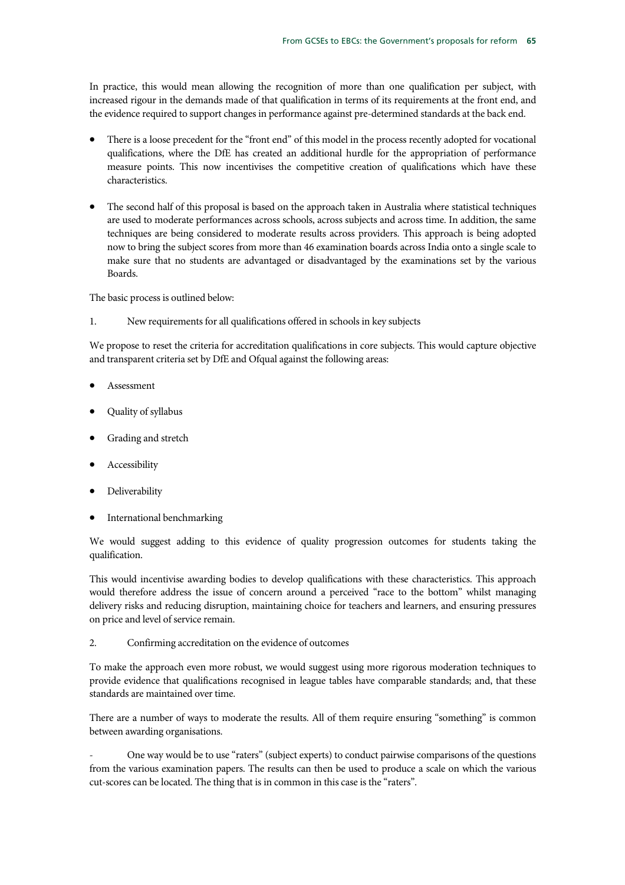In practice, this would mean allowing the recognition of more than one qualification per subject, with increased rigour in the demands made of that qualification in terms of its requirements at the front end, and the evidence required to support changes in performance against pre-determined standards at the back end.

- There is a loose precedent for the "front end" of this model in the process recently adopted for vocational qualifications, where the DfE has created an additional hurdle for the appropriation of performance measure points. This now incentivises the competitive creation of qualifications which have these characteristics.

- The second half of this proposal is based on the approach taken in Australia where statistical techniques are used to moderate performances across schools, across subjects and across time. In addition, the same techniques are being considered to moderate results across providers. This approach is being adopted now to bring the subject scores from more than 46 examination boards across India onto a single scale to make sure that no students are advantaged or disadvantaged by the examinations set by the various Boards.

The basic process is outlined below:

1. New requirements for all qualifications offered in schools in key subjects

We propose to reset the criteria for accreditation qualifications in core subjects. This would capture objective and transparent criteria set by DfE and Ofqual against the following areas:

- Assessment
- Quality of syllabus
- Grading and stretch
- Accessibility
- Deliverability
- International benchmarking

We would suggest adding to this evidence of quality progression outcomes for students taking the qualification.

This would incentivise awarding bodies to develop qualifications with these characteristics. This approach would therefore address the issue of concern around a perceived "race to the bottom" whilst managing delivery risks and reducing disruption, maintaining choice for teachers and learners, and ensuring pressures on price and level of service remain.

2. Confirming accreditation on the evidence of outcomes

To make the approach even more robust, we would suggest using more rigorous moderation techniques to provide evidence that qualifications recognised in league tables have comparable standards; and, that these standards are maintained over time.

There are a number of ways to moderate the results. All of them require ensuring "something" is common between awarding organisations.

- One way would be to use "raters" (subject experts) to conduct pairwise comparisons of the questions from the various examination papers. The results can then be used to produce a scale on which the various cut-scores can be located. The thing that is in common in this case is the "raters".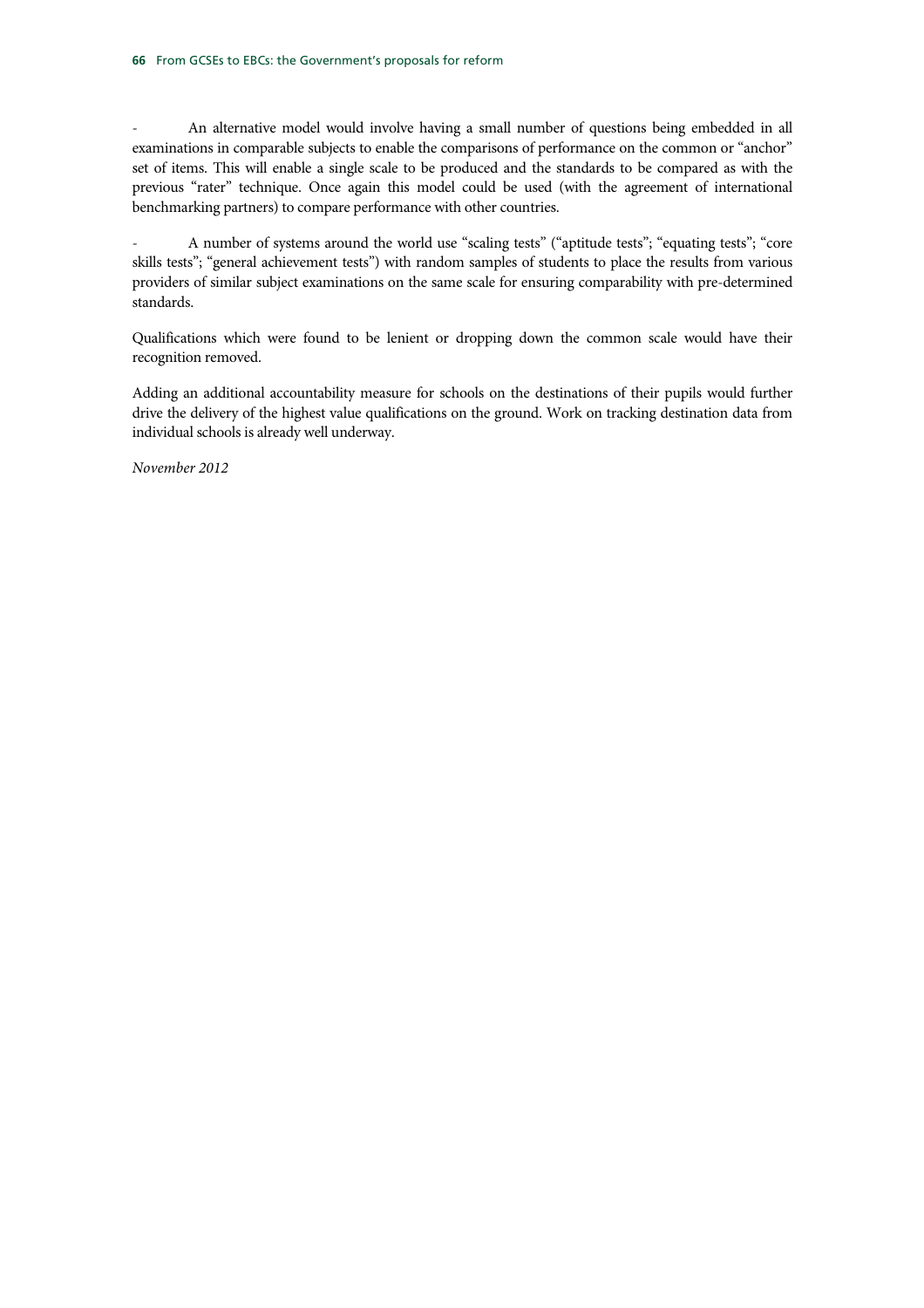- An alternative model would involve having a small number of questions being embedded in all examinations in comparable subjects to enable the comparisons of performance on the common or "anchor" set of items. This will enable a single scale to be produced and the standards to be compared as with the previous "rater" technique. Once again this model could be used (with the agreement of international benchmarking partners) to compare performance with other countries.

- A number of systems around the world use "scaling tests" ("aptitude tests"; "equating tests"; "core skills tests"; "general achievement tests") with random samples of students to place the results from various providers of similar subject examinations on the same scale for ensuring comparability with pre-determined standards.

Qualifications which were found to be lenient or dropping down the common scale would have their recognition removed.

Adding an additional accountability measure for schools on the destinations of their pupils would further drive the delivery of the highest value qualifications on the ground. Work on tracking destination data from individual schools is already well underway.

*November 2012*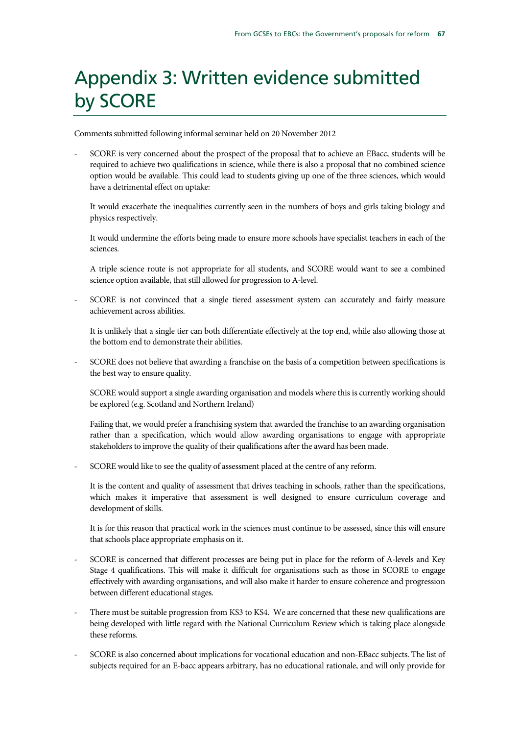# Appendix 3: Written evidence submitted by SCORE

Comments submitted following informal seminar held on 20 November 2012

- SCORE is very concerned about the prospect of the proposal that to achieve an EBacc, students will be required to achieve two qualifications in science, while there is also a proposal that no combined science option would be available. This could lead to students giving up one of the three sciences, which would have a detrimental effect on uptake:

  It would exacerbate the inequalities currently seen in the numbers of boys and girls taking biology and physics respectively.

  It would undermine the efforts being made to ensure more schools have specialist teachers in each of the sciences.

  A triple science route is not appropriate for all students, and SCORE would want to see a combined science option available, that still allowed for progression to A-level.

- SCORE is not convinced that a single tiered assessment system can accurately and fairly measure achievement across abilities.

  It is unlikely that a single tier can both differentiate effectively at the top end, while also allowing those at the bottom end to demonstrate their abilities.

- SCORE does not believe that awarding a franchise on the basis of a competition between specifications is the best way to ensure quality.

  SCORE would support a single awarding organisation and models where this is currently working should be explored (e.g. Scotland and Northern Ireland)

  Failing that, we would prefer a franchising system that awarded the franchise to an awarding organisation rather than a specification, which would allow awarding organisations to engage with appropriate stakeholders to improve the quality of their qualifications after the award has been made.

- SCORE would like to see the quality of assessment placed at the centre of any reform.

  It is the content and quality of assessment that drives teaching in schools, rather than the specifications, which makes it imperative that assessment is well designed to ensure curriculum coverage and development of skills.

  It is for this reason that practical work in the sciences must continue to be assessed, since this will ensure that schools place appropriate emphasis on it.

- SCORE is concerned that different processes are being put in place for the reform of A-levels and Key Stage 4 qualifications. This will make it difficult for organisations such as those in SCORE to engage effectively with awarding organisations, and will also make it harder to ensure coherence and progression between different educational stages.

- There must be suitable progression from KS3 to KS4. We are concerned that these new qualifications are being developed with little regard with the National Curriculum Review which is taking place alongside these reforms.

- SCORE is also concerned about implications for vocational education and non-EBacc subjects. The list of subjects required for an E-bacc appears arbitrary, has no educational rationale, and will only provide for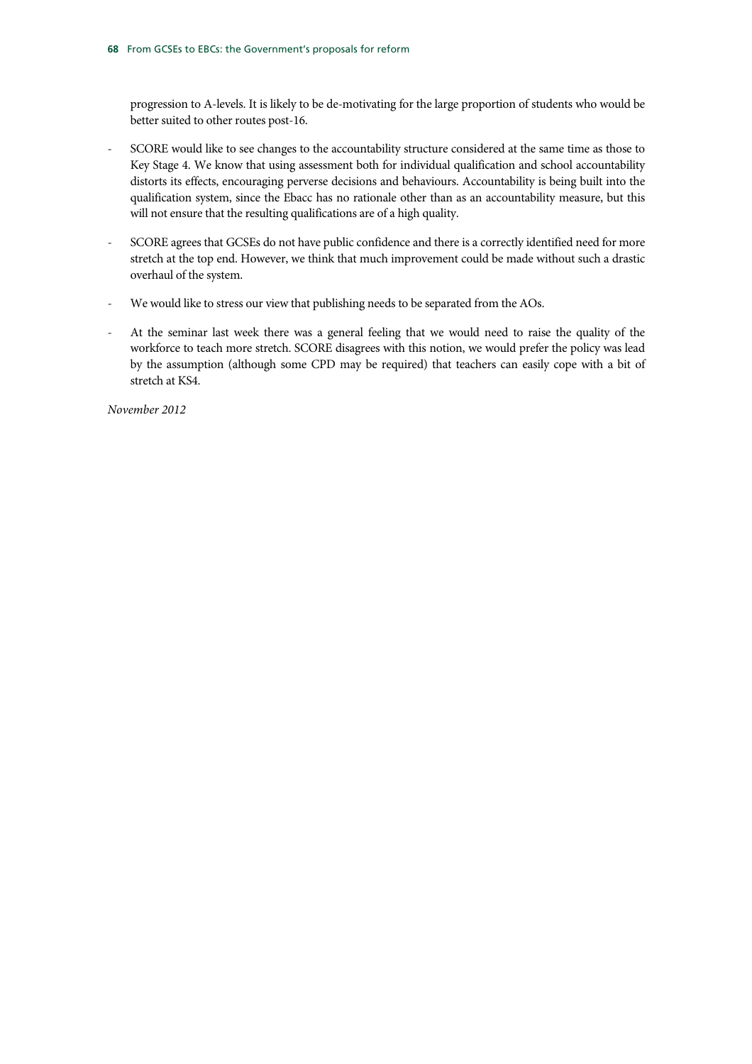progression to A-levels. It is likely to be de-motivating for the large proportion of students who would be better suited to other routes post-16.

- SCORE would like to see changes to the accountability structure considered at the same time as those to Key Stage 4. We know that using assessment both for individual qualification and school accountability distorts its effects, encouraging perverse decisions and behaviours. Accountability is being built into the qualification system, since the Ebacc has no rationale other than as an accountability measure, but this will not ensure that the resulting qualifications are of a high quality.
- SCORE agrees that GCSEs do not have public confidence and there is a correctly identified need for more stretch at the top end. However, we think that much improvement could be made without such a drastic overhaul of the system.
- We would like to stress our view that publishing needs to be separated from the AOs.
- At the seminar last week there was a general feeling that we would need to raise the quality of the workforce to teach more stretch. SCORE disagrees with this notion, we would prefer the policy was lead by the assumption (although some CPD may be required) that teachers can easily cope with a bit of stretch at KS4.

*November 2012*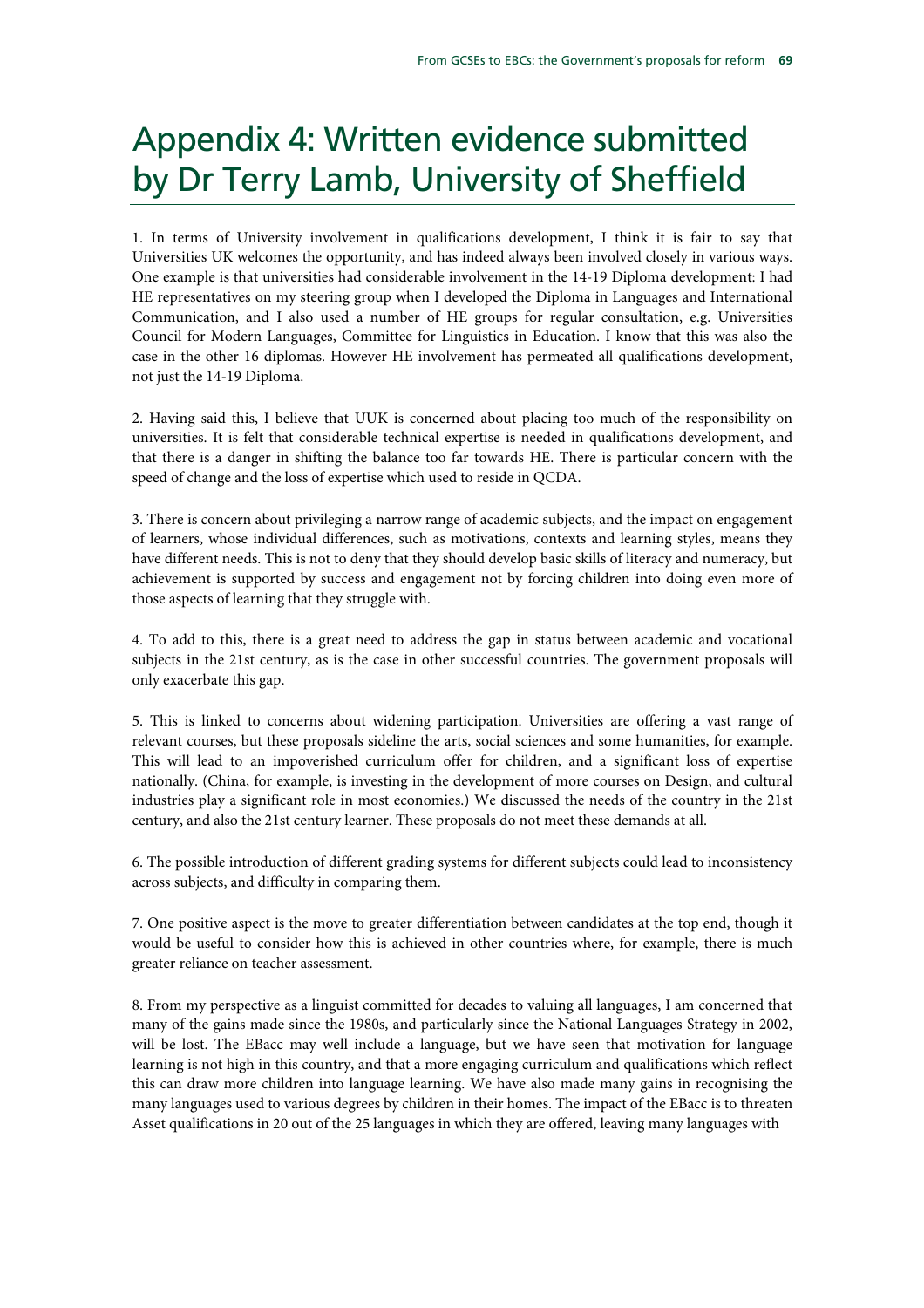# Appendix 4: Written evidence submitted by Dr Terry Lamb, University of Sheffield

1. In terms of University involvement in qualifications development, I think it is fair to say that Universities UK welcomes the opportunity, and has indeed always been involved closely in various ways. One example is that universities had considerable involvement in the 14-19 Diploma development: I had HE representatives on my steering group when I developed the Diploma in Languages and International Communication, and I also used a number of HE groups for regular consultation, e.g. Universities Council for Modern Languages, Committee for Linguistics in Education. I know that this was also the case in the other 16 diplomas. However HE involvement has permeated all qualifications development, not just the 14-19 Diploma.

2. Having said this, I believe that UUK is concerned about placing too much of the responsibility on universities. It is felt that considerable technical expertise is needed in qualifications development, and that there is a danger in shifting the balance too far towards HE. There is particular concern with the speed of change and the loss of expertise which used to reside in QCDA.

3. There is concern about privileging a narrow range of academic subjects, and the impact on engagement of learners, whose individual differences, such as motivations, contexts and learning styles, means they have different needs. This is not to deny that they should develop basic skills of literacy and numeracy, but achievement is supported by success and engagement not by forcing children into doing even more of those aspects of learning that they struggle with.

4. To add to this, there is a great need to address the gap in status between academic and vocational subjects in the 21st century, as is the case in other successful countries. The government proposals will only exacerbate this gap.

5. This is linked to concerns about widening participation. Universities are offering a vast range of relevant courses, but these proposals sideline the arts, social sciences and some humanities, for example. This will lead to an impoverished curriculum offer for children, and a significant loss of expertise nationally. (China, for example, is investing in the development of more courses on Design, and cultural industries play a significant role in most economies.) We discussed the needs of the country in the 21st century, and also the 21st century learner. These proposals do not meet these demands at all.

6. The possible introduction of different grading systems for different subjects could lead to inconsistency across subjects, and difficulty in comparing them.

7. One positive aspect is the move to greater differentiation between candidates at the top end, though it would be useful to consider how this is achieved in other countries where, for example, there is much greater reliance on teacher assessment.

8. From my perspective as a linguist committed for decades to valuing all languages, I am concerned that many of the gains made since the 1980s, and particularly since the National Languages Strategy in 2002, will be lost. The EBacc may well include a language, but we have seen that motivation for language learning is not high in this country, and that a more engaging curriculum and qualifications which reflect this can draw more children into language learning. We have also made many gains in recognising the many languages used to various degrees by children in their homes. The impact of the EBacc is to threaten Asset qualifications in 20 out of the 25 languages in which they are offered, leaving many languages with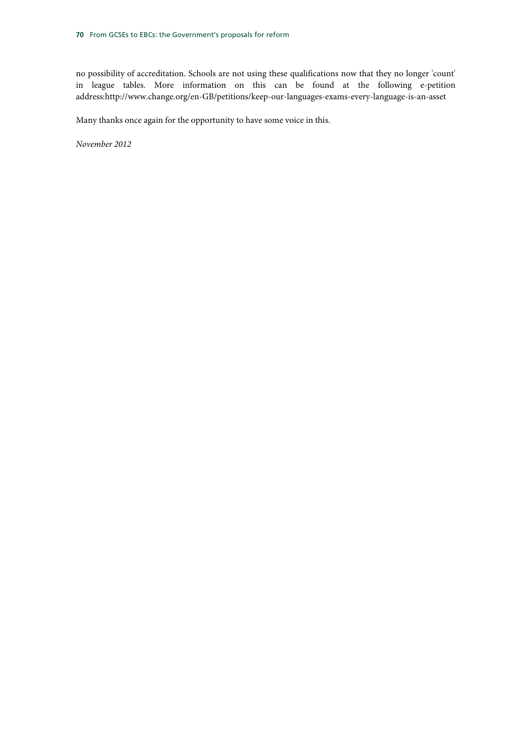no possibility of accreditation. Schools are not using these qualifications now that they no longer 'count' in league tables. More information on this can be found at the following e-petition address:http://www.change.org/en-GB/petitions/keep-our-languages-exams-every-language-is-an-asset

Many thanks once again for the opportunity to have some voice in this.

*November 2012*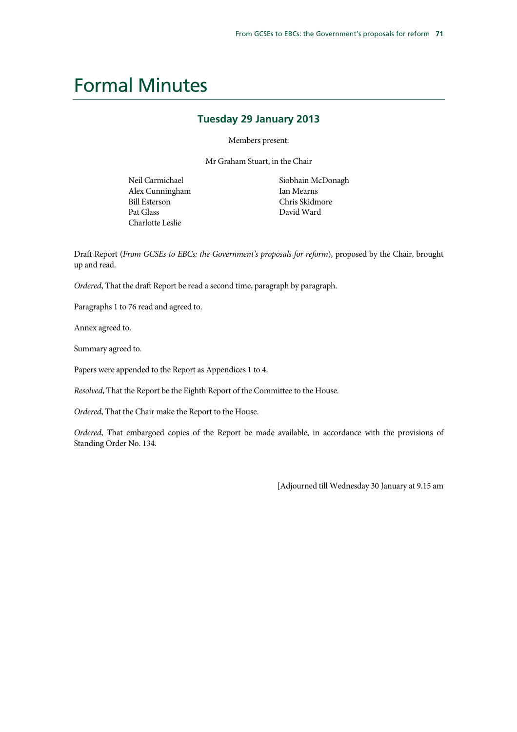# Formal Minutes

## Tuesday 29 January 2013

Members present:

Mr Graham Stuart, in the Chair

Neil Carmichael
Alex Cunningham
Bill Esterson
Pat Glass
Charlotte Leslie
Siobhain McDonagh
Ian Mearns
Chris Skidmore
David Ward

Draft Report (*From GCSEs to EBCs: the Government's proposals for reform*), proposed by the Chair, brought up and read.

*Ordered*, That the draft Report be read a second time, paragraph by paragraph.

Paragraphs 1 to 76 read and agreed to.

Annex agreed to.

Summary agreed to.

Papers were appended to the Report as Appendices 1 to 4.

*Resolved*, That the Report be the Eighth Report of the Committee to the House.

*Ordered*, That the Chair make the Report to the House.

*Ordered*, That embargoed copies of the Report be made available, in accordance with the provisions of Standing Order No. 134.

[Adjourned till Wednesday 30 January at 9.15 am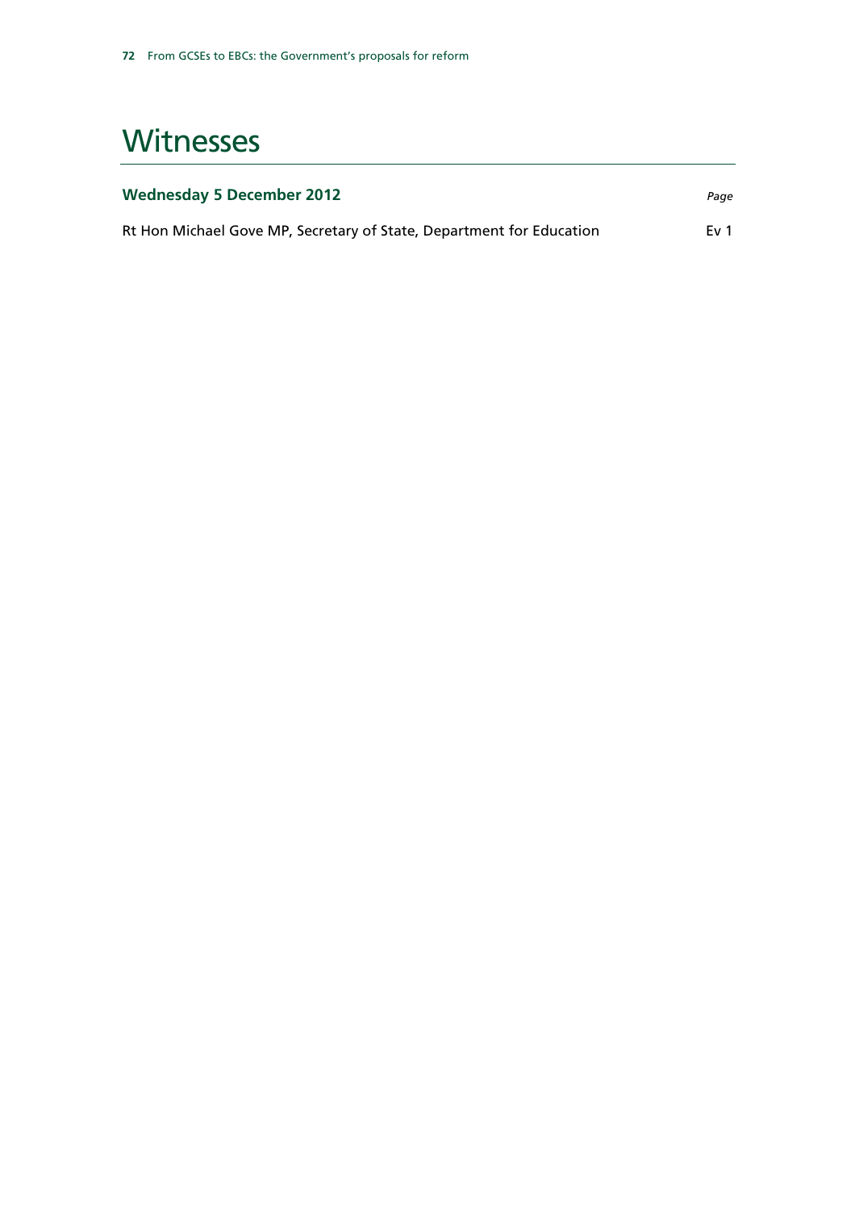# Witnesses

| **Wednesday 5 December 2012** | *Page* |
| --- | --- |
| Rt Hon Michael Gove MP, Secretary of State, Department for Education | Ev 1 |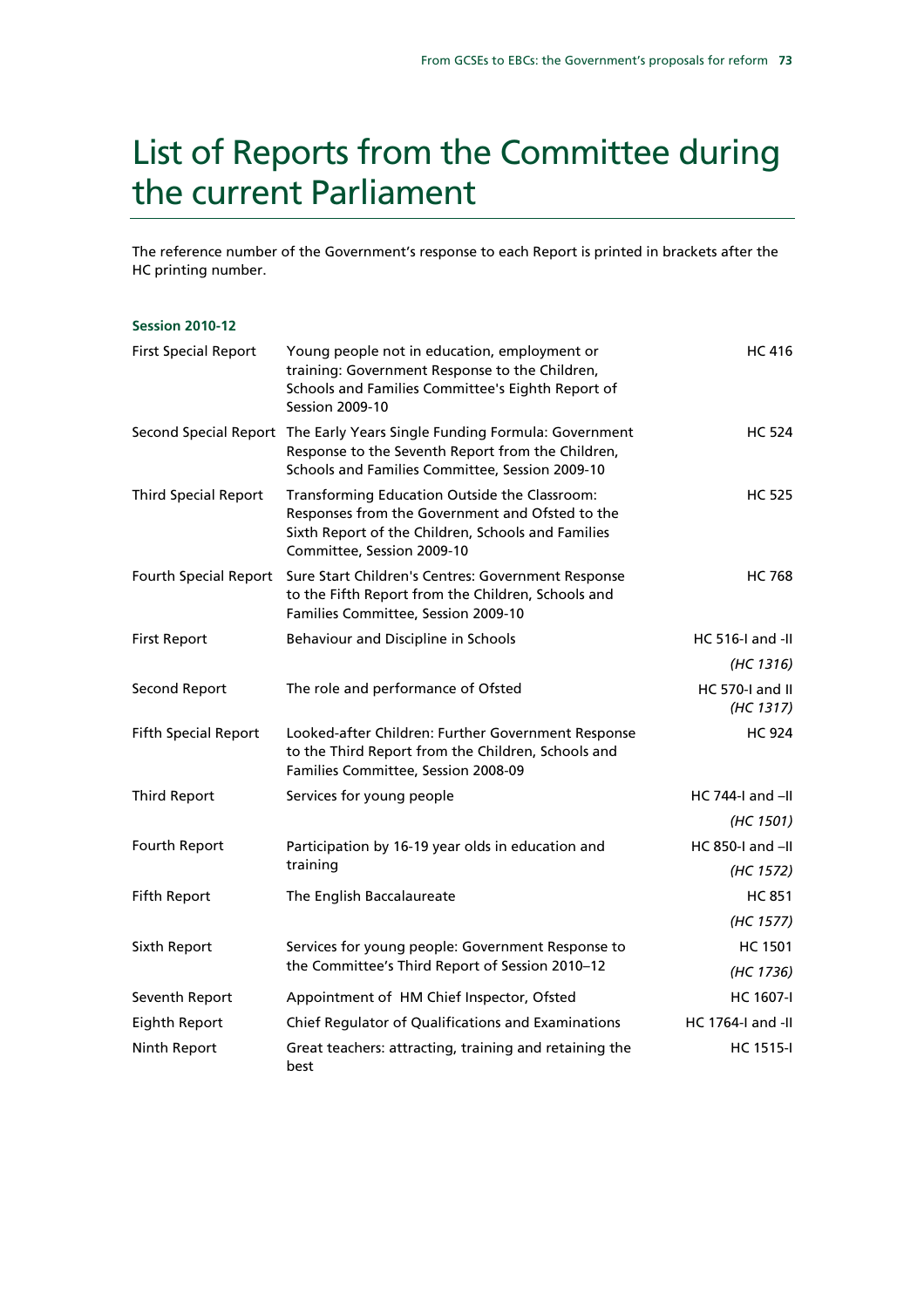# List of Reports from the Committee during the current Parliament

The reference number of the Government's response to each Report is printed in brackets after the HC printing number.

**Session 2010-12**

| | | |
|---|---|---|
| First Special Report | Young people not in education, employment or training: Government Response to the Children, Schools and Families Committee's Eighth Report of Session 2009-10 | HC 416 |
| Second Special Report | The Early Years Single Funding Formula: Government Response to the Seventh Report from the Children, Schools and Families Committee, Session 2009-10 | HC 524 |
| Third Special Report | Transforming Education Outside the Classroom: Responses from the Government and Ofsted to the Sixth Report of the Children, Schools and Families Committee, Session 2009-10 | HC 525 |
| Fourth Special Report | Sure Start Children's Centres: Government Response to the Fifth Report from the Children, Schools and Families Committee, Session 2009-10 | HC 768 |
| First Report | Behaviour and Discipline in Schools | HC 516-I and -II *(HC 1316)* |
| Second Report | The role and performance of Ofsted | HC 570-I and II *(HC 1317)* |
| Fifth Special Report | Looked-after Children: Further Government Response to the Third Report from the Children, Schools and Families Committee, Session 2008-09 | HC 924 |
| Third Report | Services for young people | HC 744-I and –II *(HC 1501)* |
| Fourth Report | Participation by 16-19 year olds in education and training | HC 850-I and –II *(HC 1572)* |
| Fifth Report | The English Baccalaureate | HC 851 *(HC 1577)* |
| Sixth Report | Services for young people: Government Response to the Committee's Third Report of Session 2010–12 | HC 1501 *(HC 1736)* |
| Seventh Report | Appointment of HM Chief Inspector, Ofsted | HC 1607-I |
| Eighth Report | Chief Regulator of Qualifications and Examinations | HC 1764-I and -II |
| Ninth Report | Great teachers: attracting, training and retaining the best | HC 1515-I |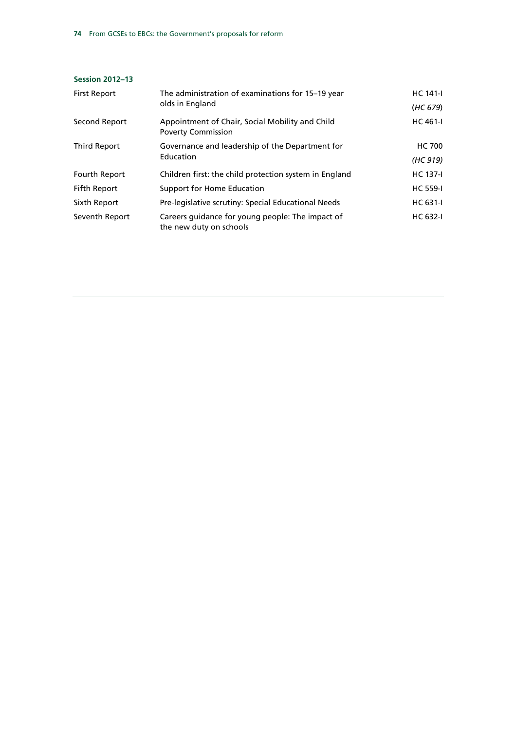**Session 2012–13**

| | | |
|---|---|---|
| First Report | The administration of examinations for 15–19 year olds in England | HC 141-I (*HC 679*) |
| Second Report | Appointment of Chair, Social Mobility and Child Poverty Commission | HC 461-I |
| Third Report | Governance and leadership of the Department for Education | HC 700 *(HC 919)* |
| Fourth Report | Children first: the child protection system in England | HC 137-I |
| Fifth Report | Support for Home Education | HC 559-I |
| Sixth Report | Pre-legislative scrutiny: Special Educational Needs | HC 631-I |
| Seventh Report | Careers guidance for young people: The impact of the new duty on schools | HC 632-I |